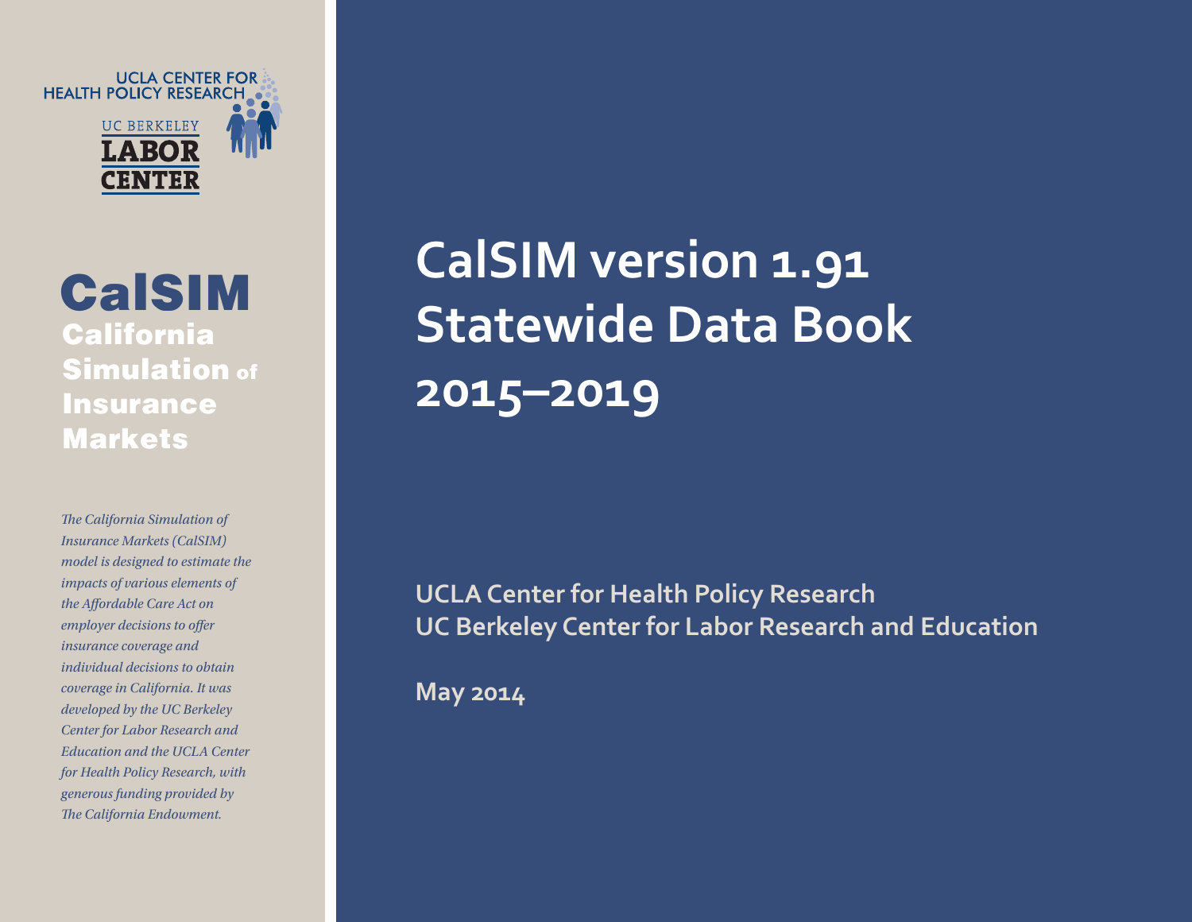UCLA CENTER FOR HEALTH POLICY RESEARCH

UC BERKELEY LABOR CENTER

**CalSIM**
**California Simulation of Insurance Markets**

*The California Simulation of Insurance Markets (CalSIM) model is designed to estimate the impacts of various elements of the Affordable Care Act on employer decisions to offer insurance coverage and individual decisions to obtain coverage in California. It was developed by the UC Berkeley Center for Labor Research and Education and the UCLA Center for Health Policy Research, with generous funding provided by The California Endowment.*

# CalSIM version 1.91 Statewide Data Book 2015–2019

**UCLA Center for Health Policy Research**
**UC Berkeley Center for Labor Research and Education**

**May 2014**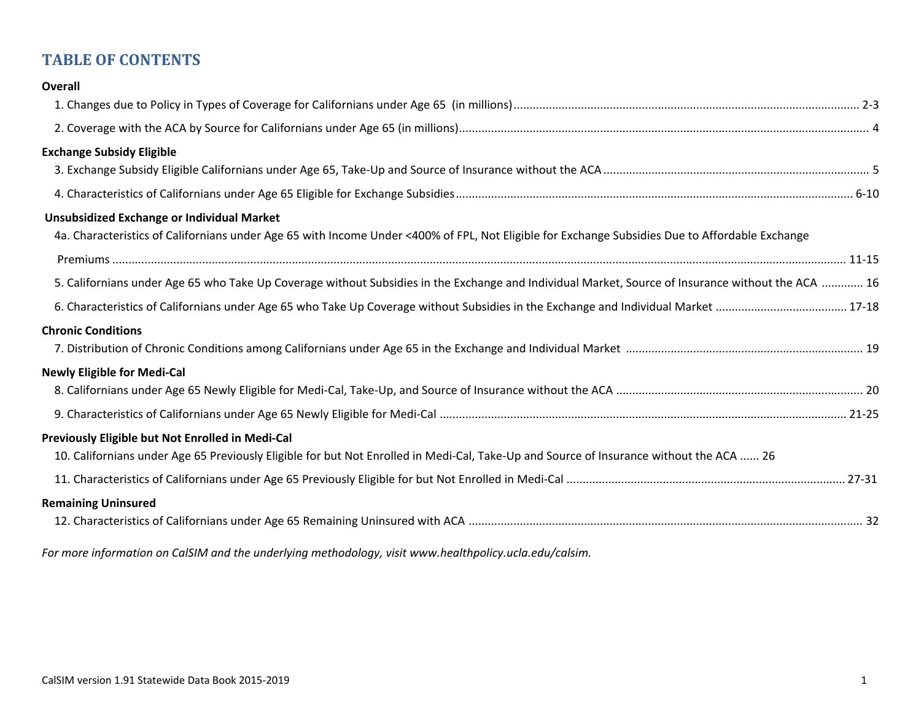# TABLE OF CONTENTS

**Overall**

1. Changes due to Policy in Types of Coverage for Californians under Age 65 (in millions) ........ 2-3
2. Coverage with the ACA by Source for Californians under Age 65 (in millions) ........ 4

**Exchange Subsidy Eligible**

3. Exchange Subsidy Eligible Californians under Age 65, Take-Up and Source of Insurance without the ACA ........ 5
4. Characteristics of Californians under Age 65 Eligible for Exchange Subsidies ........ 6-10

**Unsubsidized Exchange or Individual Market**

4a. Characteristics of Californians under Age 65 with Income Under <400% of FPL, Not Eligible for Exchange Subsidies Due to Affordable Exchange Premiums ........ 11-15

5. Californians under Age 65 who Take Up Coverage without Subsidies in the Exchange and Individual Market, Source of Insurance without the ACA ........ 16
6. Characteristics of Californians under Age 65 who Take Up Coverage without Subsidies in the Exchange and Individual Market ........ 17-18

**Chronic Conditions**

7. Distribution of Chronic Conditions among Californians under Age 65 in the Exchange and Individual Market ........ 19

**Newly Eligible for Medi-Cal**

8. Californians under Age 65 Newly Eligible for Medi-Cal, Take-Up, and Source of Insurance without the ACA ........ 20
9. Characteristics of Californians under Age 65 Newly Eligible for Medi-Cal ........ 21-25

**Previously Eligible but Not Enrolled in Medi-Cal**

10. Californians under Age 65 Previously Eligible for but Not Enrolled in Medi-Cal, Take-Up and Source of Insurance without the ACA ...... 26
11. Characteristics of Californians under Age 65 Previously Eligible for but Not Enrolled in Medi-Cal ........ 27-31

**Remaining Uninsured**

12. Characteristics of Californians under Age 65 Remaining Uninsured with ACA ........ 32

*For more information on CalSIM and the underlying methodology, visit www.healthpolicy.ucla.edu/calsim.*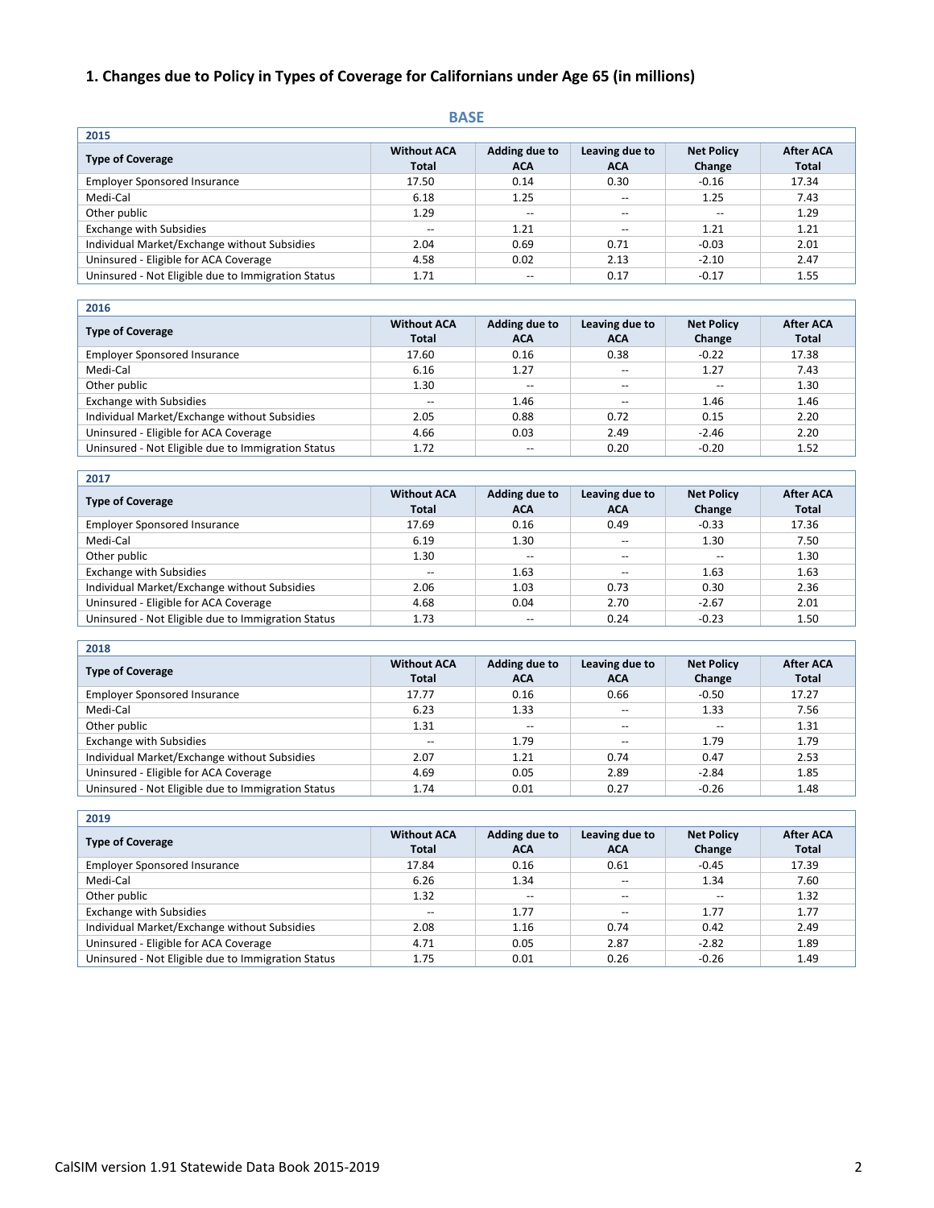## 1. Changes due to Policy in Types of Coverage for Californians under Age 65 (in millions)

### BASE

**2015**

| Type of Coverage | Without ACA Total | Adding due to ACA | Leaving due to ACA | Net Policy Change | After ACA Total |
|---|---|---|---|---|---|
| Employer Sponsored Insurance | 17.50 | 0.14 | 0.30 | -0.16 | 17.34 |
| Medi-Cal | 6.18 | 1.25 | -- | 1.25 | 7.43 |
| Other public | 1.29 | -- | -- | -- | 1.29 |
| Exchange with Subsidies | -- | 1.21 | -- | 1.21 | 1.21 |
| Individual Market/Exchange without Subsidies | 2.04 | 0.69 | 0.71 | -0.03 | 2.01 |
| Uninsured - Eligible for ACA Coverage | 4.58 | 0.02 | 2.13 | -2.10 | 2.47 |
| Uninsured - Not Eligible due to Immigration Status | 1.71 | -- | 0.17 | -0.17 | 1.55 |

**2016**

| Type of Coverage | Without ACA Total | Adding due to ACA | Leaving due to ACA | Net Policy Change | After ACA Total |
|---|---|---|---|---|---|
| Employer Sponsored Insurance | 17.60 | 0.16 | 0.38 | -0.22 | 17.38 |
| Medi-Cal | 6.16 | 1.27 | -- | 1.27 | 7.43 |
| Other public | 1.30 | -- | -- | -- | 1.30 |
| Exchange with Subsidies | -- | 1.46 | -- | 1.46 | 1.46 |
| Individual Market/Exchange without Subsidies | 2.05 | 0.88 | 0.72 | 0.15 | 2.20 |
| Uninsured - Eligible for ACA Coverage | 4.66 | 0.03 | 2.49 | -2.46 | 2.20 |
| Uninsured - Not Eligible due to Immigration Status | 1.72 | -- | 0.20 | -0.20 | 1.52 |

**2017**

| Type of Coverage | Without ACA Total | Adding due to ACA | Leaving due to ACA | Net Policy Change | After ACA Total |
|---|---|---|---|---|---|
| Employer Sponsored Insurance | 17.69 | 0.16 | 0.49 | -0.33 | 17.36 |
| Medi-Cal | 6.19 | 1.30 | -- | 1.30 | 7.50 |
| Other public | 1.30 | -- | -- | -- | 1.30 |
| Exchange with Subsidies | -- | 1.63 | -- | 1.63 | 1.63 |
| Individual Market/Exchange without Subsidies | 2.06 | 1.03 | 0.73 | 0.30 | 2.36 |
| Uninsured - Eligible for ACA Coverage | 4.68 | 0.04 | 2.70 | -2.67 | 2.01 |
| Uninsured - Not Eligible due to Immigration Status | 1.73 | -- | 0.24 | -0.23 | 1.50 |

**2018**

| Type of Coverage | Without ACA Total | Adding due to ACA | Leaving due to ACA | Net Policy Change | After ACA Total |
|---|---|---|---|---|---|
| Employer Sponsored Insurance | 17.77 | 0.16 | 0.66 | -0.50 | 17.27 |
| Medi-Cal | 6.23 | 1.33 | -- | 1.33 | 7.56 |
| Other public | 1.31 | -- | -- | -- | 1.31 |
| Exchange with Subsidies | -- | 1.79 | -- | 1.79 | 1.79 |
| Individual Market/Exchange without Subsidies | 2.07 | 1.21 | 0.74 | 0.47 | 2.53 |
| Uninsured - Eligible for ACA Coverage | 4.69 | 0.05 | 2.89 | -2.84 | 1.85 |
| Uninsured - Not Eligible due to Immigration Status | 1.74 | 0.01 | 0.27 | -0.26 | 1.48 |

**2019**

| Type of Coverage | Without ACA Total | Adding due to ACA | Leaving due to ACA | Net Policy Change | After ACA Total |
|---|---|---|---|---|---|
| Employer Sponsored Insurance | 17.84 | 0.16 | 0.61 | -0.45 | 17.39 |
| Medi-Cal | 6.26 | 1.34 | -- | 1.34 | 7.60 |
| Other public | 1.32 | -- | -- | -- | 1.32 |
| Exchange with Subsidies | -- | 1.77 | -- | 1.77 | 1.77 |
| Individual Market/Exchange without Subsidies | 2.08 | 1.16 | 0.74 | 0.42 | 2.49 |
| Uninsured - Eligible for ACA Coverage | 4.71 | 0.05 | 2.87 | -2.82 | 1.89 |
| Uninsured - Not Eligible due to Immigration Status | 1.75 | 0.01 | 0.26 | -0.26 | 1.49 |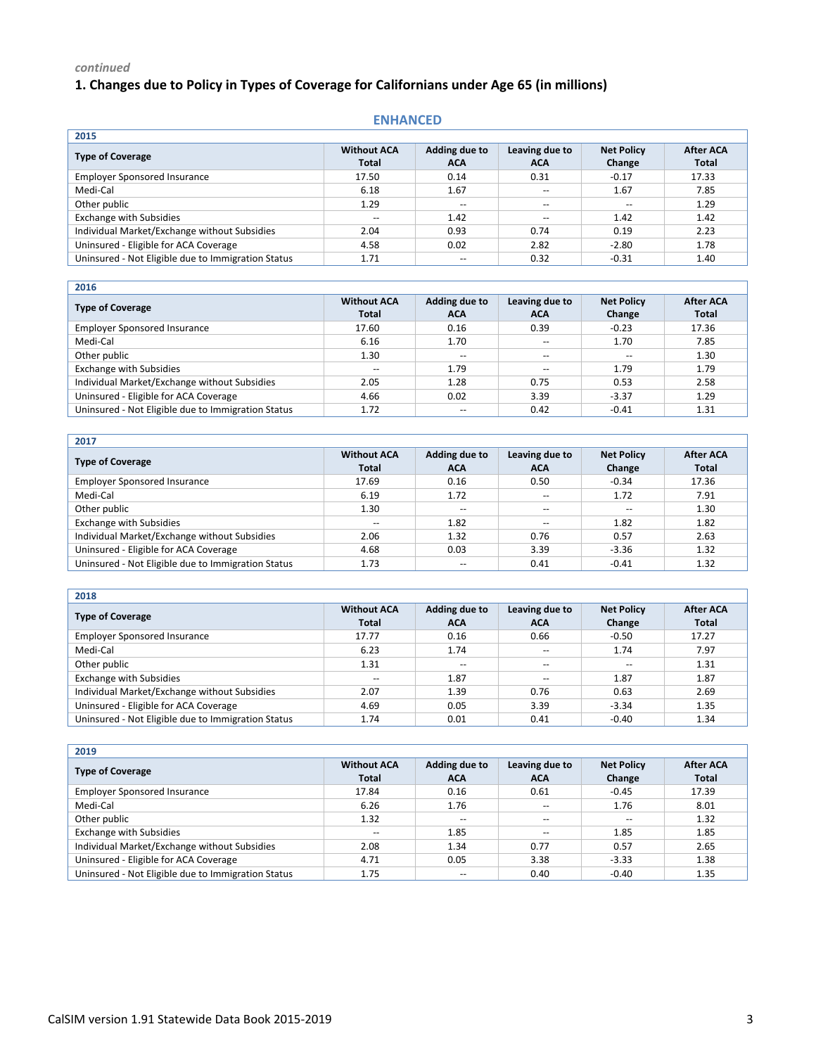*continued*

# 1. Changes due to Policy in Types of Coverage for Californians under Age 65 (in millions)

## ENHANCED

**2015**

| Type of Coverage | Without ACA Total | Adding due to ACA | Leaving due to ACA | Net Policy Change | After ACA Total |
|---|---|---|---|---|---|
| Employer Sponsored Insurance | 17.50 | 0.14 | 0.31 | -0.17 | 17.33 |
| Medi-Cal | 6.18 | 1.67 | -- | 1.67 | 7.85 |
| Other public | 1.29 | -- | -- | -- | 1.29 |
| Exchange with Subsidies | -- | 1.42 | -- | 1.42 | 1.42 |
| Individual Market/Exchange without Subsidies | 2.04 | 0.93 | 0.74 | 0.19 | 2.23 |
| Uninsured - Eligible for ACA Coverage | 4.58 | 0.02 | 2.82 | -2.80 | 1.78 |
| Uninsured - Not Eligible due to Immigration Status | 1.71 | -- | 0.32 | -0.31 | 1.40 |

**2016**

| Type of Coverage | Without ACA Total | Adding due to ACA | Leaving due to ACA | Net Policy Change | After ACA Total |
|---|---|---|---|---|---|
| Employer Sponsored Insurance | 17.60 | 0.16 | 0.39 | -0.23 | 17.36 |
| Medi-Cal | 6.16 | 1.70 | -- | 1.70 | 7.85 |
| Other public | 1.30 | -- | -- | -- | 1.30 |
| Exchange with Subsidies | -- | 1.79 | -- | 1.79 | 1.79 |
| Individual Market/Exchange without Subsidies | 2.05 | 1.28 | 0.75 | 0.53 | 2.58 |
| Uninsured - Eligible for ACA Coverage | 4.66 | 0.02 | 3.39 | -3.37 | 1.29 |
| Uninsured - Not Eligible due to Immigration Status | 1.72 | -- | 0.42 | -0.41 | 1.31 |

**2017**

| Type of Coverage | Without ACA Total | Adding due to ACA | Leaving due to ACA | Net Policy Change | After ACA Total |
|---|---|---|---|---|---|
| Employer Sponsored Insurance | 17.69 | 0.16 | 0.50 | -0.34 | 17.36 |
| Medi-Cal | 6.19 | 1.72 | -- | 1.72 | 7.91 |
| Other public | 1.30 | -- | -- | -- | 1.30 |
| Exchange with Subsidies | -- | 1.82 | -- | 1.82 | 1.82 |
| Individual Market/Exchange without Subsidies | 2.06 | 1.32 | 0.76 | 0.57 | 2.63 |
| Uninsured - Eligible for ACA Coverage | 4.68 | 0.03 | 3.39 | -3.36 | 1.32 |
| Uninsured - Not Eligible due to Immigration Status | 1.73 | -- | 0.41 | -0.41 | 1.32 |

**2018**

| Type of Coverage | Without ACA Total | Adding due to ACA | Leaving due to ACA | Net Policy Change | After ACA Total |
|---|---|---|---|---|---|
| Employer Sponsored Insurance | 17.77 | 0.16 | 0.66 | -0.50 | 17.27 |
| Medi-Cal | 6.23 | 1.74 | -- | 1.74 | 7.97 |
| Other public | 1.31 | -- | -- | -- | 1.31 |
| Exchange with Subsidies | -- | 1.87 | -- | 1.87 | 1.87 |
| Individual Market/Exchange without Subsidies | 2.07 | 1.39 | 0.76 | 0.63 | 2.69 |
| Uninsured - Eligible for ACA Coverage | 4.69 | 0.05 | 3.39 | -3.34 | 1.35 |
| Uninsured - Not Eligible due to Immigration Status | 1.74 | 0.01 | 0.41 | -0.40 | 1.34 |

**2019**

| Type of Coverage | Without ACA Total | Adding due to ACA | Leaving due to ACA | Net Policy Change | After ACA Total |
|---|---|---|---|---|---|
| Employer Sponsored Insurance | 17.84 | 0.16 | 0.61 | -0.45 | 17.39 |
| Medi-Cal | 6.26 | 1.76 | -- | 1.76 | 8.01 |
| Other public | 1.32 | -- | -- | -- | 1.32 |
| Exchange with Subsidies | -- | 1.85 | -- | 1.85 | 1.85 |
| Individual Market/Exchange without Subsidies | 2.08 | 1.34 | 0.77 | 0.57 | 2.65 |
| Uninsured - Eligible for ACA Coverage | 4.71 | 0.05 | 3.38 | -3.33 | 1.38 |
| Uninsured - Not Eligible due to Immigration Status | 1.75 | -- | 0.40 | -0.40 | 1.35 |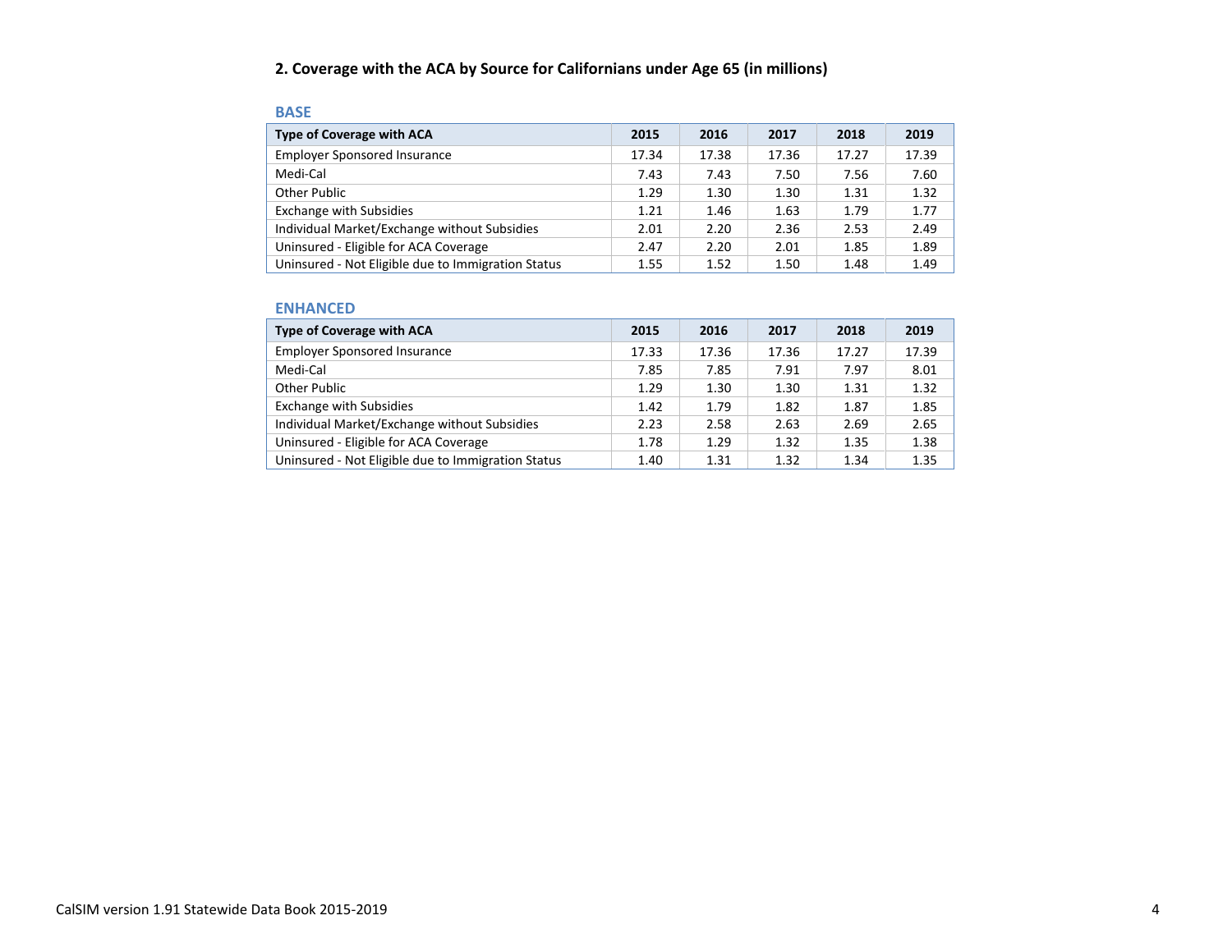## 2. Coverage with the ACA by Source for Californians under Age 65 (in millions)

### BASE

| Type of Coverage with ACA | 2015 | 2016 | 2017 | 2018 | 2019 |
|---|---|---|---|---|---|
| Employer Sponsored Insurance | 17.34 | 17.38 | 17.36 | 17.27 | 17.39 |
| Medi-Cal | 7.43 | 7.43 | 7.50 | 7.56 | 7.60 |
| Other Public | 1.29 | 1.30 | 1.30 | 1.31 | 1.32 |
| Exchange with Subsidies | 1.21 | 1.46 | 1.63 | 1.79 | 1.77 |
| Individual Market/Exchange without Subsidies | 2.01 | 2.20 | 2.36 | 2.53 | 2.49 |
| Uninsured - Eligible for ACA Coverage | 2.47 | 2.20 | 2.01 | 1.85 | 1.89 |
| Uninsured - Not Eligible due to Immigration Status | 1.55 | 1.52 | 1.50 | 1.48 | 1.49 |

### ENHANCED

| Type of Coverage with ACA | 2015 | 2016 | 2017 | 2018 | 2019 |
|---|---|---|---|---|---|
| Employer Sponsored Insurance | 17.33 | 17.36 | 17.36 | 17.27 | 17.39 |
| Medi-Cal | 7.85 | 7.85 | 7.91 | 7.97 | 8.01 |
| Other Public | 1.29 | 1.30 | 1.30 | 1.31 | 1.32 |
| Exchange with Subsidies | 1.42 | 1.79 | 1.82 | 1.87 | 1.85 |
| Individual Market/Exchange without Subsidies | 2.23 | 2.58 | 2.63 | 2.69 | 2.65 |
| Uninsured - Eligible for ACA Coverage | 1.78 | 1.29 | 1.32 | 1.35 | 1.38 |
| Uninsured - Not Eligible due to Immigration Status | 1.40 | 1.31 | 1.32 | 1.34 | 1.35 |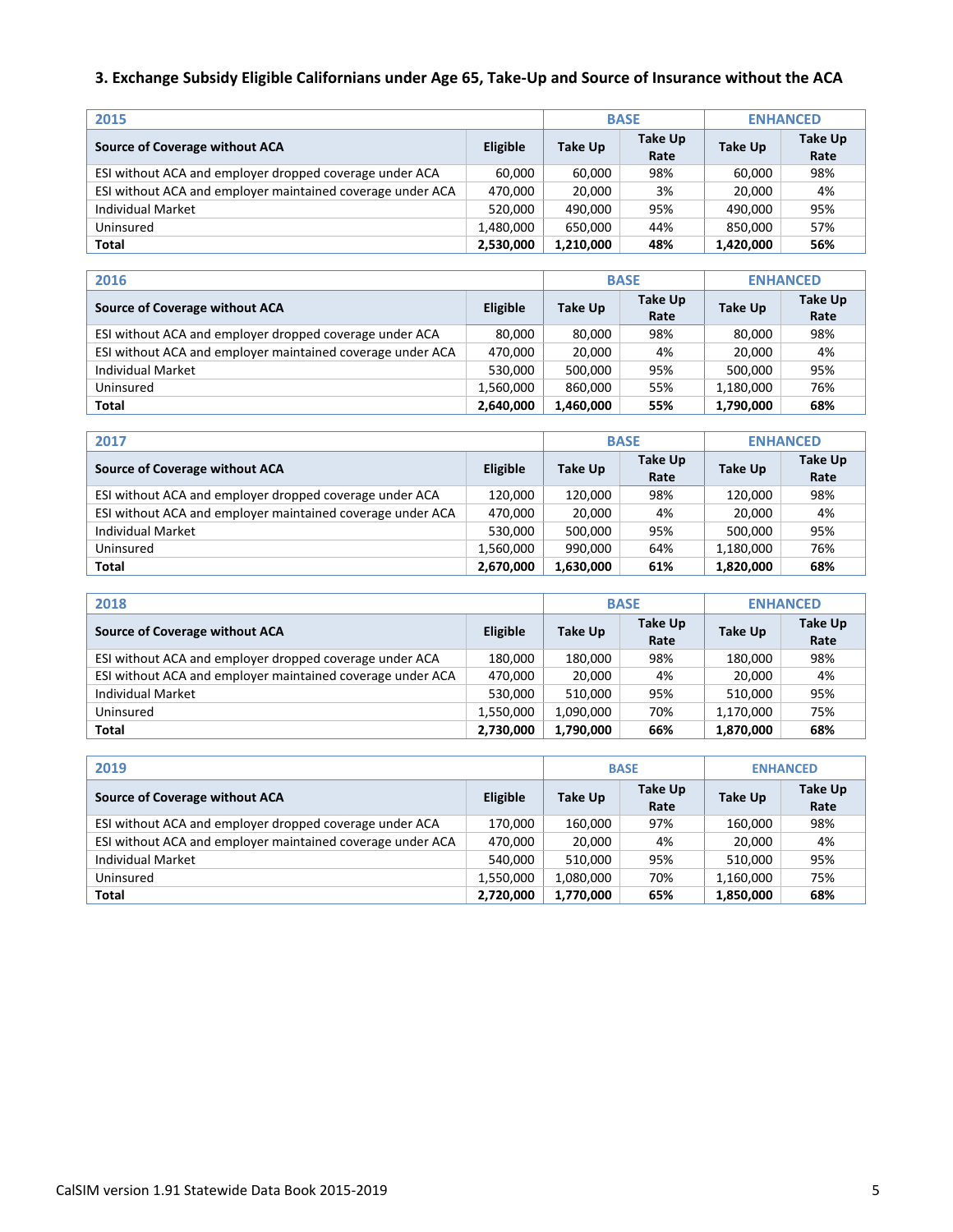### 3. Exchange Subsidy Eligible Californians under Age 65, Take-Up and Source of Insurance without the ACA

| 2015 | | BASE | | ENHANCED | |
|---|---|---|---|---|---|
| **Source of Coverage without ACA** | **Eligible** | **Take Up** | **Take Up Rate** | **Take Up** | **Take Up Rate** |
| ESI without ACA and employer dropped coverage under ACA | 60,000 | 60,000 | 98% | 60,000 | 98% |
| ESI without ACA and employer maintained coverage under ACA | 470,000 | 20,000 | 3% | 20,000 | 4% |
| Individual Market | 520,000 | 490,000 | 95% | 490,000 | 95% |
| Uninsured | 1,480,000 | 650,000 | 44% | 850,000 | 57% |
| **Total** | **2,530,000** | **1,210,000** | **48%** | **1,420,000** | **56%** |

| 2016 | | BASE | | ENHANCED | |
|---|---|---|---|---|---|
| **Source of Coverage without ACA** | **Eligible** | **Take Up** | **Take Up Rate** | **Take Up** | **Take Up Rate** |
| ESI without ACA and employer dropped coverage under ACA | 80,000 | 80,000 | 98% | 80,000 | 98% |
| ESI without ACA and employer maintained coverage under ACA | 470,000 | 20,000 | 4% | 20,000 | 4% |
| Individual Market | 530,000 | 500,000 | 95% | 500,000 | 95% |
| Uninsured | 1,560,000 | 860,000 | 55% | 1,180,000 | 76% |
| **Total** | **2,640,000** | **1,460,000** | **55%** | **1,790,000** | **68%** |

| 2017 | | BASE | | ENHANCED | |
|---|---|---|---|---|---|
| **Source of Coverage without ACA** | **Eligible** | **Take Up** | **Take Up Rate** | **Take Up** | **Take Up Rate** |
| ESI without ACA and employer dropped coverage under ACA | 120,000 | 120,000 | 98% | 120,000 | 98% |
| ESI without ACA and employer maintained coverage under ACA | 470,000 | 20,000 | 4% | 20,000 | 4% |
| Individual Market | 530,000 | 500,000 | 95% | 500,000 | 95% |
| Uninsured | 1,560,000 | 990,000 | 64% | 1,180,000 | 76% |
| **Total** | **2,670,000** | **1,630,000** | **61%** | **1,820,000** | **68%** |

| 2018 | | BASE | | ENHANCED | |
|---|---|---|---|---|---|
| **Source of Coverage without ACA** | **Eligible** | **Take Up** | **Take Up Rate** | **Take Up** | **Take Up Rate** |
| ESI without ACA and employer dropped coverage under ACA | 180,000 | 180,000 | 98% | 180,000 | 98% |
| ESI without ACA and employer maintained coverage under ACA | 470,000 | 20,000 | 4% | 20,000 | 4% |
| Individual Market | 530,000 | 510,000 | 95% | 510,000 | 95% |
| Uninsured | 1,550,000 | 1,090,000 | 70% | 1,170,000 | 75% |
| **Total** | **2,730,000** | **1,790,000** | **66%** | **1,870,000** | **68%** |

| 2019 | | BASE | | ENHANCED | |
|---|---|---|---|---|---|
| **Source of Coverage without ACA** | **Eligible** | **Take Up** | **Take Up Rate** | **Take Up** | **Take Up Rate** |
| ESI without ACA and employer dropped coverage under ACA | 170,000 | 160,000 | 97% | 160,000 | 98% |
| ESI without ACA and employer maintained coverage under ACA | 470,000 | 20,000 | 4% | 20,000 | 4% |
| Individual Market | 540,000 | 510,000 | 95% | 510,000 | 95% |
| Uninsured | 1,550,000 | 1,080,000 | 70% | 1,160,000 | 75% |
| **Total** | **2,720,000** | **1,770,000** | **65%** | **1,850,000** | **68%** |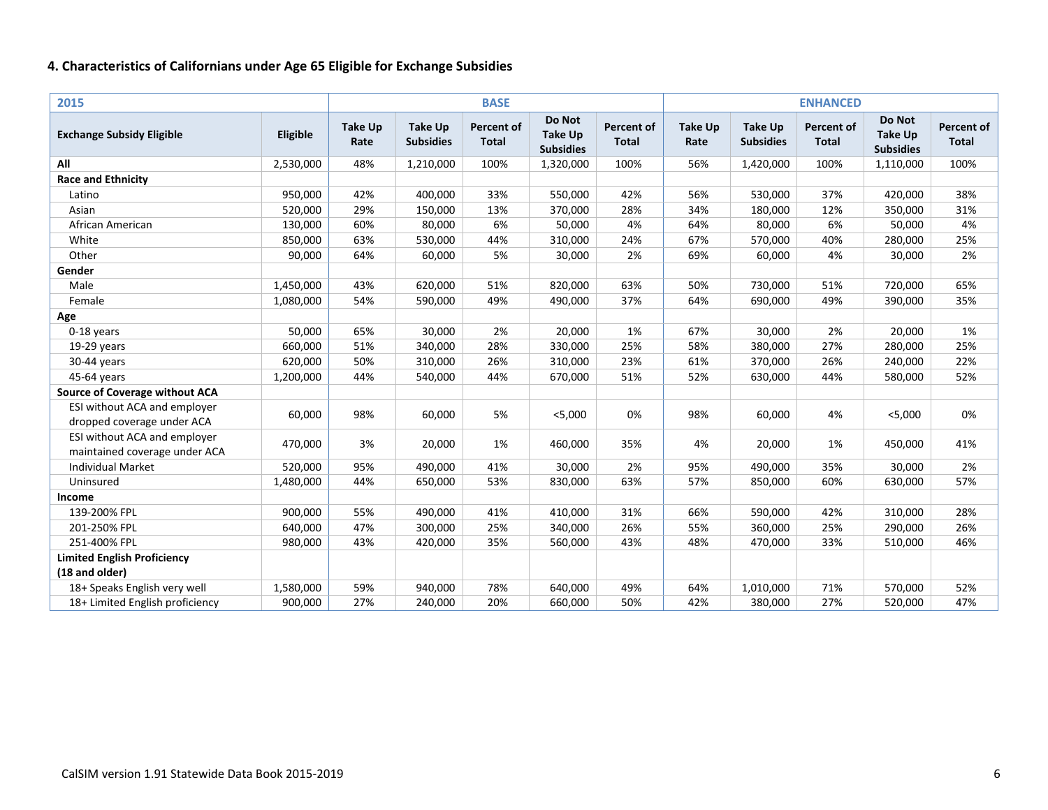### 4. Characteristics of Californians under Age 65 Eligible for Exchange Subsidies

| 2015 | | BASE | | | | | ENHANCED | | | | |
|---|---|---|---|---|---|---|---|---|---|---|---|
| Exchange Subsidy Eligible | Eligible | Take Up Rate | Take Up Subsidies | Percent of Total | Do Not Take Up Subsidies | Percent of Total | Take Up Rate | Take Up Subsidies | Percent of Total | Do Not Take Up Subsidies | Percent of Total |
| **All** | 2,530,000 | 48% | 1,210,000 | 100% | 1,320,000 | 100% | 56% | 1,420,000 | 100% | 1,110,000 | 100% |
| **Race and Ethnicity** | | | | | | | | | | | |
| Latino | 950,000 | 42% | 400,000 | 33% | 550,000 | 42% | 56% | 530,000 | 37% | 420,000 | 38% |
| Asian | 520,000 | 29% | 150,000 | 13% | 370,000 | 28% | 34% | 180,000 | 12% | 350,000 | 31% |
| African American | 130,000 | 60% | 80,000 | 6% | 50,000 | 4% | 64% | 80,000 | 6% | 50,000 | 4% |
| White | 850,000 | 63% | 530,000 | 44% | 310,000 | 24% | 67% | 570,000 | 40% | 280,000 | 25% |
| Other | 90,000 | 64% | 60,000 | 5% | 30,000 | 2% | 69% | 60,000 | 4% | 30,000 | 2% |
| **Gender** | | | | | | | | | | | |
| Male | 1,450,000 | 43% | 620,000 | 51% | 820,000 | 63% | 50% | 730,000 | 51% | 720,000 | 65% |
| Female | 1,080,000 | 54% | 590,000 | 49% | 490,000 | 37% | 64% | 690,000 | 49% | 390,000 | 35% |
| **Age** | | | | | | | | | | | |
| 0-18 years | 50,000 | 65% | 30,000 | 2% | 20,000 | 1% | 67% | 30,000 | 2% | 20,000 | 1% |
| 19-29 years | 660,000 | 51% | 340,000 | 28% | 330,000 | 25% | 58% | 380,000 | 27% | 280,000 | 25% |
| 30-44 years | 620,000 | 50% | 310,000 | 26% | 310,000 | 23% | 61% | 370,000 | 26% | 240,000 | 22% |
| 45-64 years | 1,200,000 | 44% | 540,000 | 44% | 670,000 | 51% | 52% | 630,000 | 44% | 580,000 | 52% |
| **Source of Coverage without ACA** | | | | | | | | | | | |
| ESI without ACA and employer dropped coverage under ACA | 60,000 | 98% | 60,000 | 5% | <5,000 | 0% | 98% | 60,000 | 4% | <5,000 | 0% |
| ESI without ACA and employer maintained coverage under ACA | 470,000 | 3% | 20,000 | 1% | 460,000 | 35% | 4% | 20,000 | 1% | 450,000 | 41% |
| Individual Market | 520,000 | 95% | 490,000 | 41% | 30,000 | 2% | 95% | 490,000 | 35% | 30,000 | 2% |
| Uninsured | 1,480,000 | 44% | 650,000 | 53% | 830,000 | 63% | 57% | 850,000 | 60% | 630,000 | 57% |
| **Income** | | | | | | | | | | | |
| 139-200% FPL | 900,000 | 55% | 490,000 | 41% | 410,000 | 31% | 66% | 590,000 | 42% | 310,000 | 28% |
| 201-250% FPL | 640,000 | 47% | 300,000 | 25% | 340,000 | 26% | 55% | 360,000 | 25% | 290,000 | 26% |
| 251-400% FPL | 980,000 | 43% | 420,000 | 35% | 560,000 | 43% | 48% | 470,000 | 33% | 510,000 | 46% |
| **Limited English Proficiency (18 and older)** | | | | | | | | | | | |
| 18+ Speaks English very well | 1,580,000 | 59% | 940,000 | 78% | 640,000 | 49% | 64% | 1,010,000 | 71% | 570,000 | 52% |
| 18+ Limited English proficiency | 900,000 | 27% | 240,000 | 20% | 660,000 | 50% | 42% | 380,000 | 27% | 520,000 | 47% |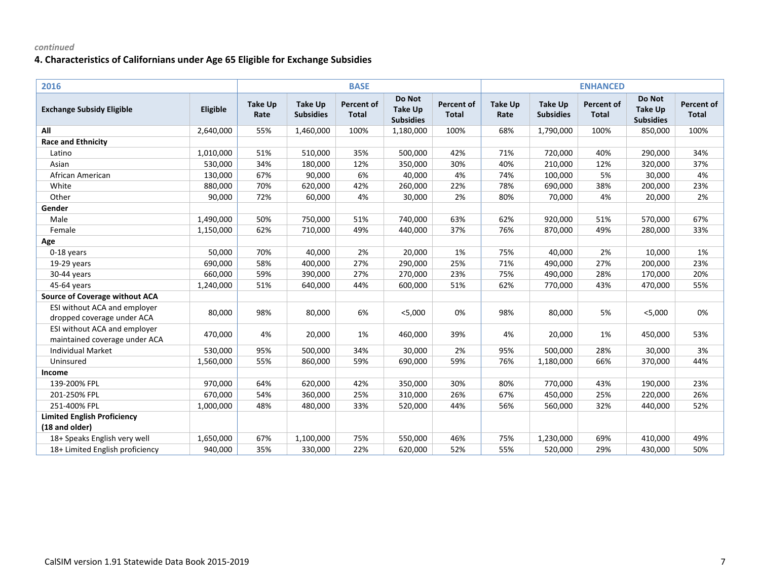*continued*

### 4. Characteristics of Californians under Age 65 Eligible for Exchange Subsidies

| 2016 | | BASE | | | | | ENHANCED | | | | |
|---|---|---|---|---|---|---|---|---|---|---|---|
| **Exchange Subsidy Eligible** | **Eligible** | **Take Up Rate** | **Take Up Subsidies** | **Percent of Total** | **Do Not Take Up Subsidies** | **Percent of Total** | **Take Up Rate** | **Take Up Subsidies** | **Percent of Total** | **Do Not Take Up Subsidies** | **Percent of Total** |
| **All** | 2,640,000 | 55% | 1,460,000 | 100% | 1,180,000 | 100% | 68% | 1,790,000 | 100% | 850,000 | 100% |
| **Race and Ethnicity** | | | | | | | | | | | |
| Latino | 1,010,000 | 51% | 510,000 | 35% | 500,000 | 42% | 71% | 720,000 | 40% | 290,000 | 34% |
| Asian | 530,000 | 34% | 180,000 | 12% | 350,000 | 30% | 40% | 210,000 | 12% | 320,000 | 37% |
| African American | 130,000 | 67% | 90,000 | 6% | 40,000 | 4% | 74% | 100,000 | 5% | 30,000 | 4% |
| White | 880,000 | 70% | 620,000 | 42% | 260,000 | 22% | 78% | 690,000 | 38% | 200,000 | 23% |
| Other | 90,000 | 72% | 60,000 | 4% | 30,000 | 2% | 80% | 70,000 | 4% | 20,000 | 2% |
| **Gender** | | | | | | | | | | | |
| Male | 1,490,000 | 50% | 750,000 | 51% | 740,000 | 63% | 62% | 920,000 | 51% | 570,000 | 67% |
| Female | 1,150,000 | 62% | 710,000 | 49% | 440,000 | 37% | 76% | 870,000 | 49% | 280,000 | 33% |
| **Age** | | | | | | | | | | | |
| 0-18 years | 50,000 | 70% | 40,000 | 2% | 20,000 | 1% | 75% | 40,000 | 2% | 10,000 | 1% |
| 19-29 years | 690,000 | 58% | 400,000 | 27% | 290,000 | 25% | 71% | 490,000 | 27% | 200,000 | 23% |
| 30-44 years | 660,000 | 59% | 390,000 | 27% | 270,000 | 23% | 75% | 490,000 | 28% | 170,000 | 20% |
| 45-64 years | 1,240,000 | 51% | 640,000 | 44% | 600,000 | 51% | 62% | 770,000 | 43% | 470,000 | 55% |
| **Source of Coverage without ACA** | | | | | | | | | | | |
| ESI without ACA and employer dropped coverage under ACA | 80,000 | 98% | 80,000 | 6% | <5,000 | 0% | 98% | 80,000 | 5% | <5,000 | 0% |
| ESI without ACA and employer maintained coverage under ACA | 470,000 | 4% | 20,000 | 1% | 460,000 | 39% | 4% | 20,000 | 1% | 450,000 | 53% |
| Individual Market | 530,000 | 95% | 500,000 | 34% | 30,000 | 2% | 95% | 500,000 | 28% | 30,000 | 3% |
| Uninsured | 1,560,000 | 55% | 860,000 | 59% | 690,000 | 59% | 76% | 1,180,000 | 66% | 370,000 | 44% |
| **Income** | | | | | | | | | | | |
| 139-200% FPL | 970,000 | 64% | 620,000 | 42% | 350,000 | 30% | 80% | 770,000 | 43% | 190,000 | 23% |
| 201-250% FPL | 670,000 | 54% | 360,000 | 25% | 310,000 | 26% | 67% | 450,000 | 25% | 220,000 | 26% |
| 251-400% FPL | 1,000,000 | 48% | 480,000 | 33% | 520,000 | 44% | 56% | 560,000 | 32% | 440,000 | 52% |
| **Limited English Proficiency (18 and older)** | | | | | | | | | | | |
| 18+ Speaks English very well | 1,650,000 | 67% | 1,100,000 | 75% | 550,000 | 46% | 75% | 1,230,000 | 69% | 410,000 | 49% |
| 18+ Limited English proficiency | 940,000 | 35% | 330,000 | 22% | 620,000 | 52% | 55% | 520,000 | 29% | 430,000 | 50% |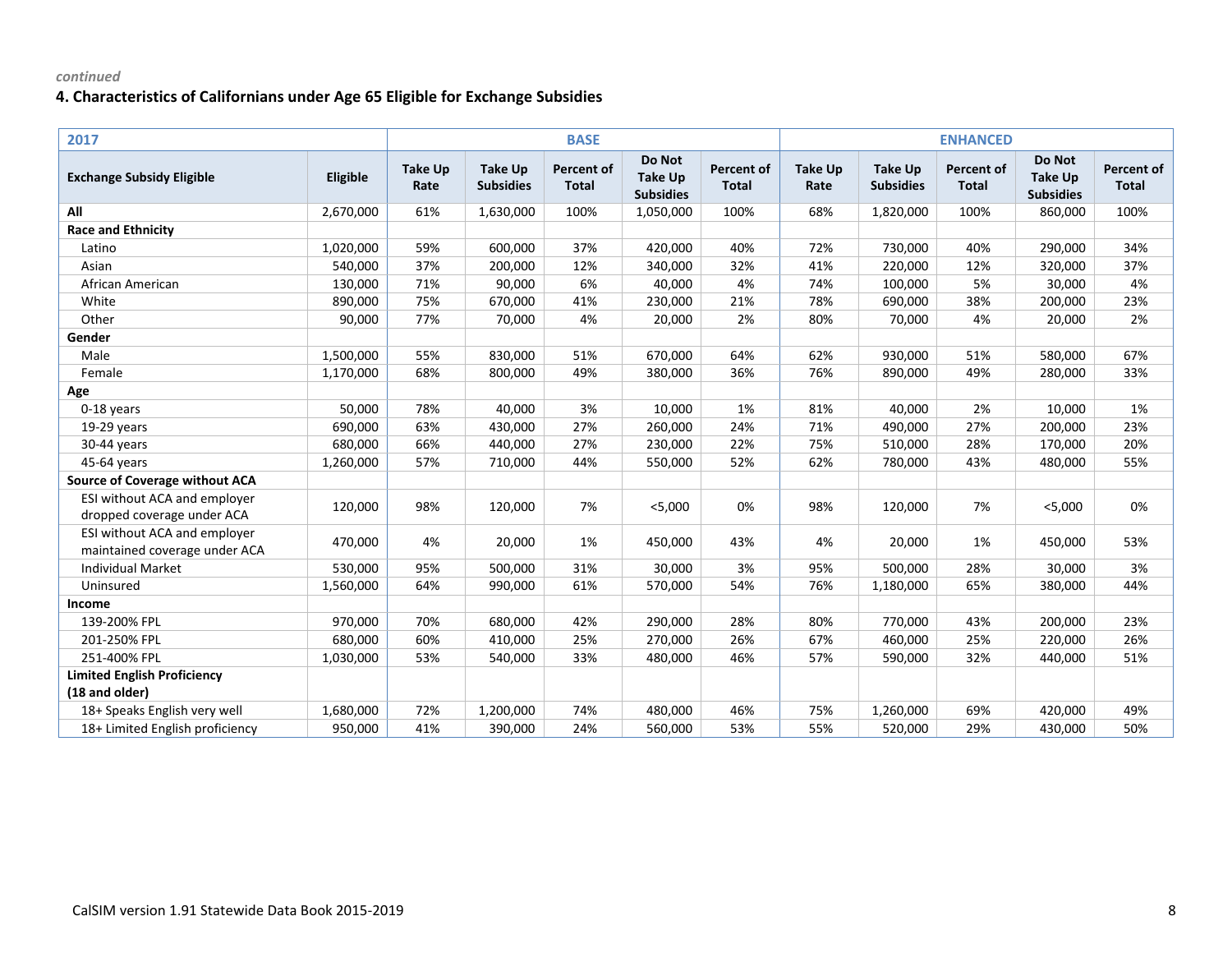*continued*

### 4. Characteristics of Californians under Age 65 Eligible for Exchange Subsidies

| 2017 | | BASE | | | | | ENHANCED | | | | |
|---|---|---|---|---|---|---|---|---|---|---|---|
| **Exchange Subsidy Eligible** | **Eligible** | **Take Up Rate** | **Take Up Subsidies** | **Percent of Total** | **Do Not Take Up Subsidies** | **Percent of Total** | **Take Up Rate** | **Take Up Subsidies** | **Percent of Total** | **Do Not Take Up Subsidies** | **Percent of Total** |
| **All** | 2,670,000 | 61% | 1,630,000 | 100% | 1,050,000 | 100% | 68% | 1,820,000 | 100% | 860,000 | 100% |
| **Race and Ethnicity** | | | | | | | | | | | |
| Latino | 1,020,000 | 59% | 600,000 | 37% | 420,000 | 40% | 72% | 730,000 | 40% | 290,000 | 34% |
| Asian | 540,000 | 37% | 200,000 | 12% | 340,000 | 32% | 41% | 220,000 | 12% | 320,000 | 37% |
| African American | 130,000 | 71% | 90,000 | 6% | 40,000 | 4% | 74% | 100,000 | 5% | 30,000 | 4% |
| White | 890,000 | 75% | 670,000 | 41% | 230,000 | 21% | 78% | 690,000 | 38% | 200,000 | 23% |
| Other | 90,000 | 77% | 70,000 | 4% | 20,000 | 2% | 80% | 70,000 | 4% | 20,000 | 2% |
| **Gender** | | | | | | | | | | | |
| Male | 1,500,000 | 55% | 830,000 | 51% | 670,000 | 64% | 62% | 930,000 | 51% | 580,000 | 67% |
| Female | 1,170,000 | 68% | 800,000 | 49% | 380,000 | 36% | 76% | 890,000 | 49% | 280,000 | 33% |
| **Age** | | | | | | | | | | | |
| 0-18 years | 50,000 | 78% | 40,000 | 3% | 10,000 | 1% | 81% | 40,000 | 2% | 10,000 | 1% |
| 19-29 years | 690,000 | 63% | 430,000 | 27% | 260,000 | 24% | 71% | 490,000 | 27% | 200,000 | 23% |
| 30-44 years | 680,000 | 66% | 440,000 | 27% | 230,000 | 22% | 75% | 510,000 | 28% | 170,000 | 20% |
| 45-64 years | 1,260,000 | 57% | 710,000 | 44% | 550,000 | 52% | 62% | 780,000 | 43% | 480,000 | 55% |
| **Source of Coverage without ACA** | | | | | | | | | | | |
| ESI without ACA and employer dropped coverage under ACA | 120,000 | 98% | 120,000 | 7% | <5,000 | 0% | 98% | 120,000 | 7% | <5,000 | 0% |
| ESI without ACA and employer maintained coverage under ACA | 470,000 | 4% | 20,000 | 1% | 450,000 | 43% | 4% | 20,000 | 1% | 450,000 | 53% |
| Individual Market | 530,000 | 95% | 500,000 | 31% | 30,000 | 3% | 95% | 500,000 | 28% | 30,000 | 3% |
| Uninsured | 1,560,000 | 64% | 990,000 | 61% | 570,000 | 54% | 76% | 1,180,000 | 65% | 380,000 | 44% |
| **Income** | | | | | | | | | | | |
| 139-200% FPL | 970,000 | 70% | 680,000 | 42% | 290,000 | 28% | 80% | 770,000 | 43% | 200,000 | 23% |
| 201-250% FPL | 680,000 | 60% | 410,000 | 25% | 270,000 | 26% | 67% | 460,000 | 25% | 220,000 | 26% |
| 251-400% FPL | 1,030,000 | 53% | 540,000 | 33% | 480,000 | 46% | 57% | 590,000 | 32% | 440,000 | 51% |
| **Limited English Proficiency (18 and older)** | | | | | | | | | | | |
| 18+ Speaks English very well | 1,680,000 | 72% | 1,200,000 | 74% | 480,000 | 46% | 75% | 1,260,000 | 69% | 420,000 | 49% |
| 18+ Limited English proficiency | 950,000 | 41% | 390,000 | 24% | 560,000 | 53% | 55% | 520,000 | 29% | 430,000 | 50% |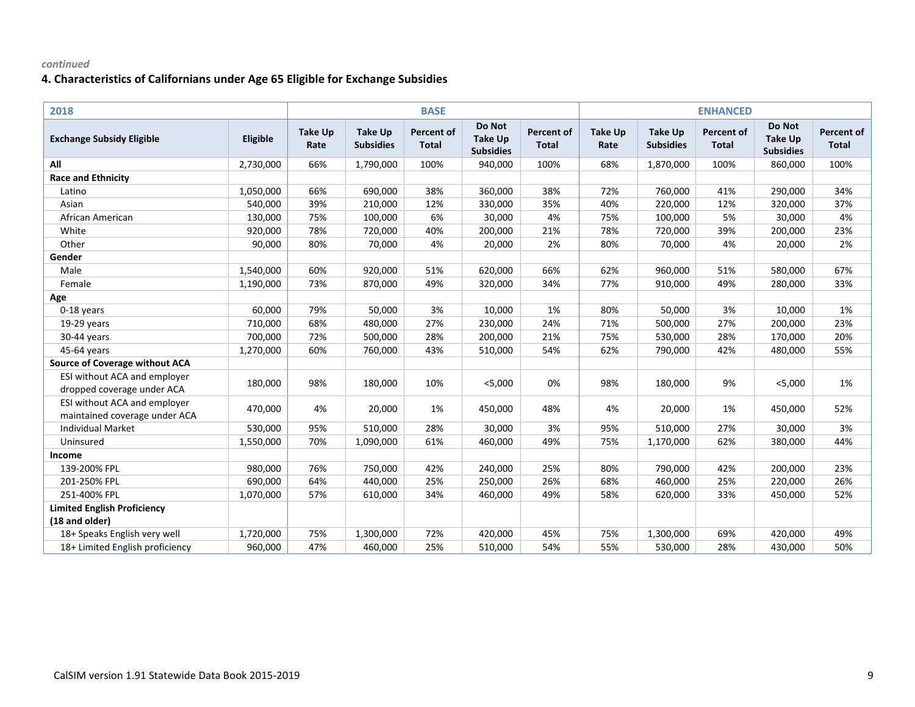*continued*

### 4. Characteristics of Californians under Age 65 Eligible for Exchange Subsidies

| 2018 | | BASE | | | | | ENHANCED | | | | |
|---|---|---|---|---|---|---|---|---|---|---|---|
| **Exchange Subsidy Eligible** | **Eligible** | **Take Up Rate** | **Take Up Subsidies** | **Percent of Total** | **Do Not Take Up Subsidies** | **Percent of Total** | **Take Up Rate** | **Take Up Subsidies** | **Percent of Total** | **Do Not Take Up Subsidies** | **Percent of Total** |
| **All** | 2,730,000 | 66% | 1,790,000 | 100% | 940,000 | 100% | 68% | 1,870,000 | 100% | 860,000 | 100% |
| **Race and Ethnicity** | | | | | | | | | | | |
| Latino | 1,050,000 | 66% | 690,000 | 38% | 360,000 | 38% | 72% | 760,000 | 41% | 290,000 | 34% |
| Asian | 540,000 | 39% | 210,000 | 12% | 330,000 | 35% | 40% | 220,000 | 12% | 320,000 | 37% |
| African American | 130,000 | 75% | 100,000 | 6% | 30,000 | 4% | 75% | 100,000 | 5% | 30,000 | 4% |
| White | 920,000 | 78% | 720,000 | 40% | 200,000 | 21% | 78% | 720,000 | 39% | 200,000 | 23% |
| Other | 90,000 | 80% | 70,000 | 4% | 20,000 | 2% | 80% | 70,000 | 4% | 20,000 | 2% |
| **Gender** | | | | | | | | | | | |
| Male | 1,540,000 | 60% | 920,000 | 51% | 620,000 | 66% | 62% | 960,000 | 51% | 580,000 | 67% |
| Female | 1,190,000 | 73% | 870,000 | 49% | 320,000 | 34% | 77% | 910,000 | 49% | 280,000 | 33% |
| **Age** | | | | | | | | | | | |
| 0-18 years | 60,000 | 79% | 50,000 | 3% | 10,000 | 1% | 80% | 50,000 | 3% | 10,000 | 1% |
| 19-29 years | 710,000 | 68% | 480,000 | 27% | 230,000 | 24% | 71% | 500,000 | 27% | 200,000 | 23% |
| 30-44 years | 700,000 | 72% | 500,000 | 28% | 200,000 | 21% | 75% | 530,000 | 28% | 170,000 | 20% |
| 45-64 years | 1,270,000 | 60% | 760,000 | 43% | 510,000 | 54% | 62% | 790,000 | 42% | 480,000 | 55% |
| **Source of Coverage without ACA** | | | | | | | | | | | |
| ESI without ACA and employer dropped coverage under ACA | 180,000 | 98% | 180,000 | 10% | <5,000 | 0% | 98% | 180,000 | 9% | <5,000 | 1% |
| ESI without ACA and employer maintained coverage under ACA | 470,000 | 4% | 20,000 | 1% | 450,000 | 48% | 4% | 20,000 | 1% | 450,000 | 52% |
| Individual Market | 530,000 | 95% | 510,000 | 28% | 30,000 | 3% | 95% | 510,000 | 27% | 30,000 | 3% |
| Uninsured | 1,550,000 | 70% | 1,090,000 | 61% | 460,000 | 49% | 75% | 1,170,000 | 62% | 380,000 | 44% |
| **Income** | | | | | | | | | | | |
| 139-200% FPL | 980,000 | 76% | 750,000 | 42% | 240,000 | 25% | 80% | 790,000 | 42% | 200,000 | 23% |
| 201-250% FPL | 690,000 | 64% | 440,000 | 25% | 250,000 | 26% | 68% | 460,000 | 25% | 220,000 | 26% |
| 251-400% FPL | 1,070,000 | 57% | 610,000 | 34% | 460,000 | 49% | 58% | 620,000 | 33% | 450,000 | 52% |
| **Limited English Proficiency (18 and older)** | | | | | | | | | | | |
| 18+ Speaks English very well | 1,720,000 | 75% | 1,300,000 | 72% | 420,000 | 45% | 75% | 1,300,000 | 69% | 420,000 | 49% |
| 18+ Limited English proficiency | 960,000 | 47% | 460,000 | 25% | 510,000 | 54% | 55% | 530,000 | 28% | 430,000 | 50% |

CalSIM version 1.91 Statewide Data Book 2015-2019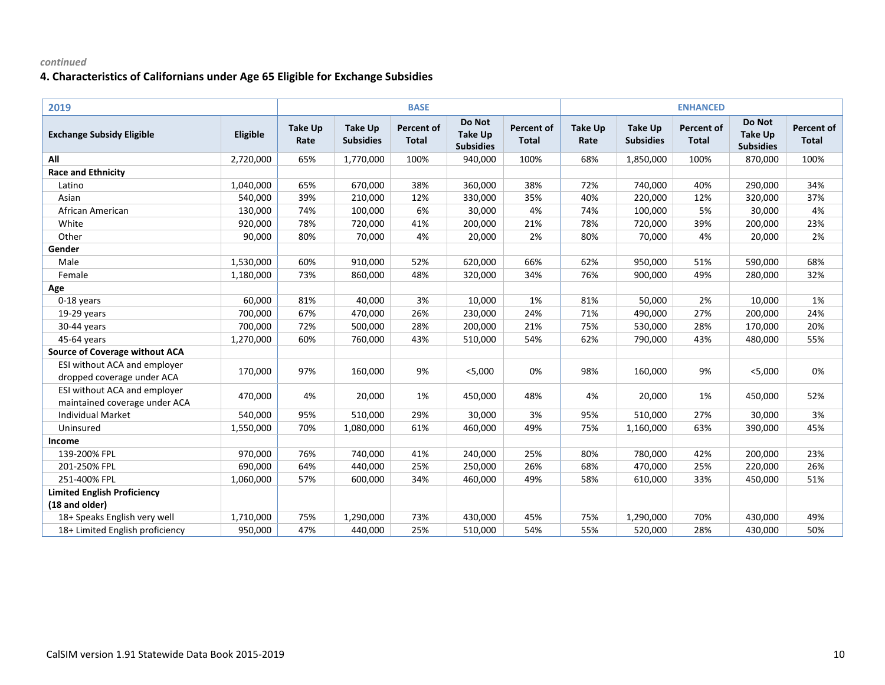*continued*

### 4. Characteristics of Californians under Age 65 Eligible for Exchange Subsidies

| 2019 | | BASE | | | | | ENHANCED | | | | |
|---|---|---|---|---|---|---|---|---|---|---|---|
| **Exchange Subsidy Eligible** | **Eligible** | **Take Up Rate** | **Take Up Subsidies** | **Percent of Total** | **Do Not Take Up Subsidies** | **Percent of Total** | **Take Up Rate** | **Take Up Subsidies** | **Percent of Total** | **Do Not Take Up Subsidies** | **Percent of Total** |
| **All** | 2,720,000 | 65% | 1,770,000 | 100% | 940,000 | 100% | 68% | 1,850,000 | 100% | 870,000 | 100% |
| **Race and Ethnicity** | | | | | | | | | | | |
| Latino | 1,040,000 | 65% | 670,000 | 38% | 360,000 | 38% | 72% | 740,000 | 40% | 290,000 | 34% |
| Asian | 540,000 | 39% | 210,000 | 12% | 330,000 | 35% | 40% | 220,000 | 12% | 320,000 | 37% |
| African American | 130,000 | 74% | 100,000 | 6% | 30,000 | 4% | 74% | 100,000 | 5% | 30,000 | 4% |
| White | 920,000 | 78% | 720,000 | 41% | 200,000 | 21% | 78% | 720,000 | 39% | 200,000 | 23% |
| Other | 90,000 | 80% | 70,000 | 4% | 20,000 | 2% | 80% | 70,000 | 4% | 20,000 | 2% |
| **Gender** | | | | | | | | | | | |
| Male | 1,530,000 | 60% | 910,000 | 52% | 620,000 | 66% | 62% | 950,000 | 51% | 590,000 | 68% |
| Female | 1,180,000 | 73% | 860,000 | 48% | 320,000 | 34% | 76% | 900,000 | 49% | 280,000 | 32% |
| **Age** | | | | | | | | | | | |
| 0-18 years | 60,000 | 81% | 40,000 | 3% | 10,000 | 1% | 81% | 50,000 | 2% | 10,000 | 1% |
| 19-29 years | 700,000 | 67% | 470,000 | 26% | 230,000 | 24% | 71% | 490,000 | 27% | 200,000 | 24% |
| 30-44 years | 700,000 | 72% | 500,000 | 28% | 200,000 | 21% | 75% | 530,000 | 28% | 170,000 | 20% |
| 45-64 years | 1,270,000 | 60% | 760,000 | 43% | 510,000 | 54% | 62% | 790,000 | 43% | 480,000 | 55% |
| **Source of Coverage without ACA** | | | | | | | | | | | |
| ESI without ACA and employer dropped coverage under ACA | 170,000 | 97% | 160,000 | 9% | <5,000 | 0% | 98% | 160,000 | 9% | <5,000 | 0% |
| ESI without ACA and employer maintained coverage under ACA | 470,000 | 4% | 20,000 | 1% | 450,000 | 48% | 4% | 20,000 | 1% | 450,000 | 52% |
| Individual Market | 540,000 | 95% | 510,000 | 29% | 30,000 | 3% | 95% | 510,000 | 27% | 30,000 | 3% |
| Uninsured | 1,550,000 | 70% | 1,080,000 | 61% | 460,000 | 49% | 75% | 1,160,000 | 63% | 390,000 | 45% |
| **Income** | | | | | | | | | | | |
| 139-200% FPL | 970,000 | 76% | 740,000 | 41% | 240,000 | 25% | 80% | 780,000 | 42% | 200,000 | 23% |
| 201-250% FPL | 690,000 | 64% | 440,000 | 25% | 250,000 | 26% | 68% | 470,000 | 25% | 220,000 | 26% |
| 251-400% FPL | 1,060,000 | 57% | 600,000 | 34% | 460,000 | 49% | 58% | 610,000 | 33% | 450,000 | 51% |
| **Limited English Proficiency (18 and older)** | | | | | | | | | | | |
| 18+ Speaks English very well | 1,710,000 | 75% | 1,290,000 | 73% | 430,000 | 45% | 75% | 1,290,000 | 70% | 430,000 | 49% |
| 18+ Limited English proficiency | 950,000 | 47% | 440,000 | 25% | 510,000 | 54% | 55% | 520,000 | 28% | 430,000 | 50% |

CalSIM version 1.91 Statewide Data Book 2015-2019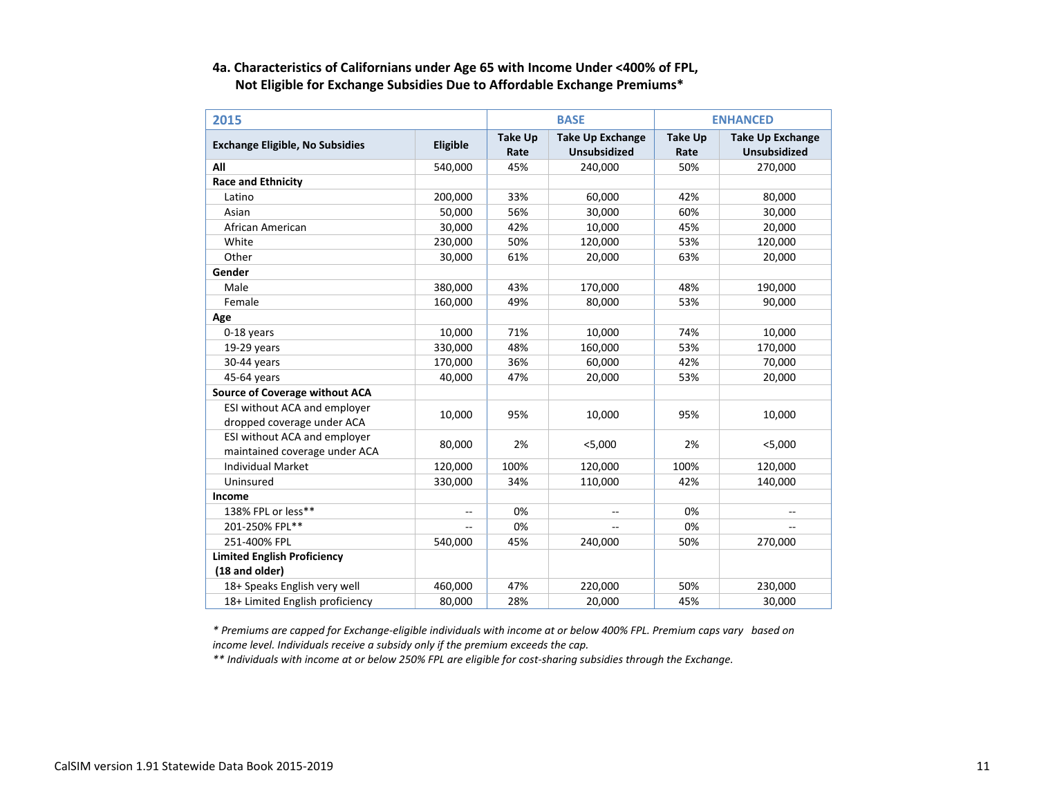### 4a. Characteristics of Californians under Age 65 with Income Under <400% of FPL, Not Eligible for Exchange Subsidies Due to Affordable Exchange Premiums*

| 2015 | | BASE | | ENHANCED | |
|---|---|---|---|---|---|
| **Exchange Eligible, No Subsidies** | **Eligible** | **Take Up Rate** | **Take Up Exchange Unsubsidized** | **Take Up Rate** | **Take Up Exchange Unsubsidized** |
| **All** | 540,000 | 45% | 240,000 | 50% | 270,000 |
| **Race and Ethnicity** | | | | | |
| Latino | 200,000 | 33% | 60,000 | 42% | 80,000 |
| Asian | 50,000 | 56% | 30,000 | 60% | 30,000 |
| African American | 30,000 | 42% | 10,000 | 45% | 20,000 |
| White | 230,000 | 50% | 120,000 | 53% | 120,000 |
| Other | 30,000 | 61% | 20,000 | 63% | 20,000 |
| **Gender** | | | | | |
| Male | 380,000 | 43% | 170,000 | 48% | 190,000 |
| Female | 160,000 | 49% | 80,000 | 53% | 90,000 |
| **Age** | | | | | |
| 0-18 years | 10,000 | 71% | 10,000 | 74% | 10,000 |
| 19-29 years | 330,000 | 48% | 160,000 | 53% | 170,000 |
| 30-44 years | 170,000 | 36% | 60,000 | 42% | 70,000 |
| 45-64 years | 40,000 | 47% | 20,000 | 53% | 20,000 |
| **Source of Coverage without ACA** | | | | | |
| ESI without ACA and employer dropped coverage under ACA | 10,000 | 95% | 10,000 | 95% | 10,000 |
| ESI without ACA and employer maintained coverage under ACA | 80,000 | 2% | <5,000 | 2% | <5,000 |
| Individual Market | 120,000 | 100% | 120,000 | 100% | 120,000 |
| Uninsured | 330,000 | 34% | 110,000 | 42% | 140,000 |
| **Income** | | | | | |
| 138% FPL or less** | -- | 0% | -- | 0% | -- |
| 201-250% FPL** | -- | 0% | -- | 0% | -- |
| 251-400% FPL | 540,000 | 45% | 240,000 | 50% | 270,000 |
| **Limited English Proficiency (18 and older)** | | | | | |
| 18+ Speaks English very well | 460,000 | 47% | 220,000 | 50% | 230,000 |
| 18+ Limited English proficiency | 80,000 | 28% | 20,000 | 45% | 30,000 |

*\* Premiums are capped for Exchange-eligible individuals with income at or below 400% FPL. Premium caps vary based on income level. Individuals receive a subsidy only if the premium exceeds the cap.*

*\*\* Individuals with income at or below 250% FPL are eligible for cost-sharing subsidies through the Exchange.*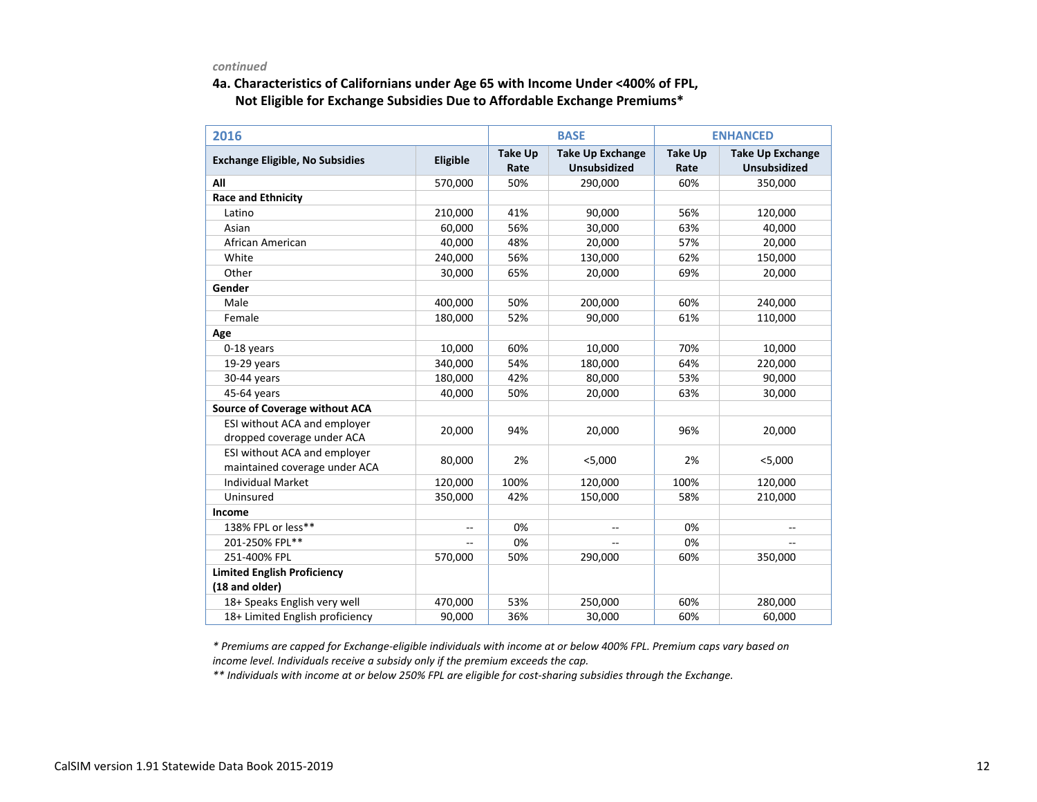*continued*

### 4a. Characteristics of Californians under Age 65 with Income Under <400% of FPL, Not Eligible for Exchange Subsidies Due to Affordable Exchange Premiums*

| 2016 | | BASE | | ENHANCED | |
|---|---|---|---|---|---|
| **Exchange Eligible, No Subsidies** | **Eligible** | **Take Up Rate** | **Take Up Exchange Unsubsidized** | **Take Up Rate** | **Take Up Exchange Unsubsidized** |
| **All** | 570,000 | 50% | 290,000 | 60% | 350,000 |
| **Race and Ethnicity** | | | | | |
| Latino | 210,000 | 41% | 90,000 | 56% | 120,000 |
| Asian | 60,000 | 56% | 30,000 | 63% | 40,000 |
| African American | 40,000 | 48% | 20,000 | 57% | 20,000 |
| White | 240,000 | 56% | 130,000 | 62% | 150,000 |
| Other | 30,000 | 65% | 20,000 | 69% | 20,000 |
| **Gender** | | | | | |
| Male | 400,000 | 50% | 200,000 | 60% | 240,000 |
| Female | 180,000 | 52% | 90,000 | 61% | 110,000 |
| **Age** | | | | | |
| 0-18 years | 10,000 | 60% | 10,000 | 70% | 10,000 |
| 19-29 years | 340,000 | 54% | 180,000 | 64% | 220,000 |
| 30-44 years | 180,000 | 42% | 80,000 | 53% | 90,000 |
| 45-64 years | 40,000 | 50% | 20,000 | 63% | 30,000 |
| **Source of Coverage without ACA** | | | | | |
| ESI without ACA and employer dropped coverage under ACA | 20,000 | 94% | 20,000 | 96% | 20,000 |
| ESI without ACA and employer maintained coverage under ACA | 80,000 | 2% | <5,000 | 2% | <5,000 |
| Individual Market | 120,000 | 100% | 120,000 | 100% | 120,000 |
| Uninsured | 350,000 | 42% | 150,000 | 58% | 210,000 |
| **Income** | | | | | |
| 138% FPL or less** | -- | 0% | -- | 0% | -- |
| 201-250% FPL** | -- | 0% | -- | 0% | -- |
| 251-400% FPL | 570,000 | 50% | 290,000 | 60% | 350,000 |
| **Limited English Proficiency (18 and older)** | | | | | |
| 18+ Speaks English very well | 470,000 | 53% | 250,000 | 60% | 280,000 |
| 18+ Limited English proficiency | 90,000 | 36% | 30,000 | 60% | 60,000 |

*\* Premiums are capped for Exchange-eligible individuals with income at or below 400% FPL. Premium caps vary based on income level. Individuals receive a subsidy only if the premium exceeds the cap.*

*\*\* Individuals with income at or below 250% FPL are eligible for cost-sharing subsidies through the Exchange.*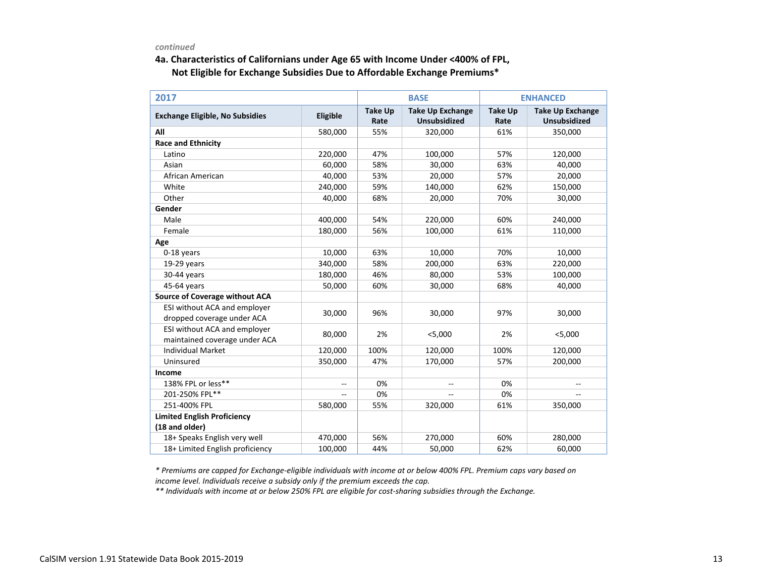*continued*

### 4a. Characteristics of Californians under Age 65 with Income Under <400% of FPL, Not Eligible for Exchange Subsidies Due to Affordable Exchange Premiums*

| 2017 | | BASE | | ENHANCED | |
|---|---|---|---|---|---|
| **Exchange Eligible, No Subsidies** | **Eligible** | **Take Up Rate** | **Take Up Exchange Unsubsidized** | **Take Up Rate** | **Take Up Exchange Unsubsidized** |
| **All** | 580,000 | 55% | 320,000 | 61% | 350,000 |
| **Race and Ethnicity** | | | | | |
| Latino | 220,000 | 47% | 100,000 | 57% | 120,000 |
| Asian | 60,000 | 58% | 30,000 | 63% | 40,000 |
| African American | 40,000 | 53% | 20,000 | 57% | 20,000 |
| White | 240,000 | 59% | 140,000 | 62% | 150,000 |
| Other | 40,000 | 68% | 20,000 | 70% | 30,000 |
| **Gender** | | | | | |
| Male | 400,000 | 54% | 220,000 | 60% | 240,000 |
| Female | 180,000 | 56% | 100,000 | 61% | 110,000 |
| **Age** | | | | | |
| 0-18 years | 10,000 | 63% | 10,000 | 70% | 10,000 |
| 19-29 years | 340,000 | 58% | 200,000 | 63% | 220,000 |
| 30-44 years | 180,000 | 46% | 80,000 | 53% | 100,000 |
| 45-64 years | 50,000 | 60% | 30,000 | 68% | 40,000 |
| **Source of Coverage without ACA** | | | | | |
| ESI without ACA and employer dropped coverage under ACA | 30,000 | 96% | 30,000 | 97% | 30,000 |
| ESI without ACA and employer maintained coverage under ACA | 80,000 | 2% | <5,000 | 2% | <5,000 |
| Individual Market | 120,000 | 100% | 120,000 | 100% | 120,000 |
| Uninsured | 350,000 | 47% | 170,000 | 57% | 200,000 |
| **Income** | | | | | |
| 138% FPL or less** | -- | 0% | -- | 0% | -- |
| 201-250% FPL** | -- | 0% | -- | 0% | -- |
| 251-400% FPL | 580,000 | 55% | 320,000 | 61% | 350,000 |
| **Limited English Proficiency (18 and older)** | | | | | |
| 18+ Speaks English very well | 470,000 | 56% | 270,000 | 60% | 280,000 |
| 18+ Limited English proficiency | 100,000 | 44% | 50,000 | 62% | 60,000 |

*\* Premiums are capped for Exchange-eligible individuals with income at or below 400% FPL. Premium caps vary based on income level. Individuals receive a subsidy only if the premium exceeds the cap.*

*\*\* Individuals with income at or below 250% FPL are eligible for cost-sharing subsidies through the Exchange.*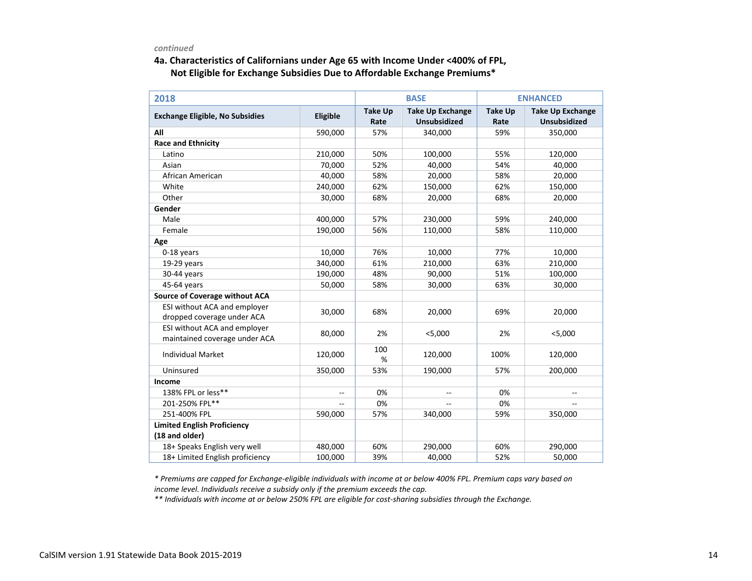*continued*

### 4a. Characteristics of Californians under Age 65 with Income Under <400% of FPL, Not Eligible for Exchange Subsidies Due to Affordable Exchange Premiums*

| 2018 | | BASE | | ENHANCED | |
|---|---|---|---|---|---|
| **Exchange Eligible, No Subsidies** | **Eligible** | **Take Up Rate** | **Take Up Exchange Unsubsidized** | **Take Up Rate** | **Take Up Exchange Unsubsidized** |
| **All** | 590,000 | 57% | 340,000 | 59% | 350,000 |
| **Race and Ethnicity** | | | | | |
| Latino | 210,000 | 50% | 100,000 | 55% | 120,000 |
| Asian | 70,000 | 52% | 40,000 | 54% | 40,000 |
| African American | 40,000 | 58% | 20,000 | 58% | 20,000 |
| White | 240,000 | 62% | 150,000 | 62% | 150,000 |
| Other | 30,000 | 68% | 20,000 | 68% | 20,000 |
| **Gender** | | | | | |
| Male | 400,000 | 57% | 230,000 | 59% | 240,000 |
| Female | 190,000 | 56% | 110,000 | 58% | 110,000 |
| **Age** | | | | | |
| 0-18 years | 10,000 | 76% | 10,000 | 77% | 10,000 |
| 19-29 years | 340,000 | 61% | 210,000 | 63% | 210,000 |
| 30-44 years | 190,000 | 48% | 90,000 | 51% | 100,000 |
| 45-64 years | 50,000 | 58% | 30,000 | 63% | 30,000 |
| **Source of Coverage without ACA** | | | | | |
| ESI without ACA and employer dropped coverage under ACA | 30,000 | 68% | 20,000 | 69% | 20,000 |
| ESI without ACA and employer maintained coverage under ACA | 80,000 | 2% | <5,000 | 2% | <5,000 |
| Individual Market | 120,000 | 100% | 120,000 | 100% | 120,000 |
| Uninsured | 350,000 | 53% | 190,000 | 57% | 200,000 |
| **Income** | | | | | |
| 138% FPL or less** | -- | 0% | -- | 0% | -- |
| 201-250% FPL** | -- | 0% | -- | 0% | -- |
| 251-400% FPL | 590,000 | 57% | 340,000 | 59% | 350,000 |
| **Limited English Proficiency (18 and older)** | | | | | |
| 18+ Speaks English very well | 480,000 | 60% | 290,000 | 60% | 290,000 |
| 18+ Limited English proficiency | 100,000 | 39% | 40,000 | 52% | 50,000 |

*\* Premiums are capped for Exchange-eligible individuals with income at or below 400% FPL. Premium caps vary based on income level. Individuals receive a subsidy only if the premium exceeds the cap.*

*\*\* Individuals with income at or below 250% FPL are eligible for cost-sharing subsidies through the Exchange.*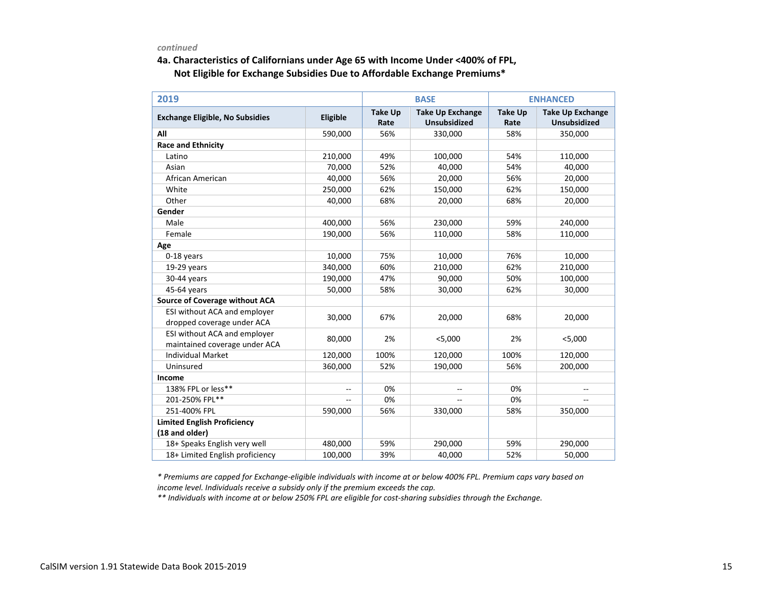*continued*

### 4a. Characteristics of Californians under Age 65 with Income Under <400% of FPL, Not Eligible for Exchange Subsidies Due to Affordable Exchange Premiums*

| 2019 | | BASE | | ENHANCED | |
|---|---|---|---|---|---|
| **Exchange Eligible, No Subsidies** | **Eligible** | **Take Up Rate** | **Take Up Exchange Unsubsidized** | **Take Up Rate** | **Take Up Exchange Unsubsidized** |
| **All** | 590,000 | 56% | 330,000 | 58% | 350,000 |
| **Race and Ethnicity** | | | | | |
| Latino | 210,000 | 49% | 100,000 | 54% | 110,000 |
| Asian | 70,000 | 52% | 40,000 | 54% | 40,000 |
| African American | 40,000 | 56% | 20,000 | 56% | 20,000 |
| White | 250,000 | 62% | 150,000 | 62% | 150,000 |
| Other | 40,000 | 68% | 20,000 | 68% | 20,000 |
| **Gender** | | | | | |
| Male | 400,000 | 56% | 230,000 | 59% | 240,000 |
| Female | 190,000 | 56% | 110,000 | 58% | 110,000 |
| **Age** | | | | | |
| 0-18 years | 10,000 | 75% | 10,000 | 76% | 10,000 |
| 19-29 years | 340,000 | 60% | 210,000 | 62% | 210,000 |
| 30-44 years | 190,000 | 47% | 90,000 | 50% | 100,000 |
| 45-64 years | 50,000 | 58% | 30,000 | 62% | 30,000 |
| **Source of Coverage without ACA** | | | | | |
| ESI without ACA and employer dropped coverage under ACA | 30,000 | 67% | 20,000 | 68% | 20,000 |
| ESI without ACA and employer maintained coverage under ACA | 80,000 | 2% | <5,000 | 2% | <5,000 |
| Individual Market | 120,000 | 100% | 120,000 | 100% | 120,000 |
| Uninsured | 360,000 | 52% | 190,000 | 56% | 200,000 |
| **Income** | | | | | |
| 138% FPL or less** | -- | 0% | -- | 0% | -- |
| 201-250% FPL** | -- | 0% | -- | 0% | -- |
| 251-400% FPL | 590,000 | 56% | 330,000 | 58% | 350,000 |
| **Limited English Proficiency (18 and older)** | | | | | |
| 18+ Speaks English very well | 480,000 | 59% | 290,000 | 59% | 290,000 |
| 18+ Limited English proficiency | 100,000 | 39% | 40,000 | 52% | 50,000 |

*\* Premiums are capped for Exchange-eligible individuals with income at or below 400% FPL. Premium caps vary based on income level. Individuals receive a subsidy only if the premium exceeds the cap.*

*\*\* Individuals with income at or below 250% FPL are eligible for cost-sharing subsidies through the Exchange.*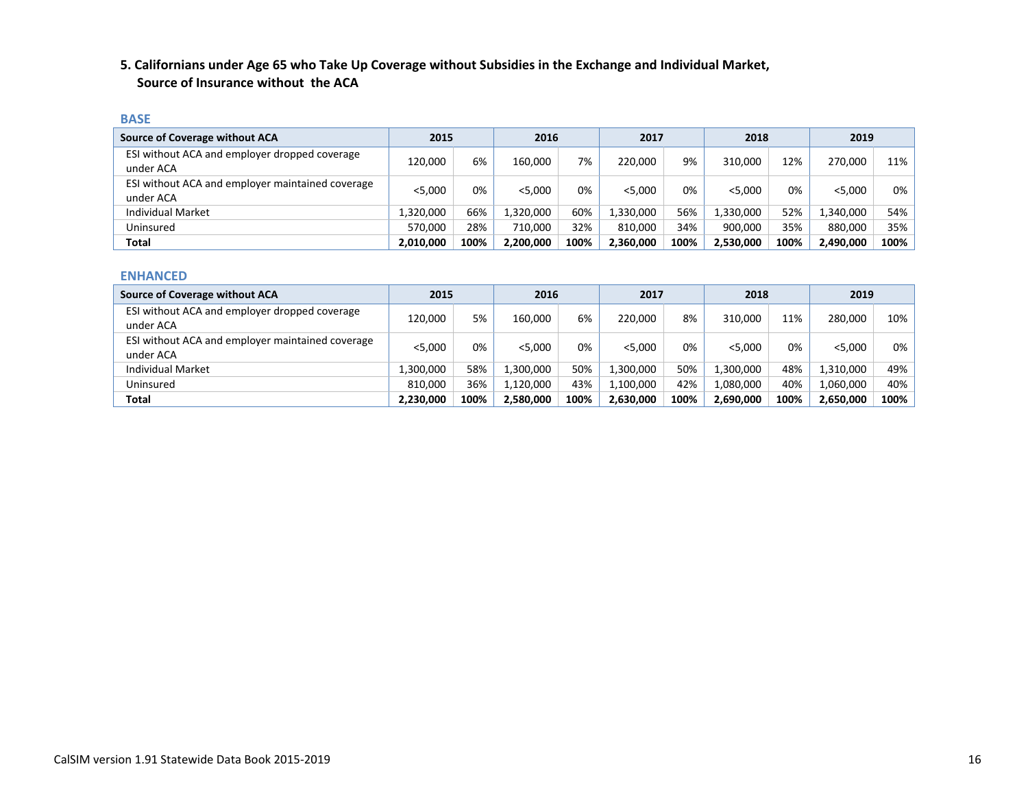### 5. Californians under Age 65 who Take Up Coverage without Subsidies in the Exchange and Individual Market, Source of Insurance without the ACA

**BASE**

| Source of Coverage without ACA | 2015 | | 2016 | | 2017 | | 2018 | | 2019 | |
|---|---|---|---|---|---|---|---|---|---|---|
| ESI without ACA and employer dropped coverage under ACA | 120,000 | 6% | 160,000 | 7% | 220,000 | 9% | 310,000 | 12% | 270,000 | 11% |
| ESI without ACA and employer maintained coverage under ACA | <5,000 | 0% | <5,000 | 0% | <5,000 | 0% | <5,000 | 0% | <5,000 | 0% |
| Individual Market | 1,320,000 | 66% | 1,320,000 | 60% | 1,330,000 | 56% | 1,330,000 | 52% | 1,340,000 | 54% |
| Uninsured | 570,000 | 28% | 710,000 | 32% | 810,000 | 34% | 900,000 | 35% | 880,000 | 35% |
| **Total** | **2,010,000** | **100%** | **2,200,000** | **100%** | **2,360,000** | **100%** | **2,530,000** | **100%** | **2,490,000** | **100%** |

**ENHANCED**

| Source of Coverage without ACA | 2015 | | 2016 | | 2017 | | 2018 | | 2019 | |
|---|---|---|---|---|---|---|---|---|---|---|
| ESI without ACA and employer dropped coverage under ACA | 120,000 | 5% | 160,000 | 6% | 220,000 | 8% | 310,000 | 11% | 280,000 | 10% |
| ESI without ACA and employer maintained coverage under ACA | <5,000 | 0% | <5,000 | 0% | <5,000 | 0% | <5,000 | 0% | <5,000 | 0% |
| Individual Market | 1,300,000 | 58% | 1,300,000 | 50% | 1,300,000 | 50% | 1,300,000 | 48% | 1,310,000 | 49% |
| Uninsured | 810,000 | 36% | 1,120,000 | 43% | 1,100,000 | 42% | 1,080,000 | 40% | 1,060,000 | 40% |
| **Total** | **2,230,000** | **100%** | **2,580,000** | **100%** | **2,630,000** | **100%** | **2,690,000** | **100%** | **2,650,000** | **100%** |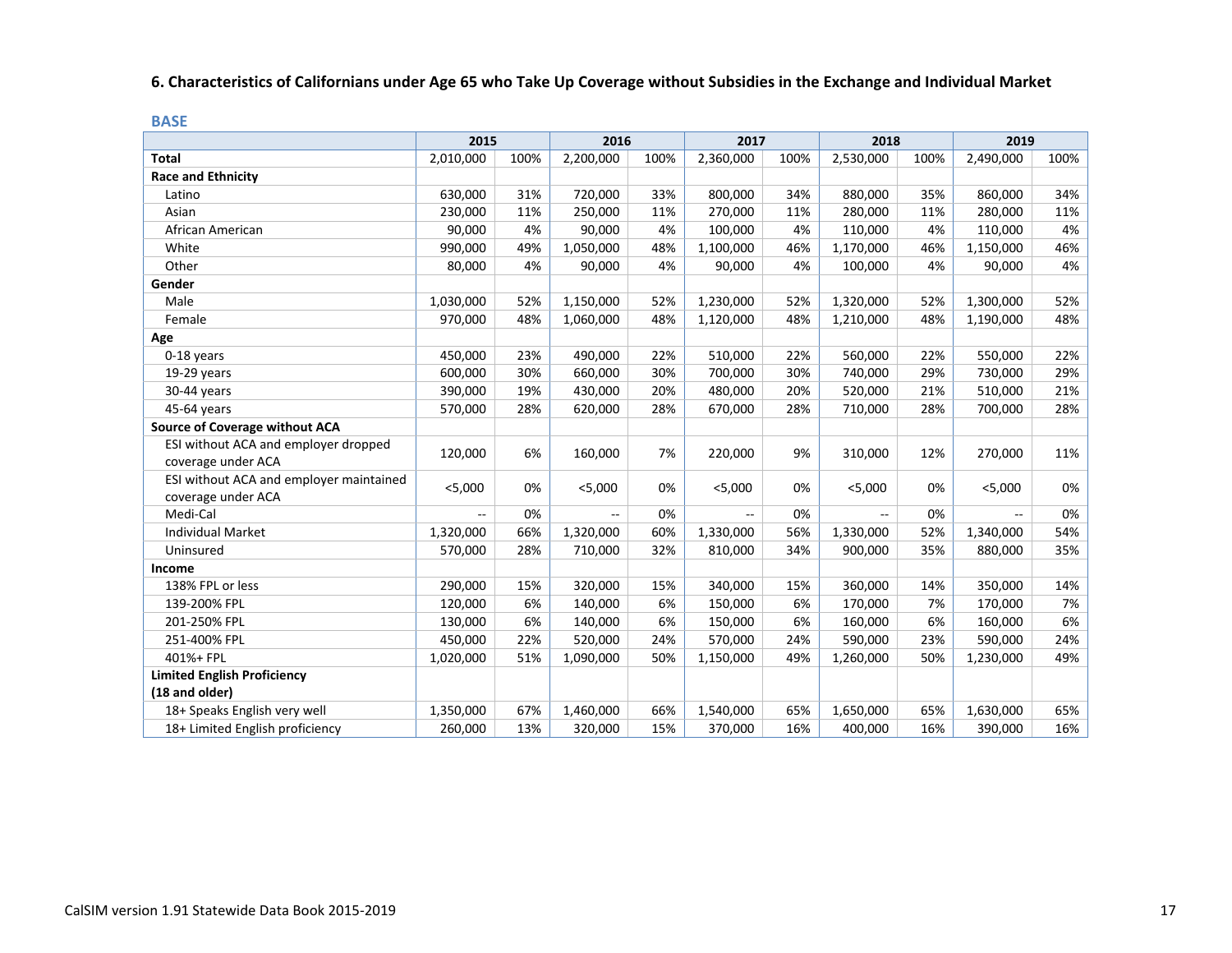### 6. Characteristics of Californians under Age 65 who Take Up Coverage without Subsidies in the Exchange and Individual Market

**BASE**

| | 2015 | | 2016 | | 2017 | | 2018 | | 2019 | |
|---|---|---|---|---|---|---|---|---|---|---|
| **Total** | 2,010,000 | 100% | 2,200,000 | 100% | 2,360,000 | 100% | 2,530,000 | 100% | 2,490,000 | 100% |
| **Race and Ethnicity** | | | | | | | | | | |
| Latino | 630,000 | 31% | 720,000 | 33% | 800,000 | 34% | 880,000 | 35% | 860,000 | 34% |
| Asian | 230,000 | 11% | 250,000 | 11% | 270,000 | 11% | 280,000 | 11% | 280,000 | 11% |
| African American | 90,000 | 4% | 90,000 | 4% | 100,000 | 4% | 110,000 | 4% | 110,000 | 4% |
| White | 990,000 | 49% | 1,050,000 | 48% | 1,100,000 | 46% | 1,170,000 | 46% | 1,150,000 | 46% |
| Other | 80,000 | 4% | 90,000 | 4% | 90,000 | 4% | 100,000 | 4% | 90,000 | 4% |
| **Gender** | | | | | | | | | | |
| Male | 1,030,000 | 52% | 1,150,000 | 52% | 1,230,000 | 52% | 1,320,000 | 52% | 1,300,000 | 52% |
| Female | 970,000 | 48% | 1,060,000 | 48% | 1,120,000 | 48% | 1,210,000 | 48% | 1,190,000 | 48% |
| **Age** | | | | | | | | | | |
| 0-18 years | 450,000 | 23% | 490,000 | 22% | 510,000 | 22% | 560,000 | 22% | 550,000 | 22% |
| 19-29 years | 600,000 | 30% | 660,000 | 30% | 700,000 | 30% | 740,000 | 29% | 730,000 | 29% |
| 30-44 years | 390,000 | 19% | 430,000 | 20% | 480,000 | 20% | 520,000 | 21% | 510,000 | 21% |
| 45-64 years | 570,000 | 28% | 620,000 | 28% | 670,000 | 28% | 710,000 | 28% | 700,000 | 28% |
| **Source of Coverage without ACA** | | | | | | | | | | |
| ESI without ACA and employer dropped coverage under ACA | 120,000 | 6% | 160,000 | 7% | 220,000 | 9% | 310,000 | 12% | 270,000 | 11% |
| ESI without ACA and employer maintained coverage under ACA | <5,000 | 0% | <5,000 | 0% | <5,000 | 0% | <5,000 | 0% | <5,000 | 0% |
| Medi-Cal | -- | 0% | -- | 0% | -- | 0% | -- | 0% | -- | 0% |
| Individual Market | 1,320,000 | 66% | 1,320,000 | 60% | 1,330,000 | 56% | 1,330,000 | 52% | 1,340,000 | 54% |
| Uninsured | 570,000 | 28% | 710,000 | 32% | 810,000 | 34% | 900,000 | 35% | 880,000 | 35% |
| **Income** | | | | | | | | | | |
| 138% FPL or less | 290,000 | 15% | 320,000 | 15% | 340,000 | 15% | 360,000 | 14% | 350,000 | 14% |
| 139-200% FPL | 120,000 | 6% | 140,000 | 6% | 150,000 | 6% | 170,000 | 7% | 170,000 | 7% |
| 201-250% FPL | 130,000 | 6% | 140,000 | 6% | 150,000 | 6% | 160,000 | 6% | 160,000 | 6% |
| 251-400% FPL | 450,000 | 22% | 520,000 | 24% | 570,000 | 24% | 590,000 | 23% | 590,000 | 24% |
| 401%+ FPL | 1,020,000 | 51% | 1,090,000 | 50% | 1,150,000 | 49% | 1,260,000 | 50% | 1,230,000 | 49% |
| **Limited English Proficiency (18 and older)** | | | | | | | | | | |
| 18+ Speaks English very well | 1,350,000 | 67% | 1,460,000 | 66% | 1,540,000 | 65% | 1,650,000 | 65% | 1,630,000 | 65% |
| 18+ Limited English proficiency | 260,000 | 13% | 320,000 | 15% | 370,000 | 16% | 400,000 | 16% | 390,000 | 16% |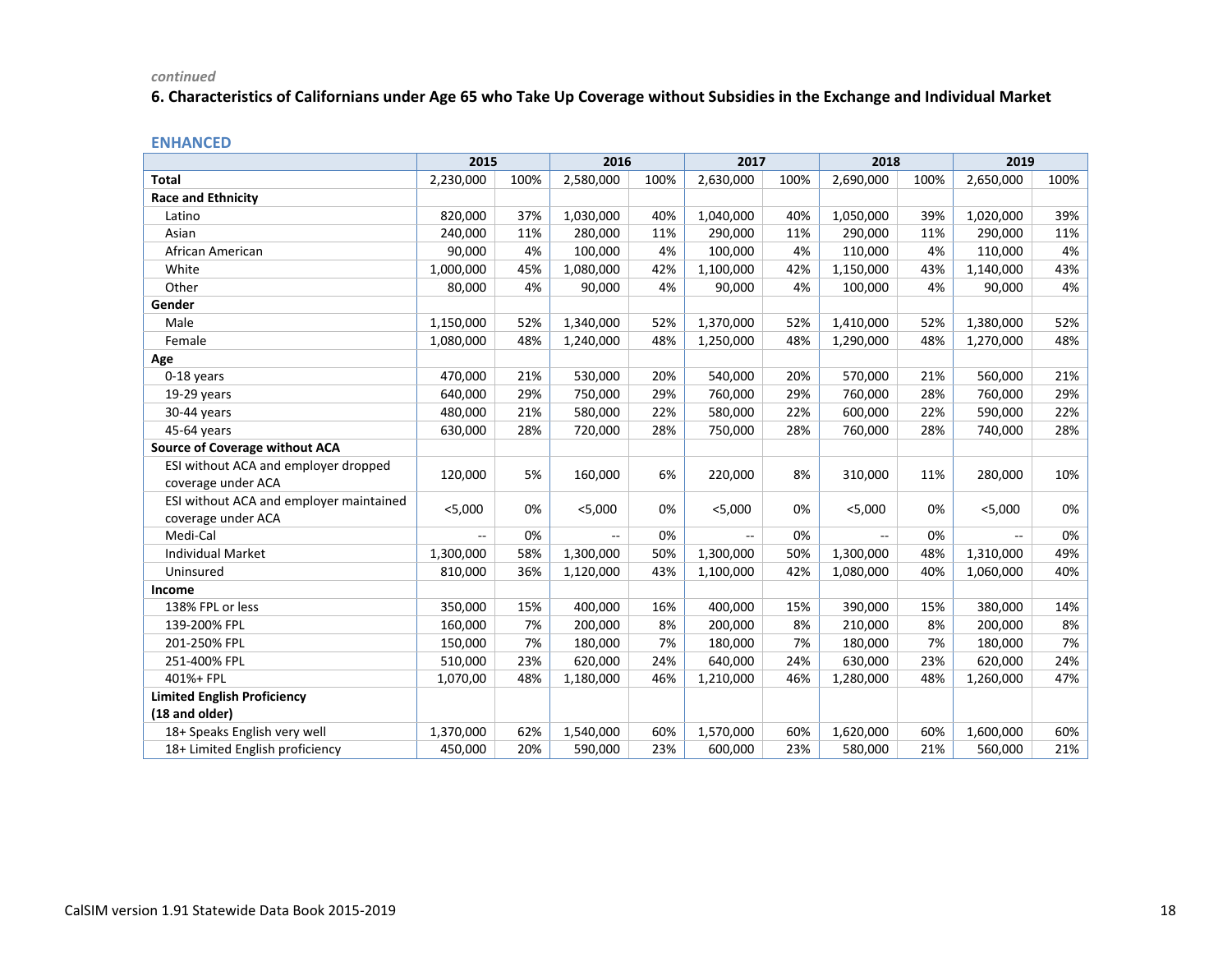*continued*

**6. Characteristics of Californians under Age 65 who Take Up Coverage without Subsidies in the Exchange and Individual Market**

### ENHANCED

| | 2015 | | 2016 | | 2017 | | 2018 | | 2019 | |
|---|---|---|---|---|---|---|---|---|---|---|
| **Total** | 2,230,000 | 100% | 2,580,000 | 100% | 2,630,000 | 100% | 2,690,000 | 100% | 2,650,000 | 100% |
| **Race and Ethnicity** | | | | | | | | | | |
| Latino | 820,000 | 37% | 1,030,000 | 40% | 1,040,000 | 40% | 1,050,000 | 39% | 1,020,000 | 39% |
| Asian | 240,000 | 11% | 280,000 | 11% | 290,000 | 11% | 290,000 | 11% | 290,000 | 11% |
| African American | 90,000 | 4% | 100,000 | 4% | 100,000 | 4% | 110,000 | 4% | 110,000 | 4% |
| White | 1,000,000 | 45% | 1,080,000 | 42% | 1,100,000 | 42% | 1,150,000 | 43% | 1,140,000 | 43% |
| Other | 80,000 | 4% | 90,000 | 4% | 90,000 | 4% | 100,000 | 4% | 90,000 | 4% |
| **Gender** | | | | | | | | | | |
| Male | 1,150,000 | 52% | 1,340,000 | 52% | 1,370,000 | 52% | 1,410,000 | 52% | 1,380,000 | 52% |
| Female | 1,080,000 | 48% | 1,240,000 | 48% | 1,250,000 | 48% | 1,290,000 | 48% | 1,270,000 | 48% |
| **Age** | | | | | | | | | | |
| 0-18 years | 470,000 | 21% | 530,000 | 20% | 540,000 | 20% | 570,000 | 21% | 560,000 | 21% |
| 19-29 years | 640,000 | 29% | 750,000 | 29% | 760,000 | 29% | 760,000 | 28% | 760,000 | 29% |
| 30-44 years | 480,000 | 21% | 580,000 | 22% | 580,000 | 22% | 600,000 | 22% | 590,000 | 22% |
| 45-64 years | 630,000 | 28% | 720,000 | 28% | 750,000 | 28% | 760,000 | 28% | 740,000 | 28% |
| **Source of Coverage without ACA** | | | | | | | | | | |
| ESI without ACA and employer dropped coverage under ACA | 120,000 | 5% | 160,000 | 6% | 220,000 | 8% | 310,000 | 11% | 280,000 | 10% |
| ESI without ACA and employer maintained coverage under ACA | <5,000 | 0% | <5,000 | 0% | <5,000 | 0% | <5,000 | 0% | <5,000 | 0% |
| Medi-Cal | -- | 0% | -- | 0% | -- | 0% | -- | 0% | -- | 0% |
| Individual Market | 1,300,000 | 58% | 1,300,000 | 50% | 1,300,000 | 50% | 1,300,000 | 48% | 1,310,000 | 49% |
| Uninsured | 810,000 | 36% | 1,120,000 | 43% | 1,100,000 | 42% | 1,080,000 | 40% | 1,060,000 | 40% |
| **Income** | | | | | | | | | | |
| 138% FPL or less | 350,000 | 15% | 400,000 | 16% | 400,000 | 15% | 390,000 | 15% | 380,000 | 14% |
| 139-200% FPL | 160,000 | 7% | 200,000 | 8% | 200,000 | 8% | 210,000 | 8% | 200,000 | 8% |
| 201-250% FPL | 150,000 | 7% | 180,000 | 7% | 180,000 | 7% | 180,000 | 7% | 180,000 | 7% |
| 251-400% FPL | 510,000 | 23% | 620,000 | 24% | 640,000 | 24% | 630,000 | 23% | 620,000 | 24% |
| 401%+ FPL | 1,070,00 | 48% | 1,180,000 | 46% | 1,210,000 | 46% | 1,280,000 | 48% | 1,260,000 | 47% |
| **Limited English Proficiency (18 and older)** | | | | | | | | | | |
| 18+ Speaks English very well | 1,370,000 | 62% | 1,540,000 | 60% | 1,570,000 | 60% | 1,620,000 | 60% | 1,600,000 | 60% |
| 18+ Limited English proficiency | 450,000 | 20% | 590,000 | 23% | 600,000 | 23% | 580,000 | 21% | 560,000 | 21% |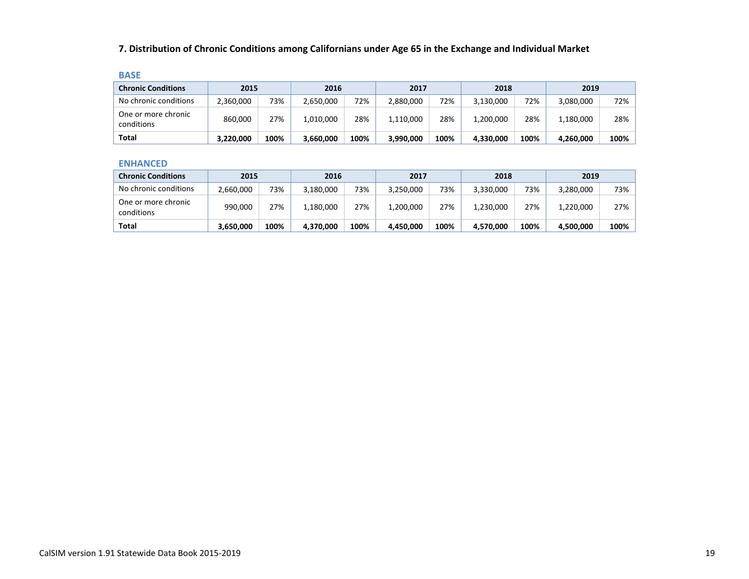## 7. Distribution of Chronic Conditions among Californians under Age 65 in the Exchange and Individual Market

### BASE

| Chronic Conditions | 2015 | | 2016 | | 2017 | | 2018 | | 2019 | |
|---|---|---|---|---|---|---|---|---|---|---|
| No chronic conditions | 2,360,000 | 73% | 2,650,000 | 72% | 2,880,000 | 72% | 3,130,000 | 72% | 3,080,000 | 72% |
| One or more chronic conditions | 860,000 | 27% | 1,010,000 | 28% | 1,110,000 | 28% | 1,200,000 | 28% | 1,180,000 | 28% |
| **Total** | **3,220,000** | **100%** | **3,660,000** | **100%** | **3,990,000** | **100%** | **4,330,000** | **100%** | **4,260,000** | **100%** |

### ENHANCED

| Chronic Conditions | 2015 | | 2016 | | 2017 | | 2018 | | 2019 | |
|---|---|---|---|---|---|---|---|---|---|---|
| No chronic conditions | 2,660,000 | 73% | 3,180,000 | 73% | 3,250,000 | 73% | 3,330,000 | 73% | 3,280,000 | 73% |
| One or more chronic conditions | 990,000 | 27% | 1,180,000 | 27% | 1,200,000 | 27% | 1,230,000 | 27% | 1,220,000 | 27% |
| **Total** | **3,650,000** | **100%** | **4,370,000** | **100%** | **4,450,000** | **100%** | **4,570,000** | **100%** | **4,500,000** | **100%** |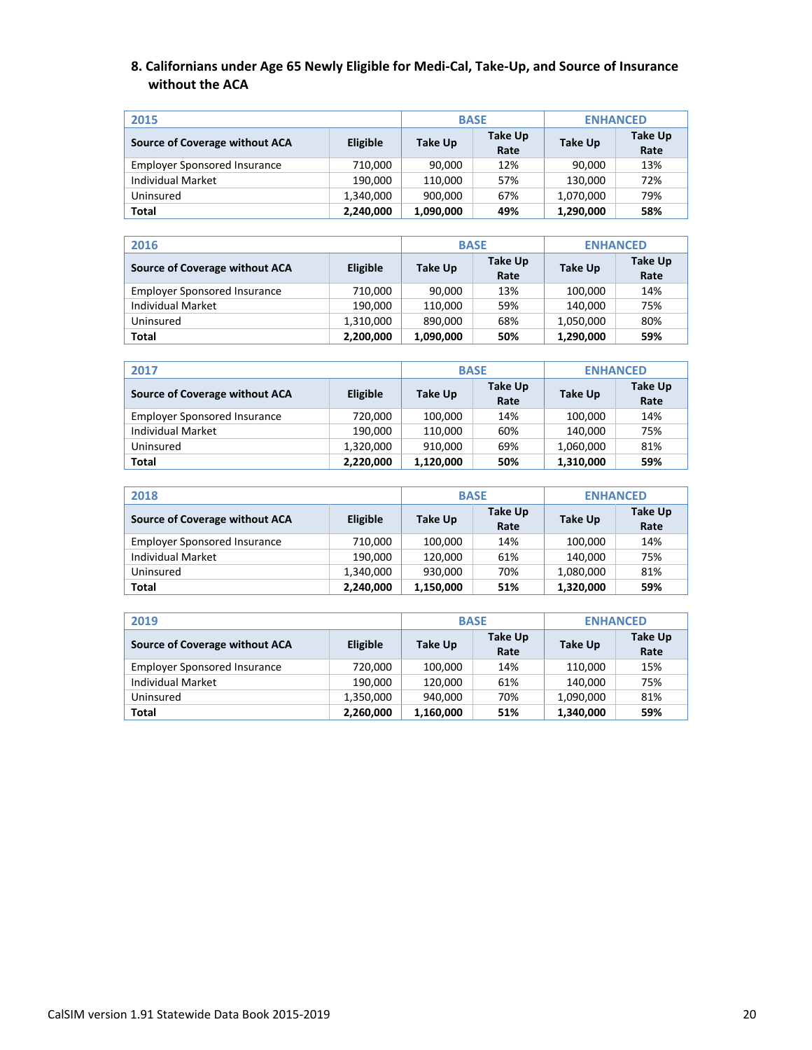## 8. Californians under Age 65 Newly Eligible for Medi-Cal, Take-Up, and Source of Insurance without the ACA

| 2015 | | BASE | | ENHANCED | |
|---|---|---|---|---|---|
| **Source of Coverage without ACA** | **Eligible** | **Take Up** | **Take Up Rate** | **Take Up** | **Take Up Rate** |
| Employer Sponsored Insurance | 710,000 | 90,000 | 12% | 90,000 | 13% |
| Individual Market | 190,000 | 110,000 | 57% | 130,000 | 72% |
| Uninsured | 1,340,000 | 900,000 | 67% | 1,070,000 | 79% |
| **Total** | **2,240,000** | **1,090,000** | **49%** | **1,290,000** | **58%** |

| 2016 | | BASE | | ENHANCED | |
|---|---|---|---|---|---|
| **Source of Coverage without ACA** | **Eligible** | **Take Up** | **Take Up Rate** | **Take Up** | **Take Up Rate** |
| Employer Sponsored Insurance | 710,000 | 90,000 | 13% | 100,000 | 14% |
| Individual Market | 190,000 | 110,000 | 59% | 140,000 | 75% |
| Uninsured | 1,310,000 | 890,000 | 68% | 1,050,000 | 80% |
| **Total** | **2,200,000** | **1,090,000** | **50%** | **1,290,000** | **59%** |

| 2017 | | BASE | | ENHANCED | |
|---|---|---|---|---|---|
| **Source of Coverage without ACA** | **Eligible** | **Take Up** | **Take Up Rate** | **Take Up** | **Take Up Rate** |
| Employer Sponsored Insurance | 720,000 | 100,000 | 14% | 100,000 | 14% |
| Individual Market | 190,000 | 110,000 | 60% | 140,000 | 75% |
| Uninsured | 1,320,000 | 910,000 | 69% | 1,060,000 | 81% |
| **Total** | **2,220,000** | **1,120,000** | **50%** | **1,310,000** | **59%** |

| 2018 | | BASE | | ENHANCED | |
|---|---|---|---|---|---|
| **Source of Coverage without ACA** | **Eligible** | **Take Up** | **Take Up Rate** | **Take Up** | **Take Up Rate** |
| Employer Sponsored Insurance | 710,000 | 100,000 | 14% | 100,000 | 14% |
| Individual Market | 190,000 | 120,000 | 61% | 140,000 | 75% |
| Uninsured | 1,340,000 | 930,000 | 70% | 1,080,000 | 81% |
| **Total** | **2,240,000** | **1,150,000** | **51%** | **1,320,000** | **59%** |

| 2019 | | BASE | | ENHANCED | |
|---|---|---|---|---|---|
| **Source of Coverage without ACA** | **Eligible** | **Take Up** | **Take Up Rate** | **Take Up** | **Take Up Rate** |
| Employer Sponsored Insurance | 720,000 | 100,000 | 14% | 110,000 | 15% |
| Individual Market | 190,000 | 120,000 | 61% | 140,000 | 75% |
| Uninsured | 1,350,000 | 940,000 | 70% | 1,090,000 | 81% |
| **Total** | **2,260,000** | **1,160,000** | **51%** | **1,340,000** | **59%** |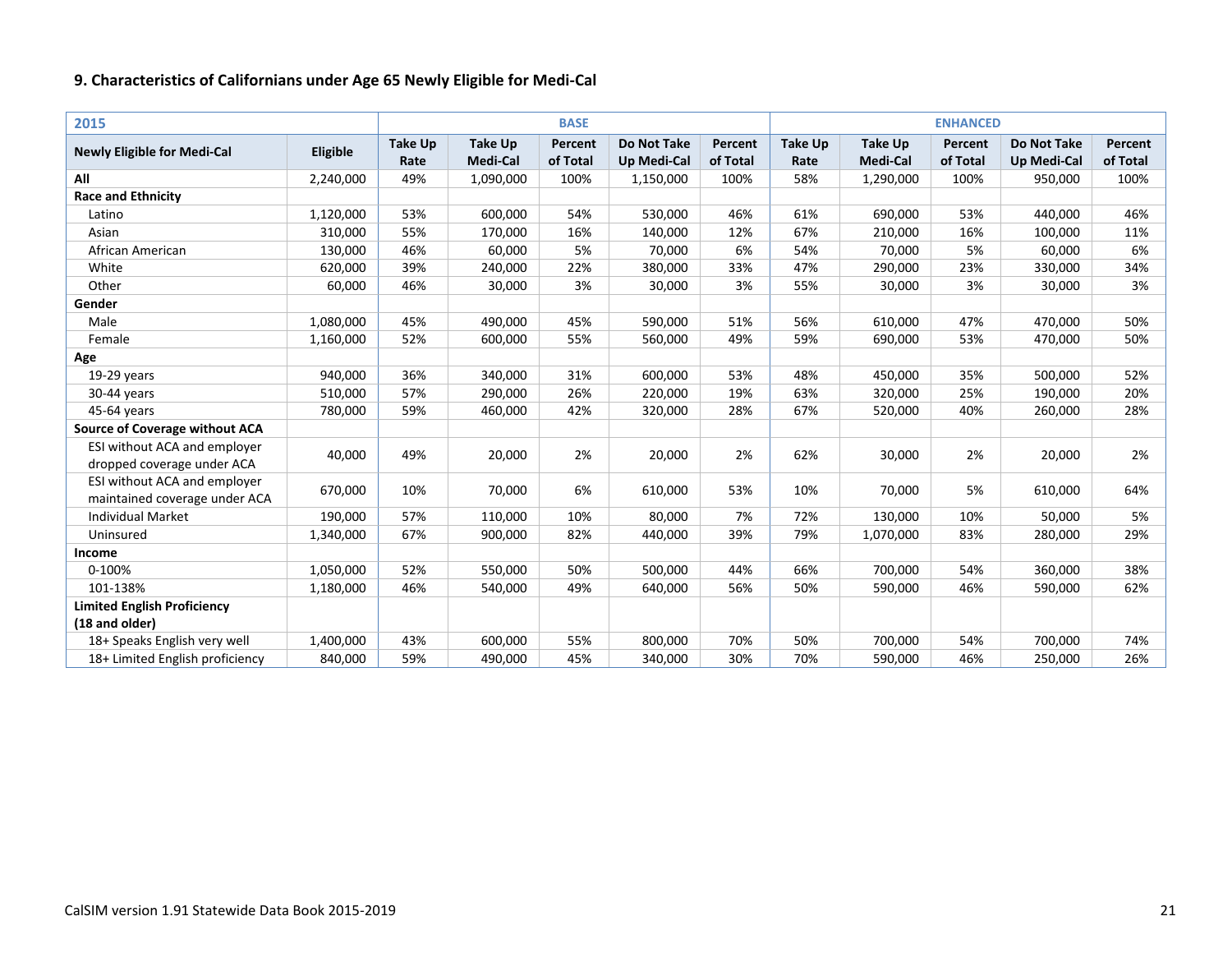### 9. Characteristics of Californians under Age 65 Newly Eligible for Medi-Cal

| 2015 | | BASE | | | | | ENHANCED | | | | |
|---|---|---|---|---|---|---|---|---|---|---|---|
| **Newly Eligible for Medi-Cal** | **Eligible** | **Take Up Rate** | **Take Up Medi-Cal** | **Percent of Total** | **Do Not Take Up Medi-Cal** | **Percent of Total** | **Take Up Rate** | **Take Up Medi-Cal** | **Percent of Total** | **Do Not Take Up Medi-Cal** | **Percent of Total** |
| **All** | 2,240,000 | 49% | 1,090,000 | 100% | 1,150,000 | 100% | 58% | 1,290,000 | 100% | 950,000 | 100% |
| **Race and Ethnicity** | | | | | | | | | | | |
| Latino | 1,120,000 | 53% | 600,000 | 54% | 530,000 | 46% | 61% | 690,000 | 53% | 440,000 | 46% |
| Asian | 310,000 | 55% | 170,000 | 16% | 140,000 | 12% | 67% | 210,000 | 16% | 100,000 | 11% |
| African American | 130,000 | 46% | 60,000 | 5% | 70,000 | 6% | 54% | 70,000 | 5% | 60,000 | 6% |
| White | 620,000 | 39% | 240,000 | 22% | 380,000 | 33% | 47% | 290,000 | 23% | 330,000 | 34% |
| Other | 60,000 | 46% | 30,000 | 3% | 30,000 | 3% | 55% | 30,000 | 3% | 30,000 | 3% |
| **Gender** | | | | | | | | | | | |
| Male | 1,080,000 | 45% | 490,000 | 45% | 590,000 | 51% | 56% | 610,000 | 47% | 470,000 | 50% |
| Female | 1,160,000 | 52% | 600,000 | 55% | 560,000 | 49% | 59% | 690,000 | 53% | 470,000 | 50% |
| **Age** | | | | | | | | | | | |
| 19-29 years | 940,000 | 36% | 340,000 | 31% | 600,000 | 53% | 48% | 450,000 | 35% | 500,000 | 52% |
| 30-44 years | 510,000 | 57% | 290,000 | 26% | 220,000 | 19% | 63% | 320,000 | 25% | 190,000 | 20% |
| 45-64 years | 780,000 | 59% | 460,000 | 42% | 320,000 | 28% | 67% | 520,000 | 40% | 260,000 | 28% |
| **Source of Coverage without ACA** | | | | | | | | | | | |
| ESI without ACA and employer dropped coverage under ACA | 40,000 | 49% | 20,000 | 2% | 20,000 | 2% | 62% | 30,000 | 2% | 20,000 | 2% |
| ESI without ACA and employer maintained coverage under ACA | 670,000 | 10% | 70,000 | 6% | 610,000 | 53% | 10% | 70,000 | 5% | 610,000 | 64% |
| Individual Market | 190,000 | 57% | 110,000 | 10% | 80,000 | 7% | 72% | 130,000 | 10% | 50,000 | 5% |
| Uninsured | 1,340,000 | 67% | 900,000 | 82% | 440,000 | 39% | 79% | 1,070,000 | 83% | 280,000 | 29% |
| **Income** | | | | | | | | | | | |
| 0-100% | 1,050,000 | 52% | 550,000 | 50% | 500,000 | 44% | 66% | 700,000 | 54% | 360,000 | 38% |
| 101-138% | 1,180,000 | 46% | 540,000 | 49% | 640,000 | 56% | 50% | 590,000 | 46% | 590,000 | 62% |
| **Limited English Proficiency (18 and older)** | | | | | | | | | | | |
| 18+ Speaks English very well | 1,400,000 | 43% | 600,000 | 55% | 800,000 | 70% | 50% | 700,000 | 54% | 700,000 | 74% |
| 18+ Limited English proficiency | 840,000 | 59% | 490,000 | 45% | 340,000 | 30% | 70% | 590,000 | 46% | 250,000 | 26% |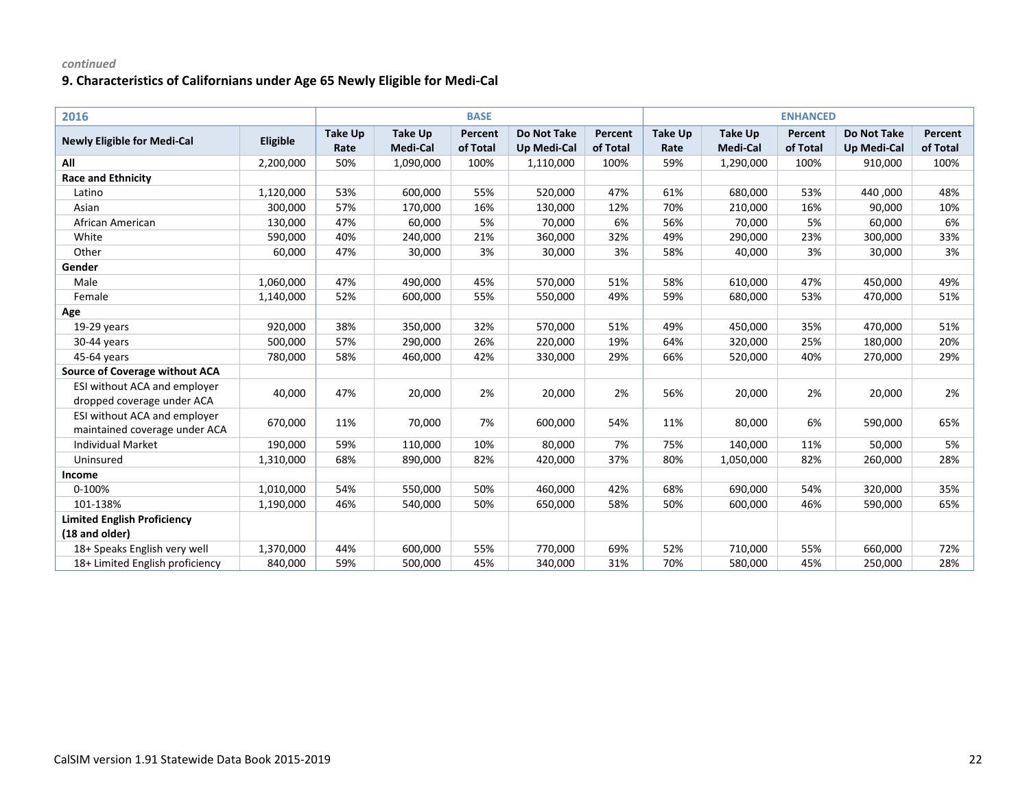*continued*

### 9. Characteristics of Californians under Age 65 Newly Eligible for Medi-Cal

| 2016 | | BASE | | | | | ENHANCED | | | | |
|---|---|---|---|---|---|---|---|---|---|---|---|
| **Newly Eligible for Medi-Cal** | **Eligible** | **Take Up Rate** | **Take Up Medi-Cal** | **Percent of Total** | **Do Not Take Up Medi-Cal** | **Percent of Total** | **Take Up Rate** | **Take Up Medi-Cal** | **Percent of Total** | **Do Not Take Up Medi-Cal** | **Percent of Total** |
| **All** | 2,200,000 | 50% | 1,090,000 | 100% | 1,110,000 | 100% | 59% | 1,290,000 | 100% | 910,000 | 100% |
| **Race and Ethnicity** | | | | | | | | | | | |
| Latino | 1,120,000 | 53% | 600,000 | 55% | 520,000 | 47% | 61% | 680,000 | 53% | 440 ,000 | 48% |
| Asian | 300,000 | 57% | 170,000 | 16% | 130,000 | 12% | 70% | 210,000 | 16% | 90,000 | 10% |
| African American | 130,000 | 47% | 60,000 | 5% | 70,000 | 6% | 56% | 70,000 | 5% | 60,000 | 6% |
| White | 590,000 | 40% | 240,000 | 21% | 360,000 | 32% | 49% | 290,000 | 23% | 300,000 | 33% |
| Other | 60,000 | 47% | 30,000 | 3% | 30,000 | 3% | 58% | 40,000 | 3% | 30,000 | 3% |
| **Gender** | | | | | | | | | | | |
| Male | 1,060,000 | 47% | 490,000 | 45% | 570,000 | 51% | 58% | 610,000 | 47% | 450,000 | 49% |
| Female | 1,140,000 | 52% | 600,000 | 55% | 550,000 | 49% | 59% | 680,000 | 53% | 470,000 | 51% |
| **Age** | | | | | | | | | | | |
| 19-29 years | 920,000 | 38% | 350,000 | 32% | 570,000 | 51% | 49% | 450,000 | 35% | 470,000 | 51% |
| 30-44 years | 500,000 | 57% | 290,000 | 26% | 220,000 | 19% | 64% | 320,000 | 25% | 180,000 | 20% |
| 45-64 years | 780,000 | 58% | 460,000 | 42% | 330,000 | 29% | 66% | 520,000 | 40% | 270,000 | 29% |
| **Source of Coverage without ACA** | | | | | | | | | | | |
| ESI without ACA and employer dropped coverage under ACA | 40,000 | 47% | 20,000 | 2% | 20,000 | 2% | 56% | 20,000 | 2% | 20,000 | 2% |
| ESI without ACA and employer maintained coverage under ACA | 670,000 | 11% | 70,000 | 7% | 600,000 | 54% | 11% | 80,000 | 6% | 590,000 | 65% |
| Individual Market | 190,000 | 59% | 110,000 | 10% | 80,000 | 7% | 75% | 140,000 | 11% | 50,000 | 5% |
| Uninsured | 1,310,000 | 68% | 890,000 | 82% | 420,000 | 37% | 80% | 1,050,000 | 82% | 260,000 | 28% |
| **Income** | | | | | | | | | | | |
| 0-100% | 1,010,000 | 54% | 550,000 | 50% | 460,000 | 42% | 68% | 690,000 | 54% | 320,000 | 35% |
| 101-138% | 1,190,000 | 46% | 540,000 | 50% | 650,000 | 58% | 50% | 600,000 | 46% | 590,000 | 65% |
| **Limited English Proficiency (18 and older)** | | | | | | | | | | | |
| 18+ Speaks English very well | 1,370,000 | 44% | 600,000 | 55% | 770,000 | 69% | 52% | 710,000 | 55% | 660,000 | 72% |
| 18+ Limited English proficiency | 840,000 | 59% | 500,000 | 45% | 340,000 | 31% | 70% | 580,000 | 45% | 250,000 | 28% |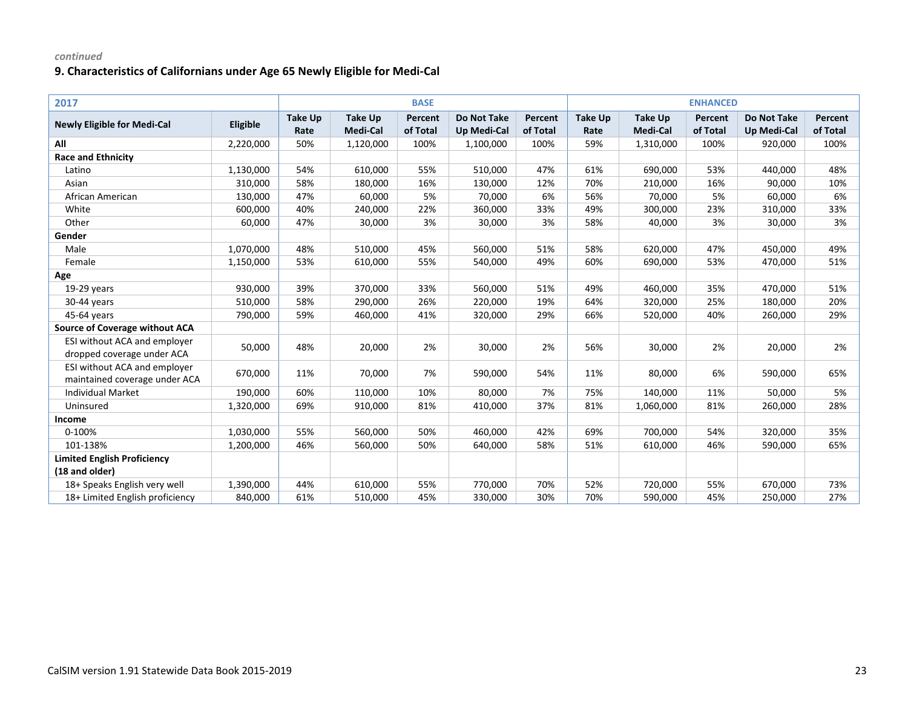*continued*

### 9. Characteristics of Californians under Age 65 Newly Eligible for Medi-Cal

| 2017 | | BASE | | | | | ENHANCED | | | | |
|---|---|---|---|---|---|---|---|---|---|---|---|
| **Newly Eligible for Medi-Cal** | **Eligible** | **Take Up Rate** | **Take Up Medi-Cal** | **Percent of Total** | **Do Not Take Up Medi-Cal** | **Percent of Total** | **Take Up Rate** | **Take Up Medi-Cal** | **Percent of Total** | **Do Not Take Up Medi-Cal** | **Percent of Total** |
| **All** | 2,220,000 | 50% | 1,120,000 | 100% | 1,100,000 | 100% | 59% | 1,310,000 | 100% | 920,000 | 100% |
| **Race and Ethnicity** | | | | | | | | | | | |
| Latino | 1,130,000 | 54% | 610,000 | 55% | 510,000 | 47% | 61% | 690,000 | 53% | 440,000 | 48% |
| Asian | 310,000 | 58% | 180,000 | 16% | 130,000 | 12% | 70% | 210,000 | 16% | 90,000 | 10% |
| African American | 130,000 | 47% | 60,000 | 5% | 70,000 | 6% | 56% | 70,000 | 5% | 60,000 | 6% |
| White | 600,000 | 40% | 240,000 | 22% | 360,000 | 33% | 49% | 300,000 | 23% | 310,000 | 33% |
| Other | 60,000 | 47% | 30,000 | 3% | 30,000 | 3% | 58% | 40,000 | 3% | 30,000 | 3% |
| **Gender** | | | | | | | | | | | |
| Male | 1,070,000 | 48% | 510,000 | 45% | 560,000 | 51% | 58% | 620,000 | 47% | 450,000 | 49% |
| Female | 1,150,000 | 53% | 610,000 | 55% | 540,000 | 49% | 60% | 690,000 | 53% | 470,000 | 51% |
| **Age** | | | | | | | | | | | |
| 19-29 years | 930,000 | 39% | 370,000 | 33% | 560,000 | 51% | 49% | 460,000 | 35% | 470,000 | 51% |
| 30-44 years | 510,000 | 58% | 290,000 | 26% | 220,000 | 19% | 64% | 320,000 | 25% | 180,000 | 20% |
| 45-64 years | 790,000 | 59% | 460,000 | 41% | 320,000 | 29% | 66% | 520,000 | 40% | 260,000 | 29% |
| **Source of Coverage without ACA** | | | | | | | | | | | |
| ESI without ACA and employer dropped coverage under ACA | 50,000 | 48% | 20,000 | 2% | 30,000 | 2% | 56% | 30,000 | 2% | 20,000 | 2% |
| ESI without ACA and employer maintained coverage under ACA | 670,000 | 11% | 70,000 | 7% | 590,000 | 54% | 11% | 80,000 | 6% | 590,000 | 65% |
| Individual Market | 190,000 | 60% | 110,000 | 10% | 80,000 | 7% | 75% | 140,000 | 11% | 50,000 | 5% |
| Uninsured | 1,320,000 | 69% | 910,000 | 81% | 410,000 | 37% | 81% | 1,060,000 | 81% | 260,000 | 28% |
| **Income** | | | | | | | | | | | |
| 0-100% | 1,030,000 | 55% | 560,000 | 50% | 460,000 | 42% | 69% | 700,000 | 54% | 320,000 | 35% |
| 101-138% | 1,200,000 | 46% | 560,000 | 50% | 640,000 | 58% | 51% | 610,000 | 46% | 590,000 | 65% |
| **Limited English Proficiency (18 and older)** | | | | | | | | | | | |
| 18+ Speaks English very well | 1,390,000 | 44% | 610,000 | 55% | 770,000 | 70% | 52% | 720,000 | 55% | 670,000 | 73% |
| 18+ Limited English proficiency | 840,000 | 61% | 510,000 | 45% | 330,000 | 30% | 70% | 590,000 | 45% | 250,000 | 27% |

CalSIM version 1.91 Statewide Data Book 2015-2019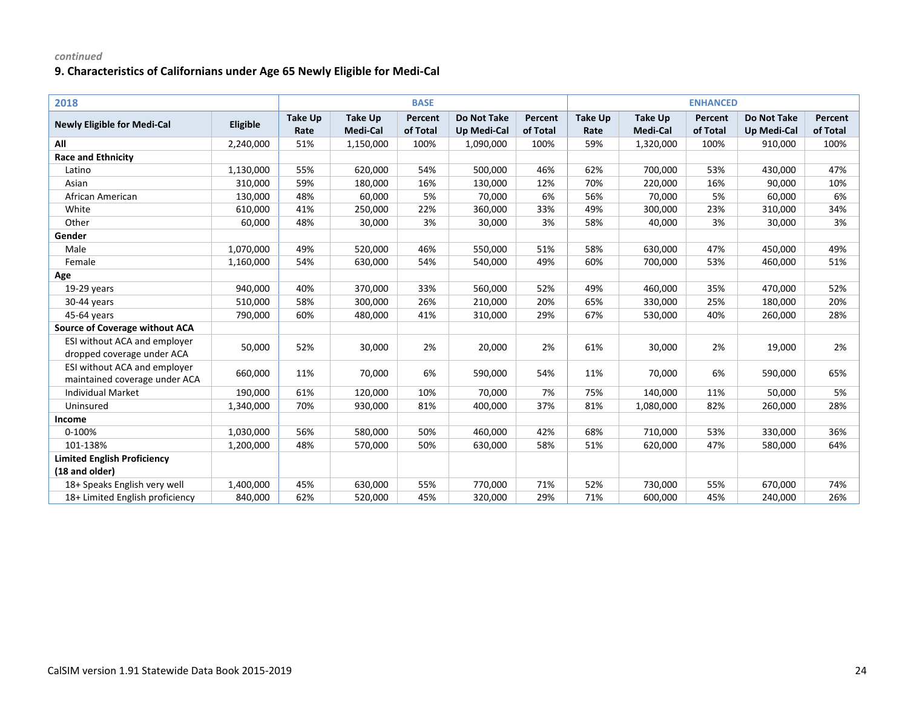*continued*

### 9. Characteristics of Californians under Age 65 Newly Eligible for Medi-Cal

| 2018 | | BASE | | | | | ENHANCED | | | | |
|---|---|---|---|---|---|---|---|---|---|---|---|
| **Newly Eligible for Medi-Cal** | **Eligible** | **Take Up Rate** | **Take Up Medi-Cal** | **Percent of Total** | **Do Not Take Up Medi-Cal** | **Percent of Total** | **Take Up Rate** | **Take Up Medi-Cal** | **Percent of Total** | **Do Not Take Up Medi-Cal** | **Percent of Total** |
| **All** | 2,240,000 | 51% | 1,150,000 | 100% | 1,090,000 | 100% | 59% | 1,320,000 | 100% | 910,000 | 100% |
| **Race and Ethnicity** | | | | | | | | | | | |
| Latino | 1,130,000 | 55% | 620,000 | 54% | 500,000 | 46% | 62% | 700,000 | 53% | 430,000 | 47% |
| Asian | 310,000 | 59% | 180,000 | 16% | 130,000 | 12% | 70% | 220,000 | 16% | 90,000 | 10% |
| African American | 130,000 | 48% | 60,000 | 5% | 70,000 | 6% | 56% | 70,000 | 5% | 60,000 | 6% |
| White | 610,000 | 41% | 250,000 | 22% | 360,000 | 33% | 49% | 300,000 | 23% | 310,000 | 34% |
| Other | 60,000 | 48% | 30,000 | 3% | 30,000 | 3% | 58% | 40,000 | 3% | 30,000 | 3% |
| **Gender** | | | | | | | | | | | |
| Male | 1,070,000 | 49% | 520,000 | 46% | 550,000 | 51% | 58% | 630,000 | 47% | 450,000 | 49% |
| Female | 1,160,000 | 54% | 630,000 | 54% | 540,000 | 49% | 60% | 700,000 | 53% | 460,000 | 51% |
| **Age** | | | | | | | | | | | |
| 19-29 years | 940,000 | 40% | 370,000 | 33% | 560,000 | 52% | 49% | 460,000 | 35% | 470,000 | 52% |
| 30-44 years | 510,000 | 58% | 300,000 | 26% | 210,000 | 20% | 65% | 330,000 | 25% | 180,000 | 20% |
| 45-64 years | 790,000 | 60% | 480,000 | 41% | 310,000 | 29% | 67% | 530,000 | 40% | 260,000 | 28% |
| **Source of Coverage without ACA** | | | | | | | | | | | |
| ESI without ACA and employer dropped coverage under ACA | 50,000 | 52% | 30,000 | 2% | 20,000 | 2% | 61% | 30,000 | 2% | 19,000 | 2% |
| ESI without ACA and employer maintained coverage under ACA | 660,000 | 11% | 70,000 | 6% | 590,000 | 54% | 11% | 70,000 | 6% | 590,000 | 65% |
| Individual Market | 190,000 | 61% | 120,000 | 10% | 70,000 | 7% | 75% | 140,000 | 11% | 50,000 | 5% |
| Uninsured | 1,340,000 | 70% | 930,000 | 81% | 400,000 | 37% | 81% | 1,080,000 | 82% | 260,000 | 28% |
| **Income** | | | | | | | | | | | |
| 0-100% | 1,030,000 | 56% | 580,000 | 50% | 460,000 | 42% | 68% | 710,000 | 53% | 330,000 | 36% |
| 101-138% | 1,200,000 | 48% | 570,000 | 50% | 630,000 | 58% | 51% | 620,000 | 47% | 580,000 | 64% |
| **Limited English Proficiency (18 and older)** | | | | | | | | | | | |
| 18+ Speaks English very well | 1,400,000 | 45% | 630,000 | 55% | 770,000 | 71% | 52% | 730,000 | 55% | 670,000 | 74% |
| 18+ Limited English proficiency | 840,000 | 62% | 520,000 | 45% | 320,000 | 29% | 71% | 600,000 | 45% | 240,000 | 26% |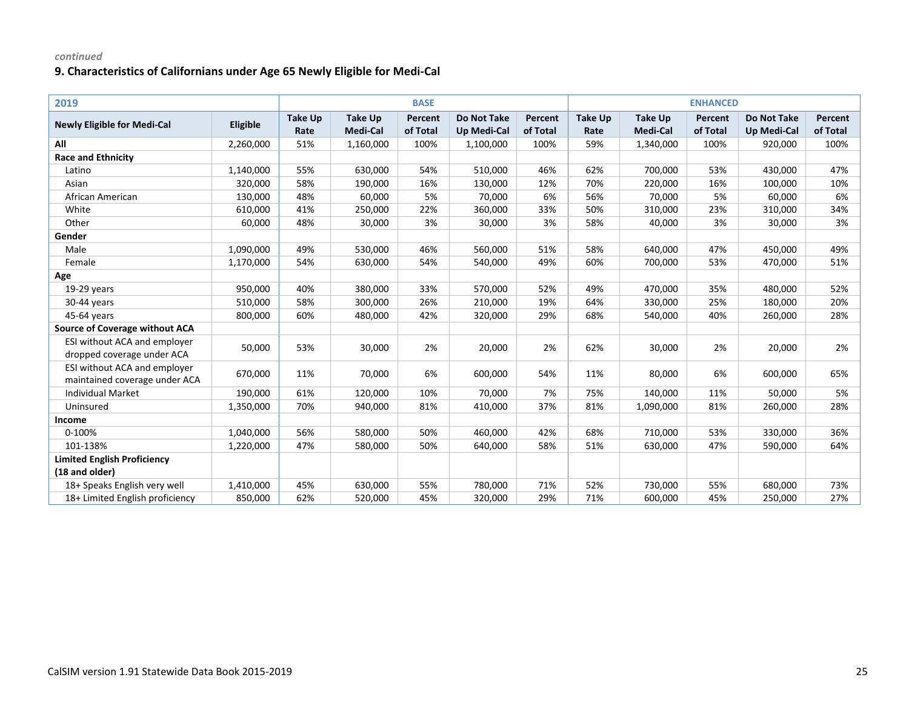*continued*

## 9. Characteristics of Californians under Age 65 Newly Eligible for Medi-Cal

| 2019 | | BASE | | | | | ENHANCED | | | | |
|---|---|---|---|---|---|---|---|---|---|---|---|
| Newly Eligible for Medi-Cal | Eligible | Take Up Rate | Take Up Medi-Cal | Percent of Total | Do Not Take Up Medi-Cal | Percent of Total | Take Up Rate | Take Up Medi-Cal | Percent of Total | Do Not Take Up Medi-Cal | Percent of Total |
| **All** | 2,260,000 | 51% | 1,160,000 | 100% | 1,100,000 | 100% | 59% | 1,340,000 | 100% | 920,000 | 100% |
| **Race and Ethnicity** | | | | | | | | | | | |
| Latino | 1,140,000 | 55% | 630,000 | 54% | 510,000 | 46% | 62% | 700,000 | 53% | 430,000 | 47% |
| Asian | 320,000 | 58% | 190,000 | 16% | 130,000 | 12% | 70% | 220,000 | 16% | 100,000 | 10% |
| African American | 130,000 | 48% | 60,000 | 5% | 70,000 | 6% | 56% | 70,000 | 5% | 60,000 | 6% |
| White | 610,000 | 41% | 250,000 | 22% | 360,000 | 33% | 50% | 310,000 | 23% | 310,000 | 34% |
| Other | 60,000 | 48% | 30,000 | 3% | 30,000 | 3% | 58% | 40,000 | 3% | 30,000 | 3% |
| **Gender** | | | | | | | | | | | |
| Male | 1,090,000 | 49% | 530,000 | 46% | 560,000 | 51% | 58% | 640,000 | 47% | 450,000 | 49% |
| Female | 1,170,000 | 54% | 630,000 | 54% | 540,000 | 49% | 60% | 700,000 | 53% | 470,000 | 51% |
| **Age** | | | | | | | | | | | |
| 19-29 years | 950,000 | 40% | 380,000 | 33% | 570,000 | 52% | 49% | 470,000 | 35% | 480,000 | 52% |
| 30-44 years | 510,000 | 58% | 300,000 | 26% | 210,000 | 19% | 64% | 330,000 | 25% | 180,000 | 20% |
| 45-64 years | 800,000 | 60% | 480,000 | 42% | 320,000 | 29% | 68% | 540,000 | 40% | 260,000 | 28% |
| **Source of Coverage without ACA** | | | | | | | | | | | |
| ESI without ACA and employer dropped coverage under ACA | 50,000 | 53% | 30,000 | 2% | 20,000 | 2% | 62% | 30,000 | 2% | 20,000 | 2% |
| ESI without ACA and employer maintained coverage under ACA | 670,000 | 11% | 70,000 | 6% | 600,000 | 54% | 11% | 80,000 | 6% | 600,000 | 65% |
| Individual Market | 190,000 | 61% | 120,000 | 10% | 70,000 | 7% | 75% | 140,000 | 11% | 50,000 | 5% |
| Uninsured | 1,350,000 | 70% | 940,000 | 81% | 410,000 | 37% | 81% | 1,090,000 | 81% | 260,000 | 28% |
| **Income** | | | | | | | | | | | |
| 0-100% | 1,040,000 | 56% | 580,000 | 50% | 460,000 | 42% | 68% | 710,000 | 53% | 330,000 | 36% |
| 101-138% | 1,220,000 | 47% | 580,000 | 50% | 640,000 | 58% | 51% | 630,000 | 47% | 590,000 | 64% |
| **Limited English Proficiency (18 and older)** | | | | | | | | | | | |
| 18+ Speaks English very well | 1,410,000 | 45% | 630,000 | 55% | 780,000 | 71% | 52% | 730,000 | 55% | 680,000 | 73% |
| 18+ Limited English proficiency | 850,000 | 62% | 520,000 | 45% | 320,000 | 29% | 71% | 600,000 | 45% | 250,000 | 27% |

CalSIM version 1.91 Statewide Data Book 2015-2019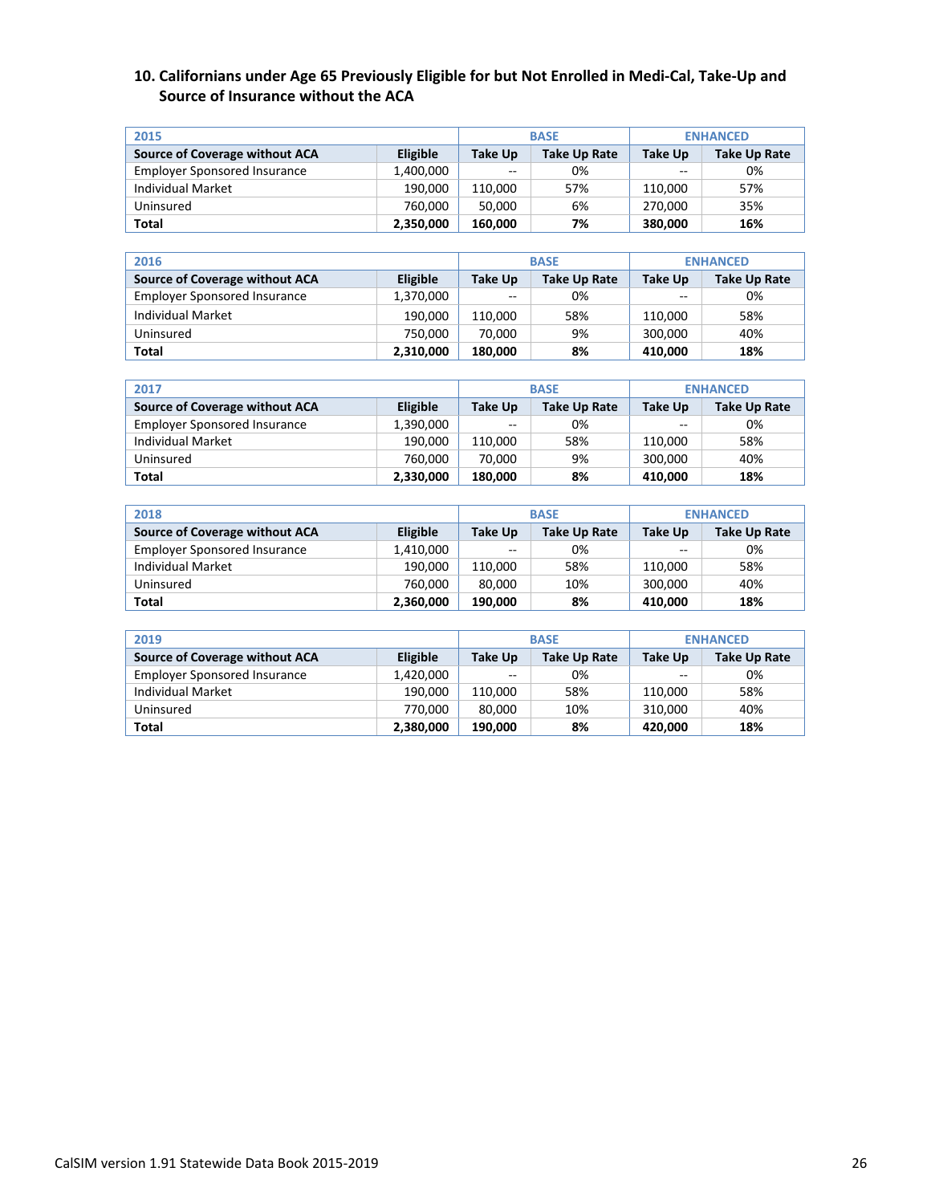## 10. Californians under Age 65 Previously Eligible for but Not Enrolled in Medi-Cal, Take-Up and Source of Insurance without the ACA

| 2015 | | BASE | | ENHANCED | |
|---|---|---|---|---|---|
| **Source of Coverage without ACA** | **Eligible** | **Take Up** | **Take Up Rate** | **Take Up** | **Take Up Rate** |
| Employer Sponsored Insurance | 1,400,000 | -- | 0% | -- | 0% |
| Individual Market | 190,000 | 110,000 | 57% | 110,000 | 57% |
| Uninsured | 760,000 | 50,000 | 6% | 270,000 | 35% |
| **Total** | **2,350,000** | **160,000** | **7%** | **380,000** | **16%** |

| 2016 | | BASE | | ENHANCED | |
|---|---|---|---|---|---|
| **Source of Coverage without ACA** | **Eligible** | **Take Up** | **Take Up Rate** | **Take Up** | **Take Up Rate** |
| Employer Sponsored Insurance | 1,370,000 | -- | 0% | -- | 0% |
| Individual Market | 190,000 | 110,000 | 58% | 110,000 | 58% |
| Uninsured | 750,000 | 70,000 | 9% | 300,000 | 40% |
| **Total** | **2,310,000** | **180,000** | **8%** | **410,000** | **18%** |

| 2017 | | BASE | | ENHANCED | |
|---|---|---|---|---|---|
| **Source of Coverage without ACA** | **Eligible** | **Take Up** | **Take Up Rate** | **Take Up** | **Take Up Rate** |
| Employer Sponsored Insurance | 1,390,000 | -- | 0% | -- | 0% |
| Individual Market | 190,000 | 110,000 | 58% | 110,000 | 58% |
| Uninsured | 760,000 | 70,000 | 9% | 300,000 | 40% |
| **Total** | **2,330,000** | **180,000** | **8%** | **410,000** | **18%** |

| 2018 | | BASE | | ENHANCED | |
|---|---|---|---|---|---|
| **Source of Coverage without ACA** | **Eligible** | **Take Up** | **Take Up Rate** | **Take Up** | **Take Up Rate** |
| Employer Sponsored Insurance | 1,410,000 | -- | 0% | -- | 0% |
| Individual Market | 190,000 | 110,000 | 58% | 110,000 | 58% |
| Uninsured | 760,000 | 80,000 | 10% | 300,000 | 40% |
| **Total** | **2,360,000** | **190,000** | **8%** | **410,000** | **18%** |

| 2019 | | BASE | | ENHANCED | |
|---|---|---|---|---|---|
| **Source of Coverage without ACA** | **Eligible** | **Take Up** | **Take Up Rate** | **Take Up** | **Take Up Rate** |
| Employer Sponsored Insurance | 1,420,000 | -- | 0% | -- | 0% |
| Individual Market | 190,000 | 110,000 | 58% | 110,000 | 58% |
| Uninsured | 770,000 | 80,000 | 10% | 310,000 | 40% |
| **Total** | **2,380,000** | **190,000** | **8%** | **420,000** | **18%** |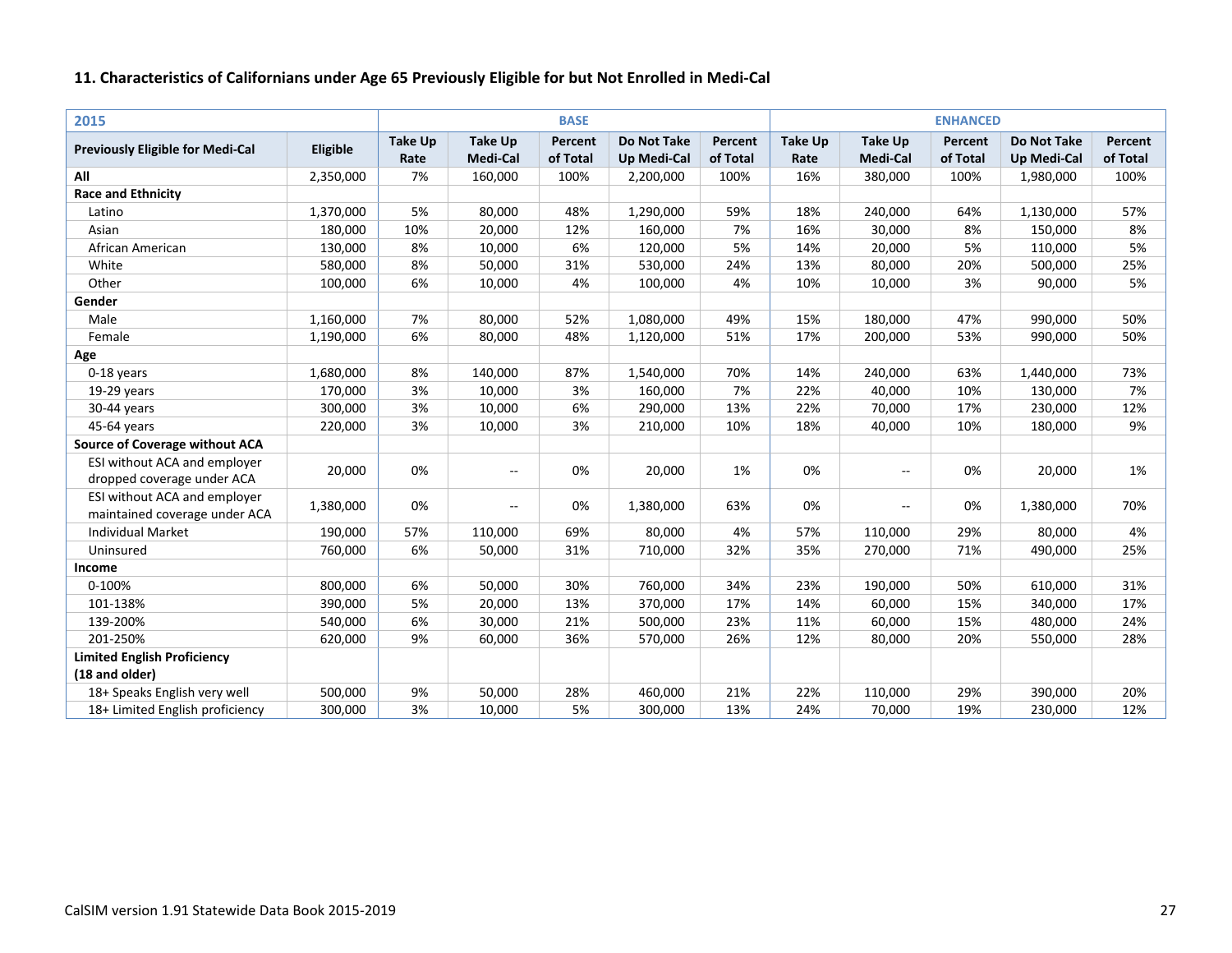### 11. Characteristics of Californians under Age 65 Previously Eligible for but Not Enrolled in Medi-Cal

| 2015 | | BASE | | | | | ENHANCED | | | | |
|---|---|---|---|---|---|---|---|---|---|---|---|
| **Previously Eligible for Medi-Cal** | **Eligible** | **Take Up Rate** | **Take Up Medi-Cal** | **Percent of Total** | **Do Not Take Up Medi-Cal** | **Percent of Total** | **Take Up Rate** | **Take Up Medi-Cal** | **Percent of Total** | **Do Not Take Up Medi-Cal** | **Percent of Total** |
| **All** | 2,350,000 | 7% | 160,000 | 100% | 2,200,000 | 100% | 16% | 380,000 | 100% | 1,980,000 | 100% |
| **Race and Ethnicity** | | | | | | | | | | | |
| Latino | 1,370,000 | 5% | 80,000 | 48% | 1,290,000 | 59% | 18% | 240,000 | 64% | 1,130,000 | 57% |
| Asian | 180,000 | 10% | 20,000 | 12% | 160,000 | 7% | 16% | 30,000 | 8% | 150,000 | 8% |
| African American | 130,000 | 8% | 10,000 | 6% | 120,000 | 5% | 14% | 20,000 | 5% | 110,000 | 5% |
| White | 580,000 | 8% | 50,000 | 31% | 530,000 | 24% | 13% | 80,000 | 20% | 500,000 | 25% |
| Other | 100,000 | 6% | 10,000 | 4% | 100,000 | 4% | 10% | 10,000 | 3% | 90,000 | 5% |
| **Gender** | | | | | | | | | | | |
| Male | 1,160,000 | 7% | 80,000 | 52% | 1,080,000 | 49% | 15% | 180,000 | 47% | 990,000 | 50% |
| Female | 1,190,000 | 6% | 80,000 | 48% | 1,120,000 | 51% | 17% | 200,000 | 53% | 990,000 | 50% |
| **Age** | | | | | | | | | | | |
| 0-18 years | 1,680,000 | 8% | 140,000 | 87% | 1,540,000 | 70% | 14% | 240,000 | 63% | 1,440,000 | 73% |
| 19-29 years | 170,000 | 3% | 10,000 | 3% | 160,000 | 7% | 22% | 40,000 | 10% | 130,000 | 7% |
| 30-44 years | 300,000 | 3% | 10,000 | 6% | 290,000 | 13% | 22% | 70,000 | 17% | 230,000 | 12% |
| 45-64 years | 220,000 | 3% | 10,000 | 3% | 210,000 | 10% | 18% | 40,000 | 10% | 180,000 | 9% |
| **Source of Coverage without ACA** | | | | | | | | | | | |
| ESI without ACA and employer dropped coverage under ACA | 20,000 | 0% | -- | 0% | 20,000 | 1% | 0% | -- | 0% | 20,000 | 1% |
| ESI without ACA and employer maintained coverage under ACA | 1,380,000 | 0% | -- | 0% | 1,380,000 | 63% | 0% | -- | 0% | 1,380,000 | 70% |
| Individual Market | 190,000 | 57% | 110,000 | 69% | 80,000 | 4% | 57% | 110,000 | 29% | 80,000 | 4% |
| Uninsured | 760,000 | 6% | 50,000 | 31% | 710,000 | 32% | 35% | 270,000 | 71% | 490,000 | 25% |
| **Income** | | | | | | | | | | | |
| 0-100% | 800,000 | 6% | 50,000 | 30% | 760,000 | 34% | 23% | 190,000 | 50% | 610,000 | 31% |
| 101-138% | 390,000 | 5% | 20,000 | 13% | 370,000 | 17% | 14% | 60,000 | 15% | 340,000 | 17% |
| 139-200% | 540,000 | 6% | 30,000 | 21% | 500,000 | 23% | 11% | 60,000 | 15% | 480,000 | 24% |
| 201-250% | 620,000 | 9% | 60,000 | 36% | 570,000 | 26% | 12% | 80,000 | 20% | 550,000 | 28% |
| **Limited English Proficiency (18 and older)** | | | | | | | | | | | |
| 18+ Speaks English very well | 500,000 | 9% | 50,000 | 28% | 460,000 | 21% | 22% | 110,000 | 29% | 390,000 | 20% |
| 18+ Limited English proficiency | 300,000 | 3% | 10,000 | 5% | 300,000 | 13% | 24% | 70,000 | 19% | 230,000 | 12% |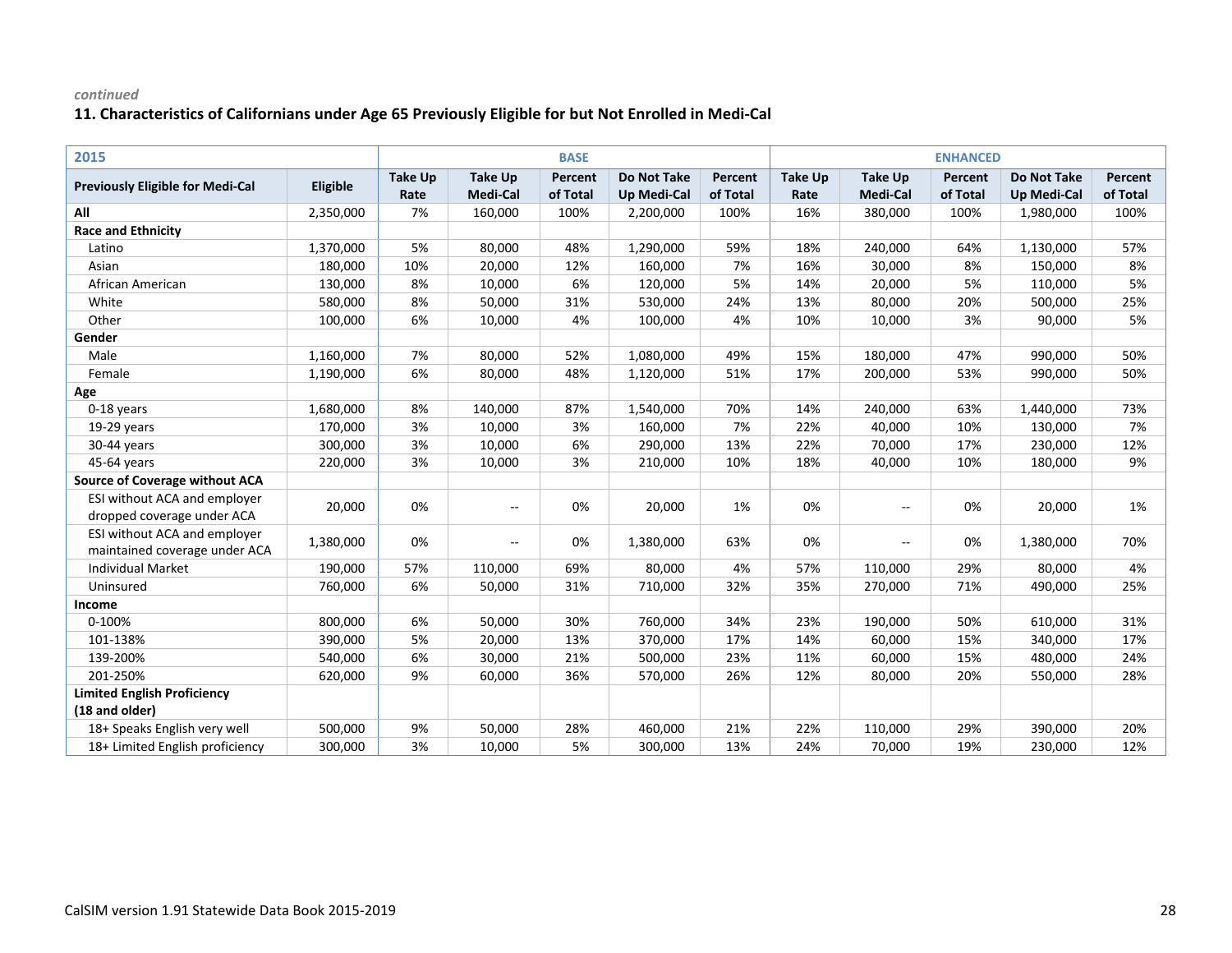*continued*

### 11. Characteristics of Californians under Age 65 Previously Eligible for but Not Enrolled in Medi-Cal

| 2015 | | BASE | | | | | ENHANCED | | | | |
|---|---|---|---|---|---|---|---|---|---|---|---|
| **Previously Eligible for Medi-Cal** | **Eligible** | **Take Up Rate** | **Take Up Medi-Cal** | **Percent of Total** | **Do Not Take Up Medi-Cal** | **Percent of Total** | **Take Up Rate** | **Take Up Medi-Cal** | **Percent of Total** | **Do Not Take Up Medi-Cal** | **Percent of Total** |
| **All** | 2,350,000 | 7% | 160,000 | 100% | 2,200,000 | 100% | 16% | 380,000 | 100% | 1,980,000 | 100% |
| **Race and Ethnicity** | | | | | | | | | | | |
| Latino | 1,370,000 | 5% | 80,000 | 48% | 1,290,000 | 59% | 18% | 240,000 | 64% | 1,130,000 | 57% |
| Asian | 180,000 | 10% | 20,000 | 12% | 160,000 | 7% | 16% | 30,000 | 8% | 150,000 | 8% |
| African American | 130,000 | 8% | 10,000 | 6% | 120,000 | 5% | 14% | 20,000 | 5% | 110,000 | 5% |
| White | 580,000 | 8% | 50,000 | 31% | 530,000 | 24% | 13% | 80,000 | 20% | 500,000 | 25% |
| Other | 100,000 | 6% | 10,000 | 4% | 100,000 | 4% | 10% | 10,000 | 3% | 90,000 | 5% |
| **Gender** | | | | | | | | | | | |
| Male | 1,160,000 | 7% | 80,000 | 52% | 1,080,000 | 49% | 15% | 180,000 | 47% | 990,000 | 50% |
| Female | 1,190,000 | 6% | 80,000 | 48% | 1,120,000 | 51% | 17% | 200,000 | 53% | 990,000 | 50% |
| **Age** | | | | | | | | | | | |
| 0-18 years | 1,680,000 | 8% | 140,000 | 87% | 1,540,000 | 70% | 14% | 240,000 | 63% | 1,440,000 | 73% |
| 19-29 years | 170,000 | 3% | 10,000 | 3% | 160,000 | 7% | 22% | 40,000 | 10% | 130,000 | 7% |
| 30-44 years | 300,000 | 3% | 10,000 | 6% | 290,000 | 13% | 22% | 70,000 | 17% | 230,000 | 12% |
| 45-64 years | 220,000 | 3% | 10,000 | 3% | 210,000 | 10% | 18% | 40,000 | 10% | 180,000 | 9% |
| **Source of Coverage without ACA** | | | | | | | | | | | |
| ESI without ACA and employer dropped coverage under ACA | 20,000 | 0% | -- | 0% | 20,000 | 1% | 0% | -- | 0% | 20,000 | 1% |
| ESI without ACA and employer maintained coverage under ACA | 1,380,000 | 0% | -- | 0% | 1,380,000 | 63% | 0% | -- | 0% | 1,380,000 | 70% |
| Individual Market | 190,000 | 57% | 110,000 | 69% | 80,000 | 4% | 57% | 110,000 | 29% | 80,000 | 4% |
| Uninsured | 760,000 | 6% | 50,000 | 31% | 710,000 | 32% | 35% | 270,000 | 71% | 490,000 | 25% |
| **Income** | | | | | | | | | | | |
| 0-100% | 800,000 | 6% | 50,000 | 30% | 760,000 | 34% | 23% | 190,000 | 50% | 610,000 | 31% |
| 101-138% | 390,000 | 5% | 20,000 | 13% | 370,000 | 17% | 14% | 60,000 | 15% | 340,000 | 17% |
| 139-200% | 540,000 | 6% | 30,000 | 21% | 500,000 | 23% | 11% | 60,000 | 15% | 480,000 | 24% |
| 201-250% | 620,000 | 9% | 60,000 | 36% | 570,000 | 26% | 12% | 80,000 | 20% | 550,000 | 28% |
| **Limited English Proficiency (18 and older)** | | | | | | | | | | | |
| 18+ Speaks English very well | 500,000 | 9% | 50,000 | 28% | 460,000 | 21% | 22% | 110,000 | 29% | 390,000 | 20% |
| 18+ Limited English proficiency | 300,000 | 3% | 10,000 | 5% | 300,000 | 13% | 24% | 70,000 | 19% | 230,000 | 12% |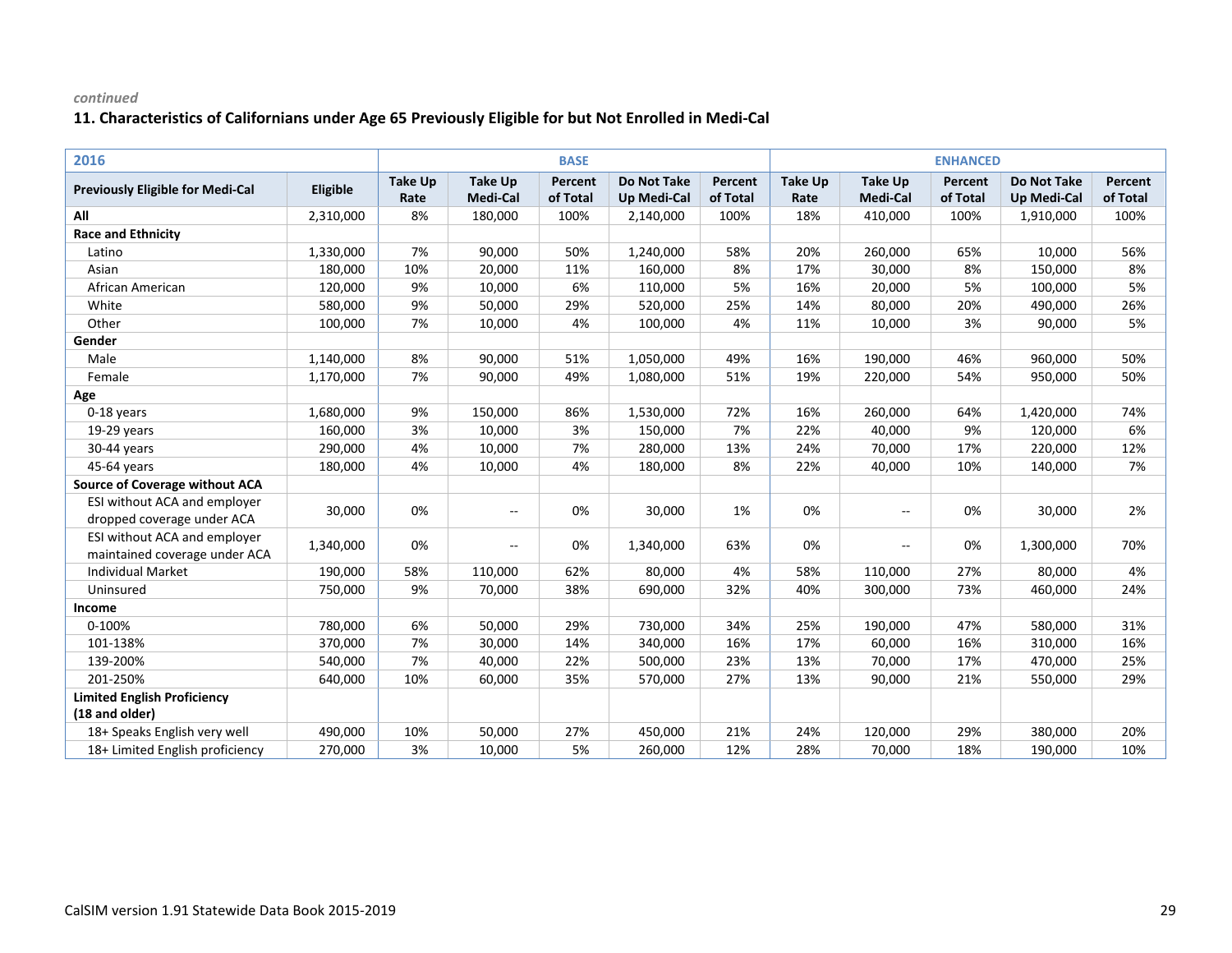*continued*

### 11. Characteristics of Californians under Age 65 Previously Eligible for but Not Enrolled in Medi-Cal

| 2016 | | BASE | | | | | ENHANCED | | | | |
|---|---|---|---|---|---|---|---|---|---|---|---|
| **Previously Eligible for Medi-Cal** | **Eligible** | **Take Up Rate** | **Take Up Medi-Cal** | **Percent of Total** | **Do Not Take Up Medi-Cal** | **Percent of Total** | **Take Up Rate** | **Take Up Medi-Cal** | **Percent of Total** | **Do Not Take Up Medi-Cal** | **Percent of Total** |
| **All** | 2,310,000 | 8% | 180,000 | 100% | 2,140,000 | 100% | 18% | 410,000 | 100% | 1,910,000 | 100% |
| **Race and Ethnicity** | | | | | | | | | | | |
| Latino | 1,330,000 | 7% | 90,000 | 50% | 1,240,000 | 58% | 20% | 260,000 | 65% | 10,000 | 56% |
| Asian | 180,000 | 10% | 20,000 | 11% | 160,000 | 8% | 17% | 30,000 | 8% | 150,000 | 8% |
| African American | 120,000 | 9% | 10,000 | 6% | 110,000 | 5% | 16% | 20,000 | 5% | 100,000 | 5% |
| White | 580,000 | 9% | 50,000 | 29% | 520,000 | 25% | 14% | 80,000 | 20% | 490,000 | 26% |
| Other | 100,000 | 7% | 10,000 | 4% | 100,000 | 4% | 11% | 10,000 | 3% | 90,000 | 5% |
| **Gender** | | | | | | | | | | | |
| Male | 1,140,000 | 8% | 90,000 | 51% | 1,050,000 | 49% | 16% | 190,000 | 46% | 960,000 | 50% |
| Female | 1,170,000 | 7% | 90,000 | 49% | 1,080,000 | 51% | 19% | 220,000 | 54% | 950,000 | 50% |
| **Age** | | | | | | | | | | | |
| 0-18 years | 1,680,000 | 9% | 150,000 | 86% | 1,530,000 | 72% | 16% | 260,000 | 64% | 1,420,000 | 74% |
| 19-29 years | 160,000 | 3% | 10,000 | 3% | 150,000 | 7% | 22% | 40,000 | 9% | 120,000 | 6% |
| 30-44 years | 290,000 | 4% | 10,000 | 7% | 280,000 | 13% | 24% | 70,000 | 17% | 220,000 | 12% |
| 45-64 years | 180,000 | 4% | 10,000 | 4% | 180,000 | 8% | 22% | 40,000 | 10% | 140,000 | 7% |
| **Source of Coverage without ACA** | | | | | | | | | | | |
| ESI without ACA and employer dropped coverage under ACA | 30,000 | 0% | -- | 0% | 30,000 | 1% | 0% | -- | 0% | 30,000 | 2% |
| ESI without ACA and employer maintained coverage under ACA | 1,340,000 | 0% | -- | 0% | 1,340,000 | 63% | 0% | -- | 0% | 1,300,000 | 70% |
| Individual Market | 190,000 | 58% | 110,000 | 62% | 80,000 | 4% | 58% | 110,000 | 27% | 80,000 | 4% |
| Uninsured | 750,000 | 9% | 70,000 | 38% | 690,000 | 32% | 40% | 300,000 | 73% | 460,000 | 24% |
| **Income** | | | | | | | | | | | |
| 0-100% | 780,000 | 6% | 50,000 | 29% | 730,000 | 34% | 25% | 190,000 | 47% | 580,000 | 31% |
| 101-138% | 370,000 | 7% | 30,000 | 14% | 340,000 | 16% | 17% | 60,000 | 16% | 310,000 | 16% |
| 139-200% | 540,000 | 7% | 40,000 | 22% | 500,000 | 23% | 13% | 70,000 | 17% | 470,000 | 25% |
| 201-250% | 640,000 | 10% | 60,000 | 35% | 570,000 | 27% | 13% | 90,000 | 21% | 550,000 | 29% |
| **Limited English Proficiency (18 and older)** | | | | | | | | | | | |
| 18+ Speaks English very well | 490,000 | 10% | 50,000 | 27% | 450,000 | 21% | 24% | 120,000 | 29% | 380,000 | 20% |
| 18+ Limited English proficiency | 270,000 | 3% | 10,000 | 5% | 260,000 | 12% | 28% | 70,000 | 18% | 190,000 | 10% |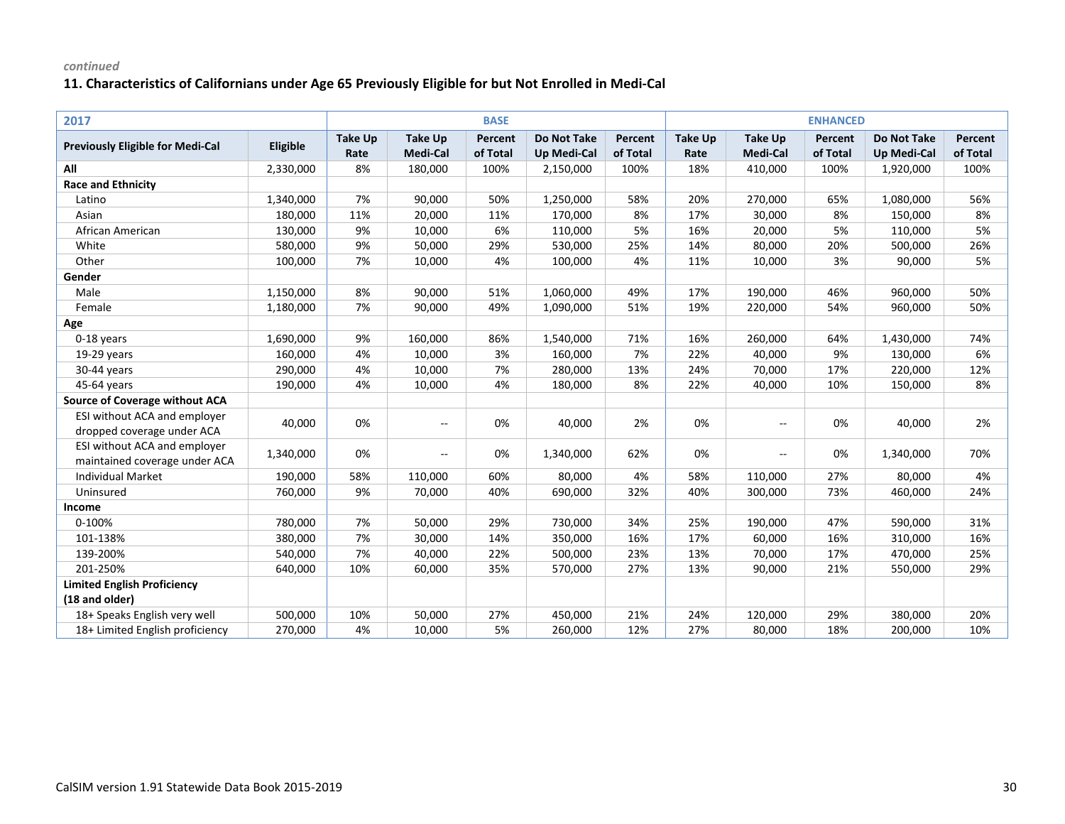*continued*

### 11. Characteristics of Californians under Age 65 Previously Eligible for but Not Enrolled in Medi-Cal

| 2017 | | BASE | | | | | ENHANCED | | | | |
|---|---|---|---|---|---|---|---|---|---|---|---|
| **Previously Eligible for Medi-Cal** | **Eligible** | **Take Up Rate** | **Take Up Medi-Cal** | **Percent of Total** | **Do Not Take Up Medi-Cal** | **Percent of Total** | **Take Up Rate** | **Take Up Medi-Cal** | **Percent of Total** | **Do Not Take Up Medi-Cal** | **Percent of Total** |
| **All** | 2,330,000 | 8% | 180,000 | 100% | 2,150,000 | 100% | 18% | 410,000 | 100% | 1,920,000 | 100% |
| **Race and Ethnicity** | | | | | | | | | | | |
| Latino | 1,340,000 | 7% | 90,000 | 50% | 1,250,000 | 58% | 20% | 270,000 | 65% | 1,080,000 | 56% |
| Asian | 180,000 | 11% | 20,000 | 11% | 170,000 | 8% | 17% | 30,000 | 8% | 150,000 | 8% |
| African American | 130,000 | 9% | 10,000 | 6% | 110,000 | 5% | 16% | 20,000 | 5% | 110,000 | 5% |
| White | 580,000 | 9% | 50,000 | 29% | 530,000 | 25% | 14% | 80,000 | 20% | 500,000 | 26% |
| Other | 100,000 | 7% | 10,000 | 4% | 100,000 | 4% | 11% | 10,000 | 3% | 90,000 | 5% |
| **Gender** | | | | | | | | | | | |
| Male | 1,150,000 | 8% | 90,000 | 51% | 1,060,000 | 49% | 17% | 190,000 | 46% | 960,000 | 50% |
| Female | 1,180,000 | 7% | 90,000 | 49% | 1,090,000 | 51% | 19% | 220,000 | 54% | 960,000 | 50% |
| **Age** | | | | | | | | | | | |
| 0-18 years | 1,690,000 | 9% | 160,000 | 86% | 1,540,000 | 71% | 16% | 260,000 | 64% | 1,430,000 | 74% |
| 19-29 years | 160,000 | 4% | 10,000 | 3% | 160,000 | 7% | 22% | 40,000 | 9% | 130,000 | 6% |
| 30-44 years | 290,000 | 4% | 10,000 | 7% | 280,000 | 13% | 24% | 70,000 | 17% | 220,000 | 12% |
| 45-64 years | 190,000 | 4% | 10,000 | 4% | 180,000 | 8% | 22% | 40,000 | 10% | 150,000 | 8% |
| **Source of Coverage without ACA** | | | | | | | | | | | |
| ESI without ACA and employer dropped coverage under ACA | 40,000 | 0% | -- | 0% | 40,000 | 2% | 0% | -- | 0% | 40,000 | 2% |
| ESI without ACA and employer maintained coverage under ACA | 1,340,000 | 0% | -- | 0% | 1,340,000 | 62% | 0% | -- | 0% | 1,340,000 | 70% |
| Individual Market | 190,000 | 58% | 110,000 | 60% | 80,000 | 4% | 58% | 110,000 | 27% | 80,000 | 4% |
| Uninsured | 760,000 | 9% | 70,000 | 40% | 690,000 | 32% | 40% | 300,000 | 73% | 460,000 | 24% |
| **Income** | | | | | | | | | | | |
| 0-100% | 780,000 | 7% | 50,000 | 29% | 730,000 | 34% | 25% | 190,000 | 47% | 590,000 | 31% |
| 101-138% | 380,000 | 7% | 30,000 | 14% | 350,000 | 16% | 17% | 60,000 | 16% | 310,000 | 16% |
| 139-200% | 540,000 | 7% | 40,000 | 22% | 500,000 | 23% | 13% | 70,000 | 17% | 470,000 | 25% |
| 201-250% | 640,000 | 10% | 60,000 | 35% | 570,000 | 27% | 13% | 90,000 | 21% | 550,000 | 29% |
| **Limited English Proficiency (18 and older)** | | | | | | | | | | | |
| 18+ Speaks English very well | 500,000 | 10% | 50,000 | 27% | 450,000 | 21% | 24% | 120,000 | 29% | 380,000 | 20% |
| 18+ Limited English proficiency | 270,000 | 4% | 10,000 | 5% | 260,000 | 12% | 27% | 80,000 | 18% | 200,000 | 10% |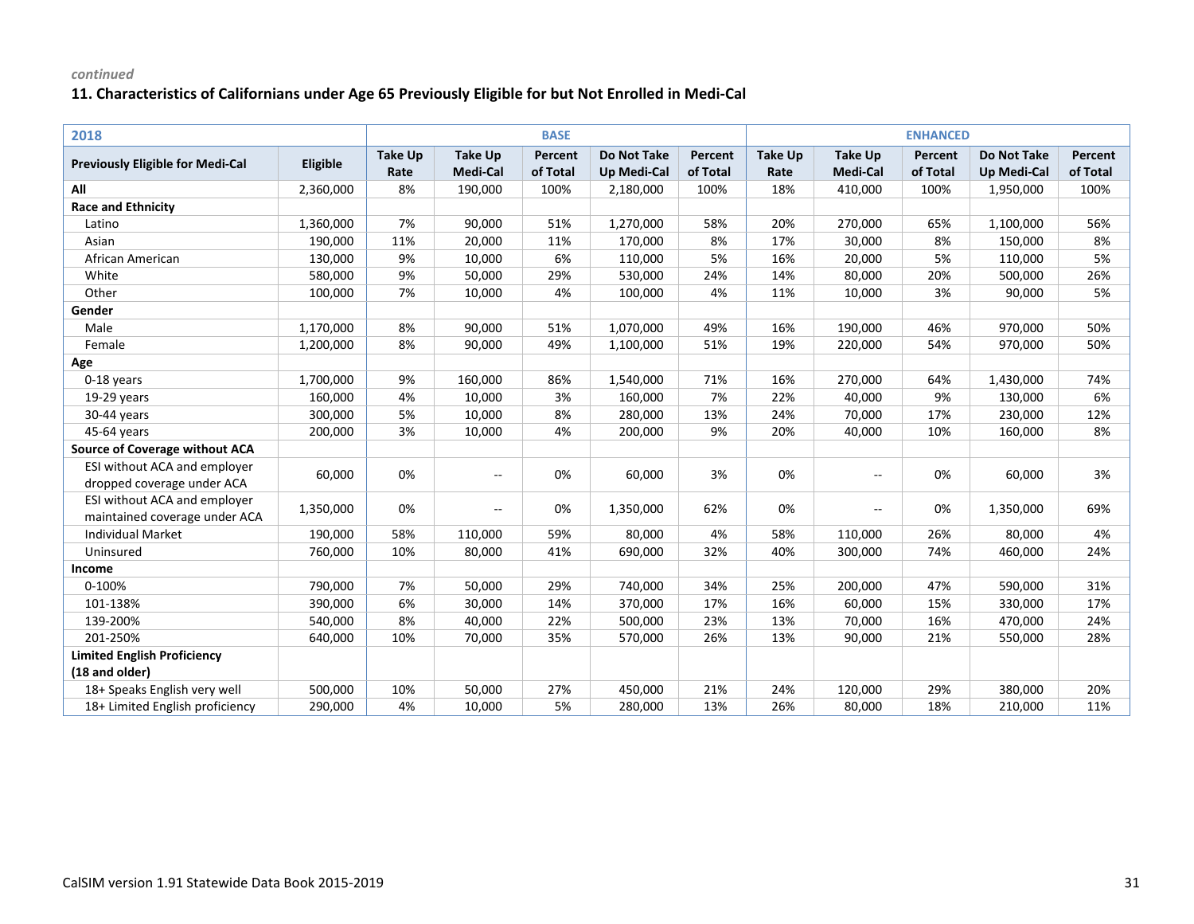*continued*

### 11. Characteristics of Californians under Age 65 Previously Eligible for but Not Enrolled in Medi-Cal

| 2018 | | BASE | | | | | ENHANCED | | | | |
|---|---|---|---|---|---|---|---|---|---|---|---|
| Previously Eligible for Medi-Cal | Eligible | Take Up Rate | Take Up Medi-Cal | Percent of Total | Do Not Take Up Medi-Cal | Percent of Total | Take Up Rate | Take Up Medi-Cal | Percent of Total | Do Not Take Up Medi-Cal | Percent of Total |
| **All** | 2,360,000 | 8% | 190,000 | 100% | 2,180,000 | 100% | 18% | 410,000 | 100% | 1,950,000 | 100% |
| **Race and Ethnicity** | | | | | | | | | | | |
| Latino | 1,360,000 | 7% | 90,000 | 51% | 1,270,000 | 58% | 20% | 270,000 | 65% | 1,100,000 | 56% |
| Asian | 190,000 | 11% | 20,000 | 11% | 170,000 | 8% | 17% | 30,000 | 8% | 150,000 | 8% |
| African American | 130,000 | 9% | 10,000 | 6% | 110,000 | 5% | 16% | 20,000 | 5% | 110,000 | 5% |
| White | 580,000 | 9% | 50,000 | 29% | 530,000 | 24% | 14% | 80,000 | 20% | 500,000 | 26% |
| Other | 100,000 | 7% | 10,000 | 4% | 100,000 | 4% | 11% | 10,000 | 3% | 90,000 | 5% |
| **Gender** | | | | | | | | | | | |
| Male | 1,170,000 | 8% | 90,000 | 51% | 1,070,000 | 49% | 16% | 190,000 | 46% | 970,000 | 50% |
| Female | 1,200,000 | 8% | 90,000 | 49% | 1,100,000 | 51% | 19% | 220,000 | 54% | 970,000 | 50% |
| **Age** | | | | | | | | | | | |
| 0-18 years | 1,700,000 | 9% | 160,000 | 86% | 1,540,000 | 71% | 16% | 270,000 | 64% | 1,430,000 | 74% |
| 19-29 years | 160,000 | 4% | 10,000 | 3% | 160,000 | 7% | 22% | 40,000 | 9% | 130,000 | 6% |
| 30-44 years | 300,000 | 5% | 10,000 | 8% | 280,000 | 13% | 24% | 70,000 | 17% | 230,000 | 12% |
| 45-64 years | 200,000 | 3% | 10,000 | 4% | 200,000 | 9% | 20% | 40,000 | 10% | 160,000 | 8% |
| **Source of Coverage without ACA** | | | | | | | | | | | |
| ESI without ACA and employer dropped coverage under ACA | 60,000 | 0% | -- | 0% | 60,000 | 3% | 0% | -- | 0% | 60,000 | 3% |
| ESI without ACA and employer maintained coverage under ACA | 1,350,000 | 0% | -- | 0% | 1,350,000 | 62% | 0% | -- | 0% | 1,350,000 | 69% |
| Individual Market | 190,000 | 58% | 110,000 | 59% | 80,000 | 4% | 58% | 110,000 | 26% | 80,000 | 4% |
| Uninsured | 760,000 | 10% | 80,000 | 41% | 690,000 | 32% | 40% | 300,000 | 74% | 460,000 | 24% |
| **Income** | | | | | | | | | | | |
| 0-100% | 790,000 | 7% | 50,000 | 29% | 740,000 | 34% | 25% | 200,000 | 47% | 590,000 | 31% |
| 101-138% | 390,000 | 6% | 30,000 | 14% | 370,000 | 17% | 16% | 60,000 | 15% | 330,000 | 17% |
| 139-200% | 540,000 | 8% | 40,000 | 22% | 500,000 | 23% | 13% | 70,000 | 16% | 470,000 | 24% |
| 201-250% | 640,000 | 10% | 70,000 | 35% | 570,000 | 26% | 13% | 90,000 | 21% | 550,000 | 28% |
| **Limited English Proficiency (18 and older)** | | | | | | | | | | | |
| 18+ Speaks English very well | 500,000 | 10% | 50,000 | 27% | 450,000 | 21% | 24% | 120,000 | 29% | 380,000 | 20% |
| 18+ Limited English proficiency | 290,000 | 4% | 10,000 | 5% | 280,000 | 13% | 26% | 80,000 | 18% | 210,000 | 11% |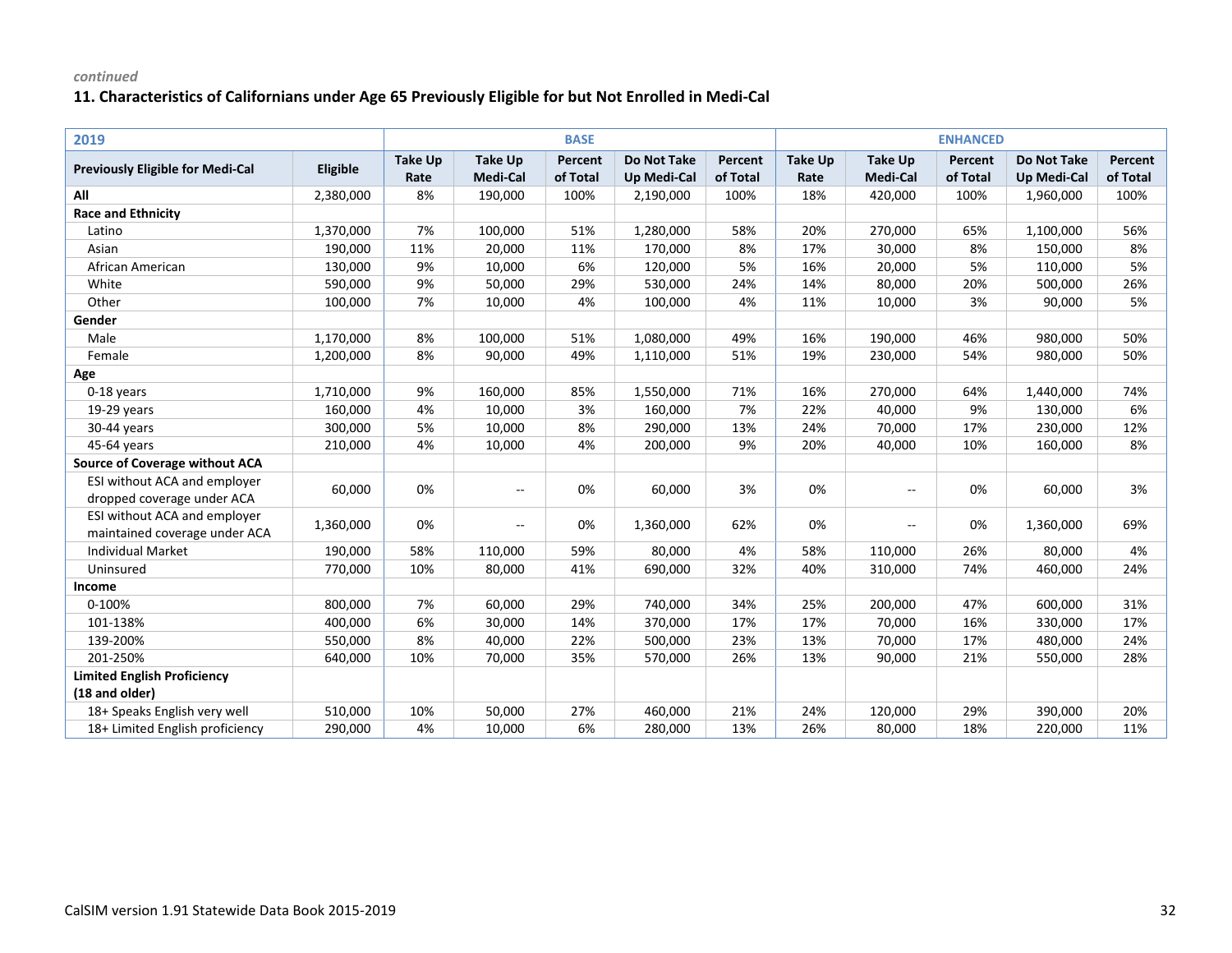*continued*

### 11. Characteristics of Californians under Age 65 Previously Eligible for but Not Enrolled in Medi-Cal

| 2019 | | BASE | | | | | ENHANCED | | | | |
|---|---|---|---|---|---|---|---|---|---|---|---|
| **Previously Eligible for Medi-Cal** | **Eligible** | **Take Up Rate** | **Take Up Medi-Cal** | **Percent of Total** | **Do Not Take Up Medi-Cal** | **Percent of Total** | **Take Up Rate** | **Take Up Medi-Cal** | **Percent of Total** | **Do Not Take Up Medi-Cal** | **Percent of Total** |
| **All** | 2,380,000 | 8% | 190,000 | 100% | 2,190,000 | 100% | 18% | 420,000 | 100% | 1,960,000 | 100% |
| **Race and Ethnicity** | | | | | | | | | | | |
| Latino | 1,370,000 | 7% | 100,000 | 51% | 1,280,000 | 58% | 20% | 270,000 | 65% | 1,100,000 | 56% |
| Asian | 190,000 | 11% | 20,000 | 11% | 170,000 | 8% | 17% | 30,000 | 8% | 150,000 | 8% |
| African American | 130,000 | 9% | 10,000 | 6% | 120,000 | 5% | 16% | 20,000 | 5% | 110,000 | 5% |
| White | 590,000 | 9% | 50,000 | 29% | 530,000 | 24% | 14% | 80,000 | 20% | 500,000 | 26% |
| Other | 100,000 | 7% | 10,000 | 4% | 100,000 | 4% | 11% | 10,000 | 3% | 90,000 | 5% |
| **Gender** | | | | | | | | | | | |
| Male | 1,170,000 | 8% | 100,000 | 51% | 1,080,000 | 49% | 16% | 190,000 | 46% | 980,000 | 50% |
| Female | 1,200,000 | 8% | 90,000 | 49% | 1,110,000 | 51% | 19% | 230,000 | 54% | 980,000 | 50% |
| **Age** | | | | | | | | | | | |
| 0-18 years | 1,710,000 | 9% | 160,000 | 85% | 1,550,000 | 71% | 16% | 270,000 | 64% | 1,440,000 | 74% |
| 19-29 years | 160,000 | 4% | 10,000 | 3% | 160,000 | 7% | 22% | 40,000 | 9% | 130,000 | 6% |
| 30-44 years | 300,000 | 5% | 10,000 | 8% | 290,000 | 13% | 24% | 70,000 | 17% | 230,000 | 12% |
| 45-64 years | 210,000 | 4% | 10,000 | 4% | 200,000 | 9% | 20% | 40,000 | 10% | 160,000 | 8% |
| **Source of Coverage without ACA** | | | | | | | | | | | |
| ESI without ACA and employer dropped coverage under ACA | 60,000 | 0% | -- | 0% | 60,000 | 3% | 0% | -- | 0% | 60,000 | 3% |
| ESI without ACA and employer maintained coverage under ACA | 1,360,000 | 0% | -- | 0% | 1,360,000 | 62% | 0% | -- | 0% | 1,360,000 | 69% |
| Individual Market | 190,000 | 58% | 110,000 | 59% | 80,000 | 4% | 58% | 110,000 | 26% | 80,000 | 4% |
| Uninsured | 770,000 | 10% | 80,000 | 41% | 690,000 | 32% | 40% | 310,000 | 74% | 460,000 | 24% |
| **Income** | | | | | | | | | | | |
| 0-100% | 800,000 | 7% | 60,000 | 29% | 740,000 | 34% | 25% | 200,000 | 47% | 600,000 | 31% |
| 101-138% | 400,000 | 6% | 30,000 | 14% | 370,000 | 17% | 17% | 70,000 | 16% | 330,000 | 17% |
| 139-200% | 550,000 | 8% | 40,000 | 22% | 500,000 | 23% | 13% | 70,000 | 17% | 480,000 | 24% |
| 201-250% | 640,000 | 10% | 70,000 | 35% | 570,000 | 26% | 13% | 90,000 | 21% | 550,000 | 28% |
| **Limited English Proficiency (18 and older)** | | | | | | | | | | | |
| 18+ Speaks English very well | 510,000 | 10% | 50,000 | 27% | 460,000 | 21% | 24% | 120,000 | 29% | 390,000 | 20% |
| 18+ Limited English proficiency | 290,000 | 4% | 10,000 | 6% | 280,000 | 13% | 26% | 80,000 | 18% | 220,000 | 11% |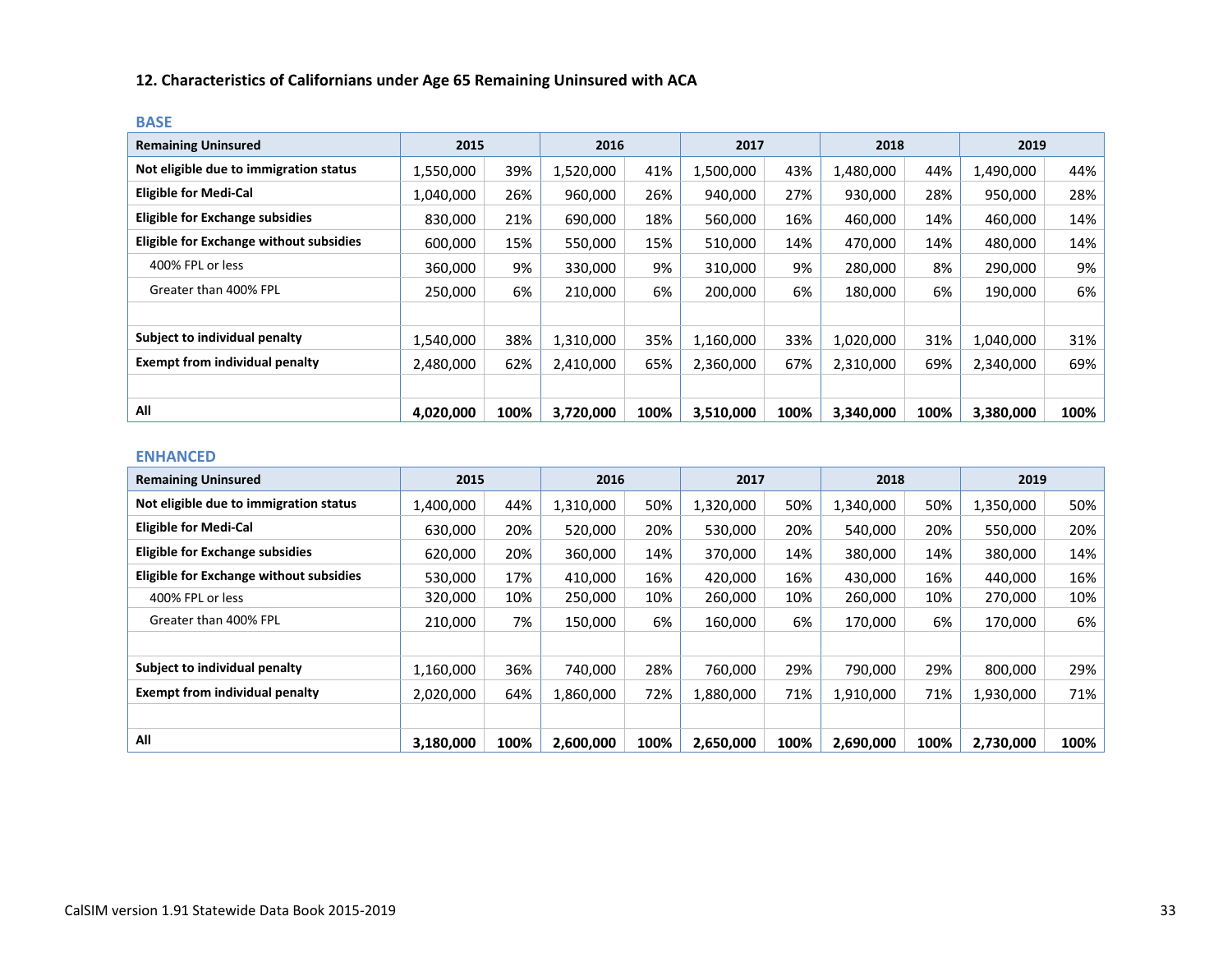### 12. Characteristics of Californians under Age 65 Remaining Uninsured with ACA

**BASE**

| Remaining Uninsured | 2015 | | 2016 | | 2017 | | 2018 | | 2019 | |
|---|---|---|---|---|---|---|---|---|---|---|
| **Not eligible due to immigration status** | 1,550,000 | 39% | 1,520,000 | 41% | 1,500,000 | 43% | 1,480,000 | 44% | 1,490,000 | 44% |
| **Eligible for Medi-Cal** | 1,040,000 | 26% | 960,000 | 26% | 940,000 | 27% | 930,000 | 28% | 950,000 | 28% |
| **Eligible for Exchange subsidies** | 830,000 | 21% | 690,000 | 18% | 560,000 | 16% | 460,000 | 14% | 460,000 | 14% |
| **Eligible for Exchange without subsidies** | 600,000 | 15% | 550,000 | 15% | 510,000 | 14% | 470,000 | 14% | 480,000 | 14% |
| 400% FPL or less | 360,000 | 9% | 330,000 | 9% | 310,000 | 9% | 280,000 | 8% | 290,000 | 9% |
| Greater than 400% FPL | 250,000 | 6% | 210,000 | 6% | 200,000 | 6% | 180,000 | 6% | 190,000 | 6% |
| | | | | | | | | | | |
| **Subject to individual penalty** | 1,540,000 | 38% | 1,310,000 | 35% | 1,160,000 | 33% | 1,020,000 | 31% | 1,040,000 | 31% |
| **Exempt from individual penalty** | 2,480,000 | 62% | 2,410,000 | 65% | 2,360,000 | 67% | 2,310,000 | 69% | 2,340,000 | 69% |
| | | | | | | | | | | |
| **All** | **4,020,000** | **100%** | **3,720,000** | **100%** | **3,510,000** | **100%** | **3,340,000** | **100%** | **3,380,000** | **100%** |

**ENHANCED**

| Remaining Uninsured | 2015 | | 2016 | | 2017 | | 2018 | | 2019 | |
|---|---|---|---|---|---|---|---|---|---|---|
| **Not eligible due to immigration status** | 1,400,000 | 44% | 1,310,000 | 50% | 1,320,000 | 50% | 1,340,000 | 50% | 1,350,000 | 50% |
| **Eligible for Medi-Cal** | 630,000 | 20% | 520,000 | 20% | 530,000 | 20% | 540,000 | 20% | 550,000 | 20% |
| **Eligible for Exchange subsidies** | 620,000 | 20% | 360,000 | 14% | 370,000 | 14% | 380,000 | 14% | 380,000 | 14% |
| **Eligible for Exchange without subsidies** | 530,000 | 17% | 410,000 | 16% | 420,000 | 16% | 430,000 | 16% | 440,000 | 16% |
| 400% FPL or less | 320,000 | 10% | 250,000 | 10% | 260,000 | 10% | 260,000 | 10% | 270,000 | 10% |
| Greater than 400% FPL | 210,000 | 7% | 150,000 | 6% | 160,000 | 6% | 170,000 | 6% | 170,000 | 6% |
| | | | | | | | | | | |
| **Subject to individual penalty** | 1,160,000 | 36% | 740,000 | 28% | 760,000 | 29% | 790,000 | 29% | 800,000 | 29% |
| **Exempt from individual penalty** | 2,020,000 | 64% | 1,860,000 | 72% | 1,880,000 | 71% | 1,910,000 | 71% | 1,930,000 | 71% |
| | | | | | | | | | | |
| **All** | **3,180,000** | **100%** | **2,600,000** | **100%** | **2,650,000** | **100%** | **2,690,000** | **100%** | **2,730,000** | **100%** |